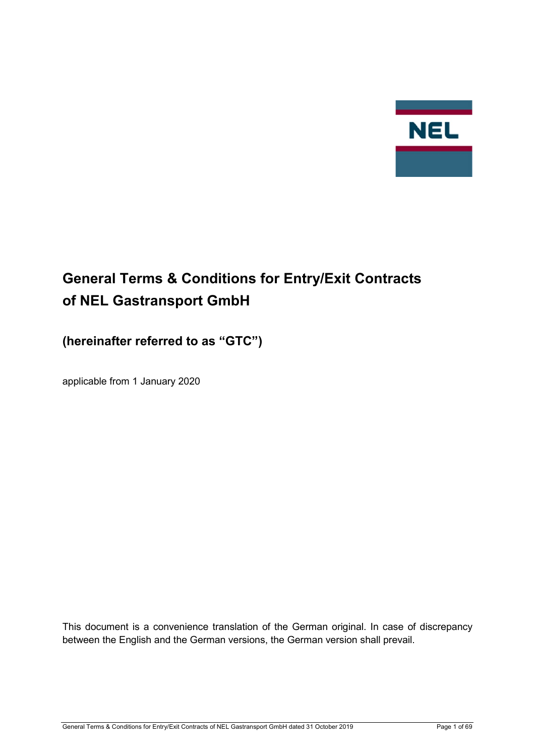# General Terms & Conditions for Entry/Exit Contracts of NEL Gastransport GmbH

## (hereinafter referred to as "GTC")

applicable from 1 January 2020

This document is a convenience translation of the German original. In case of discrepancy between the English and the German versions, the German version shall prevail.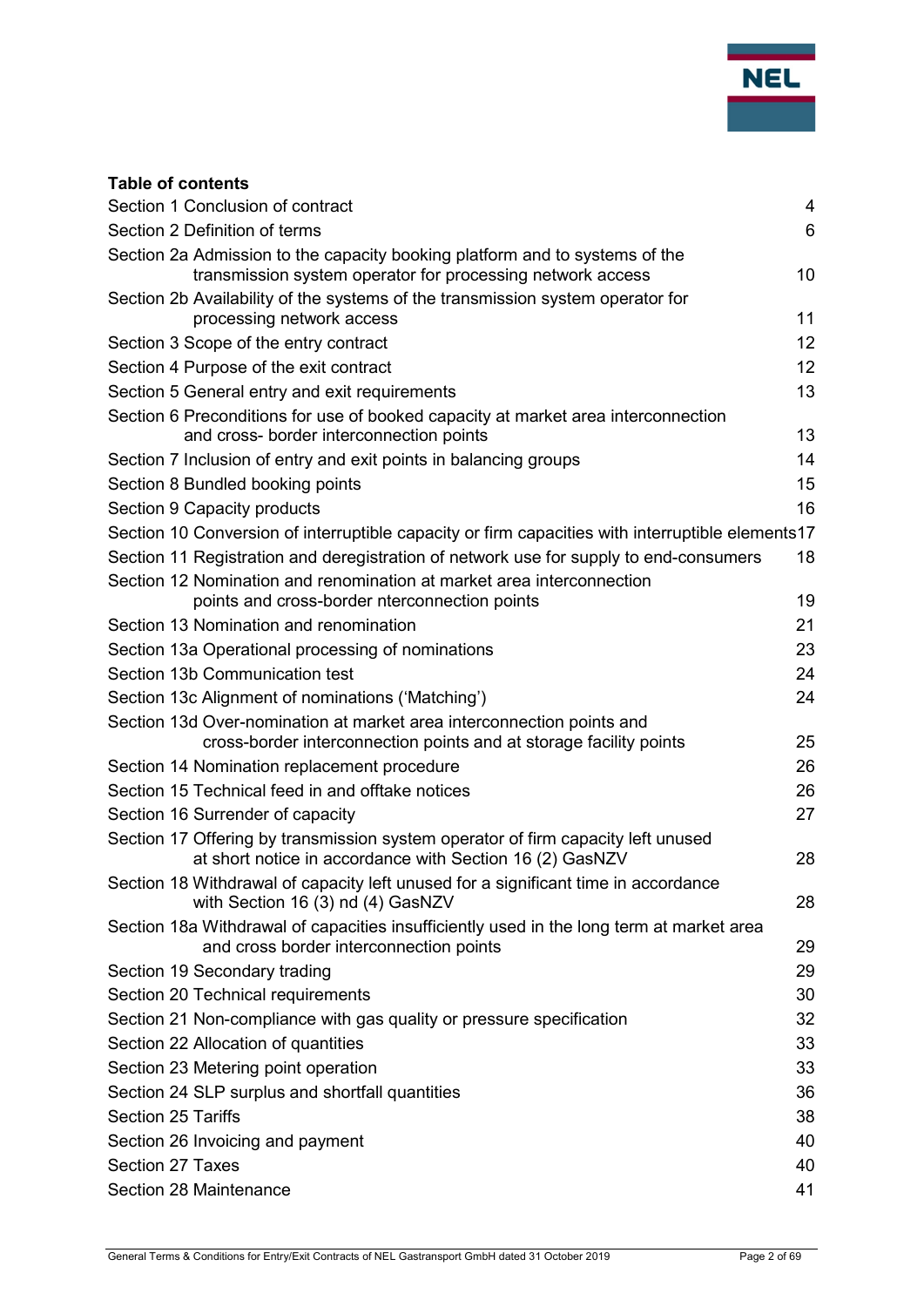**Table of contents**

| | |
|---|---|
| Section 1 Conclusion of contract | 4 |
| Section 2 Definition of terms | 6 |
| Section 2a Admission to the capacity booking platform and to systems of the transmission system operator for processing network access | 10 |
| Section 2b Availability of the systems of the transmission system operator for processing network access | 11 |
| Section 3 Scope of the entry contract | 12 |
| Section 4 Purpose of the exit contract | 12 |
| Section 5 General entry and exit requirements | 13 |
| Section 6 Preconditions for use of booked capacity at market area interconnection and cross- border interconnection points | 13 |
| Section 7 Inclusion of entry and exit points in balancing groups | 14 |
| Section 8 Bundled booking points | 15 |
| Section 9 Capacity products | 16 |
| Section 10 Conversion of interruptible capacity or firm capacities with interruptible elements | 17 |
| Section 11 Registration and deregistration of network use for supply to end-consumers | 18 |
| Section 12 Nomination and renomination at market area interconnection points and cross-border nterconnection points | 19 |
| Section 13 Nomination and renomination | 21 |
| Section 13a Operational processing of nominations | 23 |
| Section 13b Communication test | 24 |
| Section 13c Alignment of nominations ('Matching') | 24 |
| Section 13d Over-nomination at market area interconnection points and cross-border interconnection points and at storage facility points | 25 |
| Section 14 Nomination replacement procedure | 26 |
| Section 15 Technical feed in and offtake notices | 26 |
| Section 16 Surrender of capacity | 27 |
| Section 17 Offering by transmission system operator of firm capacity left unused at short notice in accordance with Section 16 (2) GasNZV | 28 |
| Section 18 Withdrawal of capacity left unused for a significant time in accordance with Section 16 (3) nd (4) GasNZV | 28 |
| Section 18a Withdrawal of capacities insufficiently used in the long term at market area and cross border interconnection points | 29 |
| Section 19 Secondary trading | 29 |
| Section 20 Technical requirements | 30 |
| Section 21 Non-compliance with gas quality or pressure specification | 32 |
| Section 22 Allocation of quantities | 33 |
| Section 23 Metering point operation | 33 |
| Section 24 SLP surplus and shortfall quantities | 36 |
| Section 25 Tariffs | 38 |
| Section 26 Invoicing and payment | 40 |
| Section 27 Taxes | 40 |
| Section 28 Maintenance | 41 |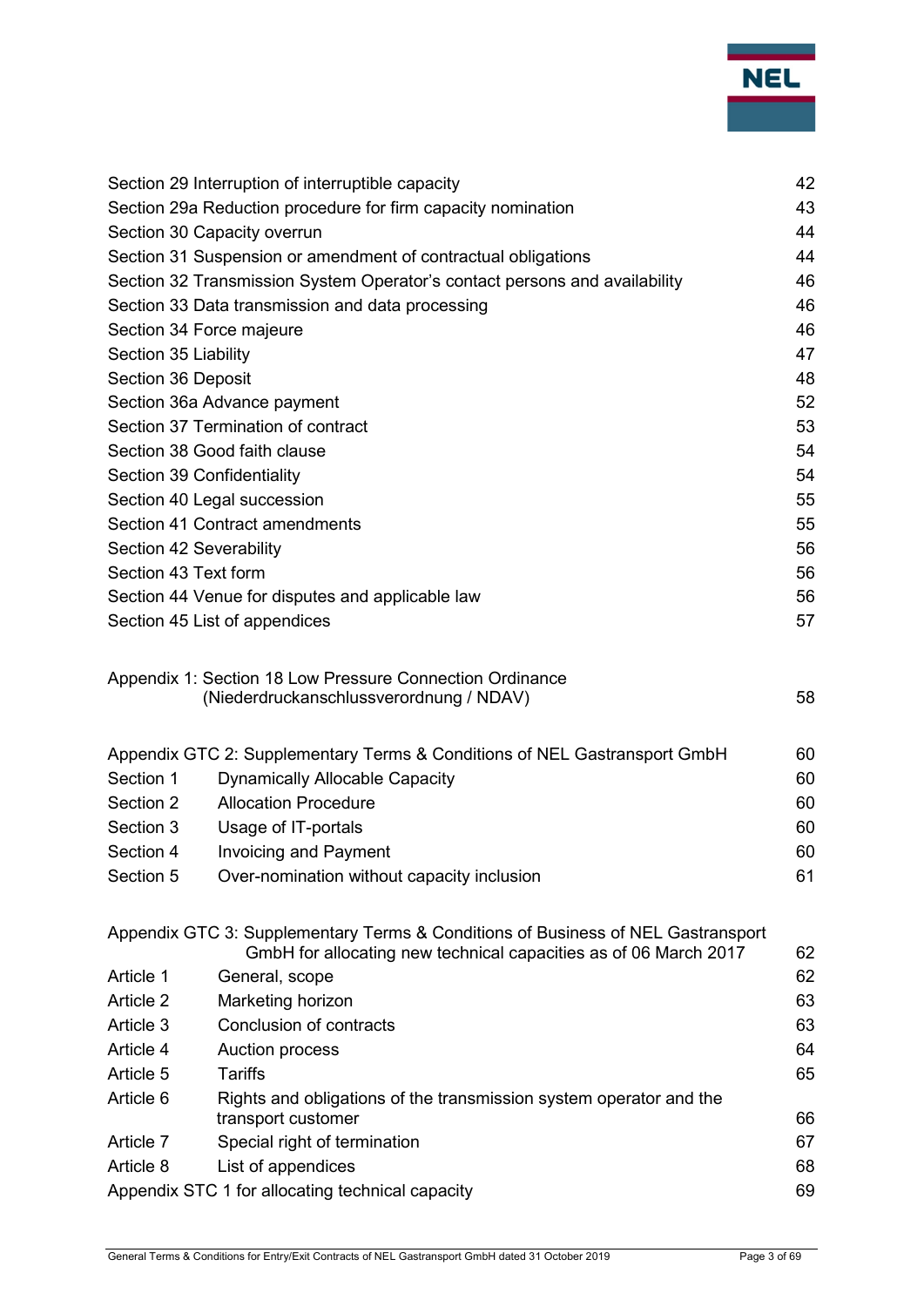| | |
|---|---|
| Section 29 Interruption of interruptible capacity | 42 |
| Section 29a Reduction procedure for firm capacity nomination | 43 |
| Section 30 Capacity overrun | 44 |
| Section 31 Suspension or amendment of contractual obligations | 44 |
| Section 32 Transmission System Operator’s contact persons and availability | 46 |
| Section 33 Data transmission and data processing | 46 |
| Section 34 Force majeure | 46 |
| Section 35 Liability | 47 |
| Section 36 Deposit | 48 |
| Section 36a Advance payment | 52 |
| Section 37 Termination of contract | 53 |
| Section 38 Good faith clause | 54 |
| Section 39 Confidentiality | 54 |
| Section 40 Legal succession | 55 |
| Section 41 Contract amendments | 55 |
| Section 42 Severability | 56 |
| Section 43 Text form | 56 |
| Section 44 Venue for disputes and applicable law | 56 |
| Section 45 List of appendices | 57 |

| | |
|---|---|
| Appendix 1: Section 18 Low Pressure Connection Ordinance (Niederdruckanschlussverordnung / NDAV) | 58 |

| | | |
|---|---|---|
| Appendix GTC 2: Supplementary Terms & Conditions of NEL Gastransport GmbH | | 60 |
| Section 1 | Dynamically Allocable Capacity | 60 |
| Section 2 | Allocation Procedure | 60 |
| Section 3 | Usage of IT-portals | 60 |
| Section 4 | Invoicing and Payment | 60 |
| Section 5 | Over-nomination without capacity inclusion | 61 |

| | | |
|---|---|---|
| Appendix GTC 3: Supplementary Terms & Conditions of Business of NEL Gastransport GmbH for allocating new technical capacities as of 06 March 2017 | | 62 |
| Article 1 | General, scope | 62 |
| Article 2 | Marketing horizon | 63 |
| Article 3 | Conclusion of contracts | 63 |
| Article 4 | Auction process | 64 |
| Article 5 | Tariffs | 65 |
| Article 6 | Rights and obligations of the transmission system operator and the transport customer | 66 |
| Article 7 | Special right of termination | 67 |
| Article 8 | List of appendices | 68 |
| Appendix STC 1 for allocating technical capacity | | 69 |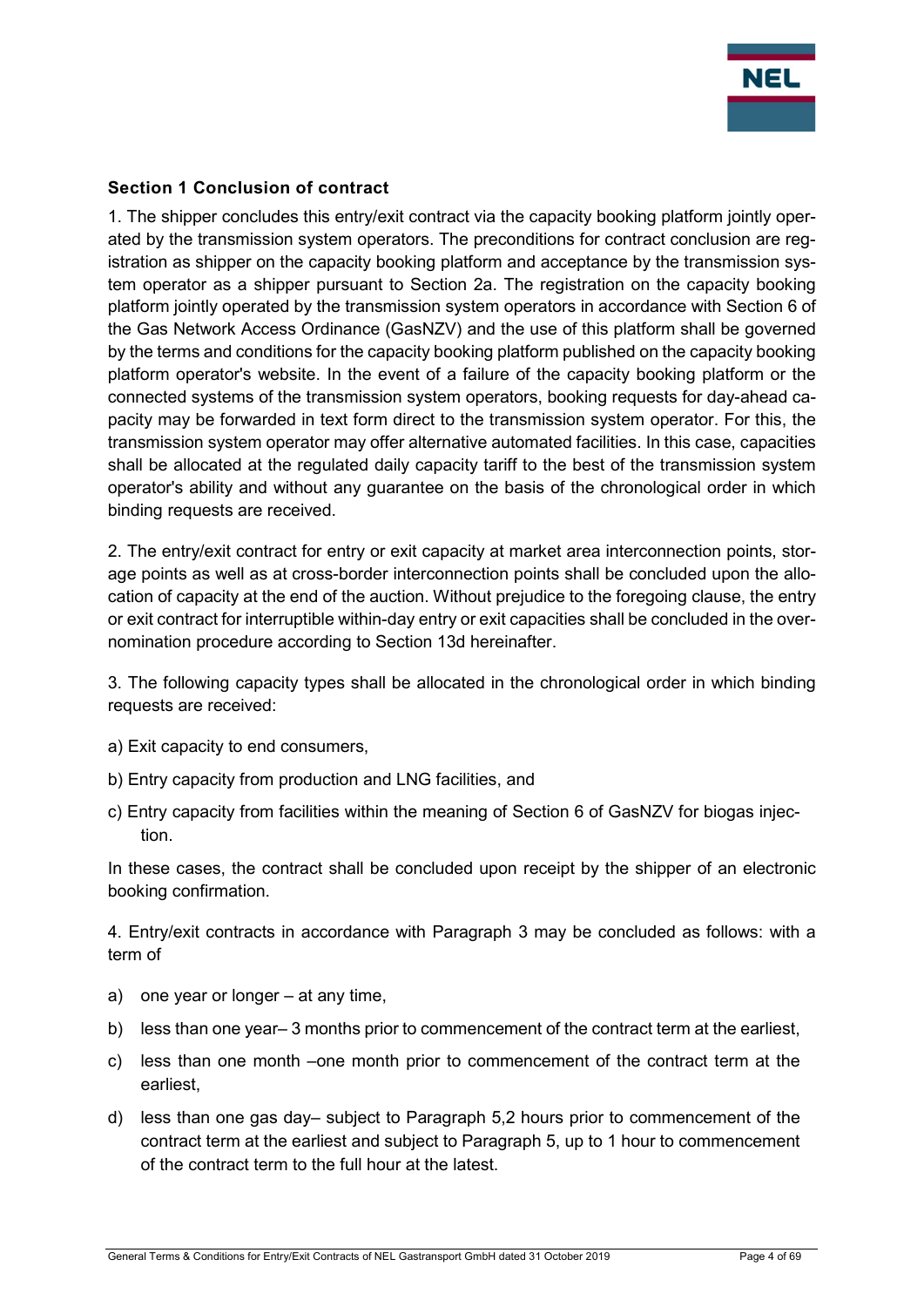## Section 1 Conclusion of contract

1. The shipper concludes this entry/exit contract via the capacity booking platform jointly operated by the transmission system operators. The preconditions for contract conclusion are registration as shipper on the capacity booking platform and acceptance by the transmission system operator as a shipper pursuant to Section 2a. The registration on the capacity booking platform jointly operated by the transmission system operators in accordance with Section 6 of the Gas Network Access Ordinance (GasNZV) and the use of this platform shall be governed by the terms and conditions for the capacity booking platform published on the capacity booking platform operator's website. In the event of a failure of the capacity booking platform or the connected systems of the transmission system operators, booking requests for day-ahead capacity may be forwarded in text form direct to the transmission system operator. For this, the transmission system operator may offer alternative automated facilities. In this case, capacities shall be allocated at the regulated daily capacity tariff to the best of the transmission system operator's ability and without any guarantee on the basis of the chronological order in which binding requests are received.

2. The entry/exit contract for entry or exit capacity at market area interconnection points, storage points as well as at cross-border interconnection points shall be concluded upon the allocation of capacity at the end of the auction. Without prejudice to the foregoing clause, the entry or exit contract for interruptible within-day entry or exit capacities shall be concluded in the overnomination procedure according to Section 13d hereinafter.

3. The following capacity types shall be allocated in the chronological order in which binding requests are received:

a) Exit capacity to end consumers,

b) Entry capacity from production and LNG facilities, and

c) Entry capacity from facilities within the meaning of Section 6 of GasNZV for biogas injection.

In these cases, the contract shall be concluded upon receipt by the shipper of an electronic booking confirmation.

4. Entry/exit contracts in accordance with Paragraph 3 may be concluded as follows: with a term of

a) one year or longer – at any time,

b) less than one year– 3 months prior to commencement of the contract term at the earliest,

c) less than one month –one month prior to commencement of the contract term at the earliest,

d) less than one gas day– subject to Paragraph 5,2 hours prior to commencement of the contract term at the earliest and subject to Paragraph 5, up to 1 hour to commencement of the contract term to the full hour at the latest.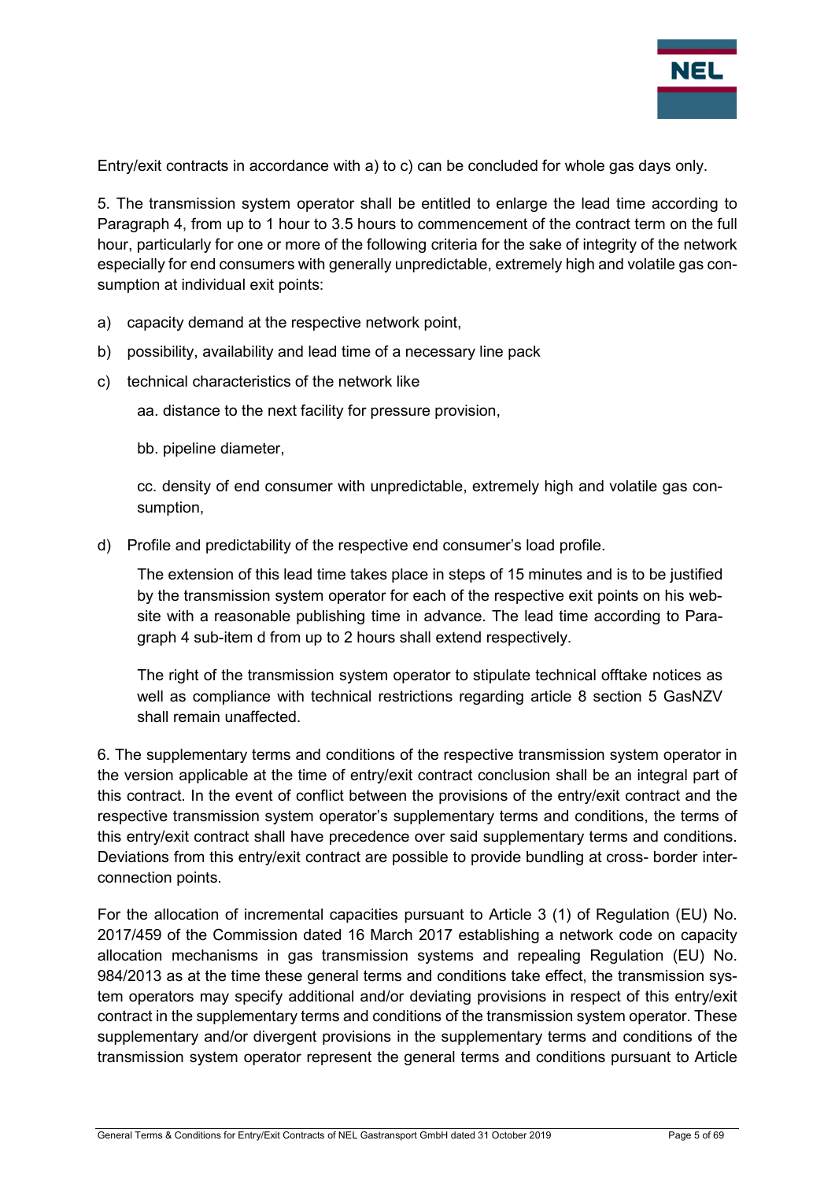Entry/exit contracts in accordance with a) to c) can be concluded for whole gas days only.

5. The transmission system operator shall be entitled to enlarge the lead time according to Paragraph 4, from up to 1 hour to 3.5 hours to commencement of the contract term on the full hour, particularly for one or more of the following criteria for the sake of integrity of the network especially for end consumers with generally unpredictable, extremely high and volatile gas consumption at individual exit points:

a) capacity demand at the respective network point,

b) possibility, availability and lead time of a necessary line pack

c) technical characteristics of the network like

   aa. distance to the next facility for pressure provision,

   bb. pipeline diameter,

   cc. density of end consumer with unpredictable, extremely high and volatile gas consumption,

d) Profile and predictability of the respective end consumer's load profile.

   The extension of this lead time takes place in steps of 15 minutes and is to be justified by the transmission system operator for each of the respective exit points on his website with a reasonable publishing time in advance. The lead time according to Paragraph 4 sub-item d from up to 2 hours shall extend respectively.

   The right of the transmission system operator to stipulate technical offtake notices as well as compliance with technical restrictions regarding article 8 section 5 GasNZV shall remain unaffected.

6. The supplementary terms and conditions of the respective transmission system operator in the version applicable at the time of entry/exit contract conclusion shall be an integral part of this contract. In the event of conflict between the provisions of the entry/exit contract and the respective transmission system operator's supplementary terms and conditions, the terms of this entry/exit contract shall have precedence over said supplementary terms and conditions. Deviations from this entry/exit contract are possible to provide bundling at cross- border interconnection points.

For the allocation of incremental capacities pursuant to Article 3 (1) of Regulation (EU) No. 2017/459 of the Commission dated 16 March 2017 establishing a network code on capacity allocation mechanisms in gas transmission systems and repealing Regulation (EU) No. 984/2013 as at the time these general terms and conditions take effect, the transmission system operators may specify additional and/or deviating provisions in respect of this entry/exit contract in the supplementary terms and conditions of the transmission system operator. These supplementary and/or divergent provisions in the supplementary terms and conditions of the transmission system operator represent the general terms and conditions pursuant to Article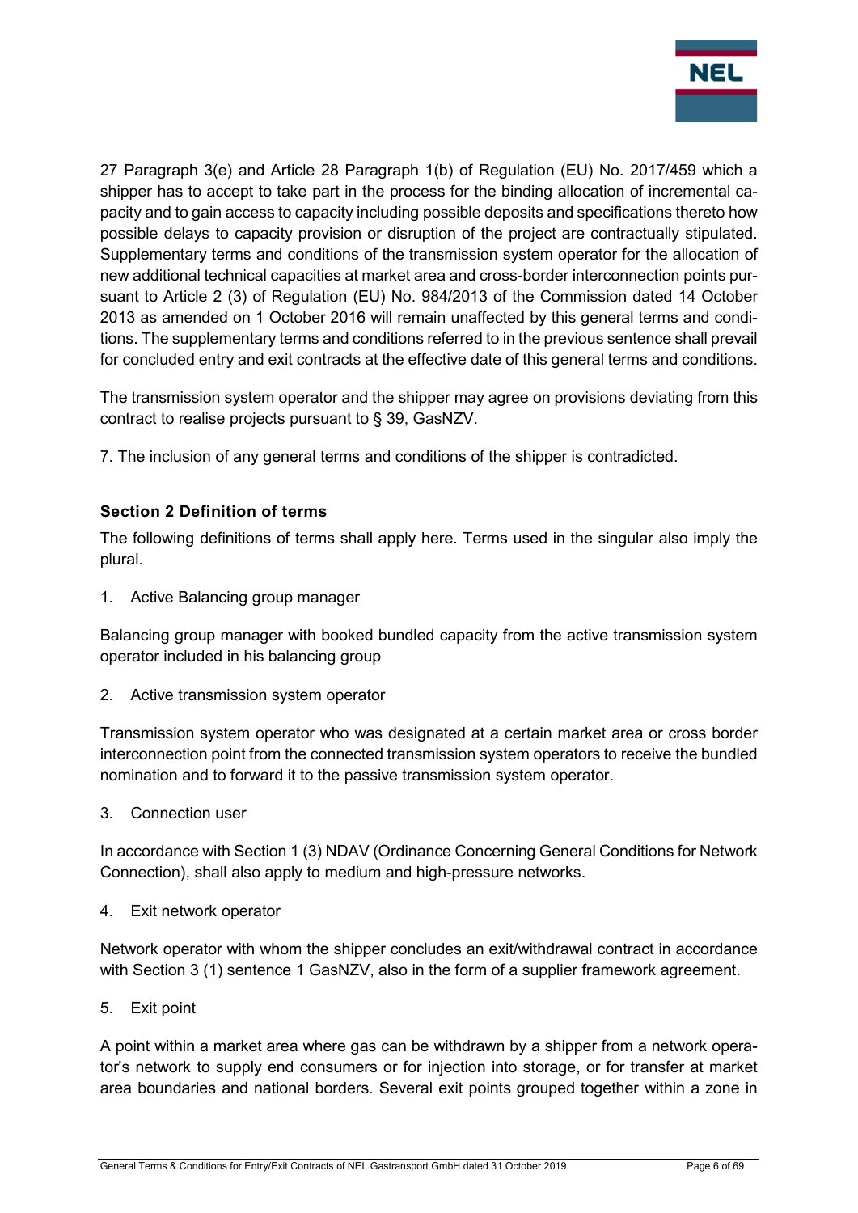27 Paragraph 3(e) and Article 28 Paragraph 1(b) of Regulation (EU) No. 2017/459 which a shipper has to accept to take part in the process for the binding allocation of incremental capacity and to gain access to capacity including possible deposits and specifications thereto how possible delays to capacity provision or disruption of the project are contractually stipulated. Supplementary terms and conditions of the transmission system operator for the allocation of new additional technical capacities at market area and cross-border interconnection points pursuant to Article 2 (3) of Regulation (EU) No. 984/2013 of the Commission dated 14 October 2013 as amended on 1 October 2016 will remain unaffected by this general terms and conditions. The supplementary terms and conditions referred to in the previous sentence shall prevail for concluded entry and exit contracts at the effective date of this general terms and conditions.

The transmission system operator and the shipper may agree on provisions deviating from this contract to realise projects pursuant to § 39, GasNZV.

7. The inclusion of any general terms and conditions of the shipper is contradicted.

### Section 2 Definition of terms

The following definitions of terms shall apply here. Terms used in the singular also imply the plural.

1. Active Balancing group manager

Balancing group manager with booked bundled capacity from the active transmission system operator included in his balancing group

2. Active transmission system operator

Transmission system operator who was designated at a certain market area or cross border interconnection point from the connected transmission system operators to receive the bundled nomination and to forward it to the passive transmission system operator.

3. Connection user

In accordance with Section 1 (3) NDAV (Ordinance Concerning General Conditions for Network Connection), shall also apply to medium and high-pressure networks.

4. Exit network operator

Network operator with whom the shipper concludes an exit/withdrawal contract in accordance with Section 3 (1) sentence 1 GasNZV, also in the form of a supplier framework agreement.

5. Exit point

A point within a market area where gas can be withdrawn by a shipper from a network operator's network to supply end consumers or for injection into storage, or for transfer at market area boundaries and national borders. Several exit points grouped together within a zone in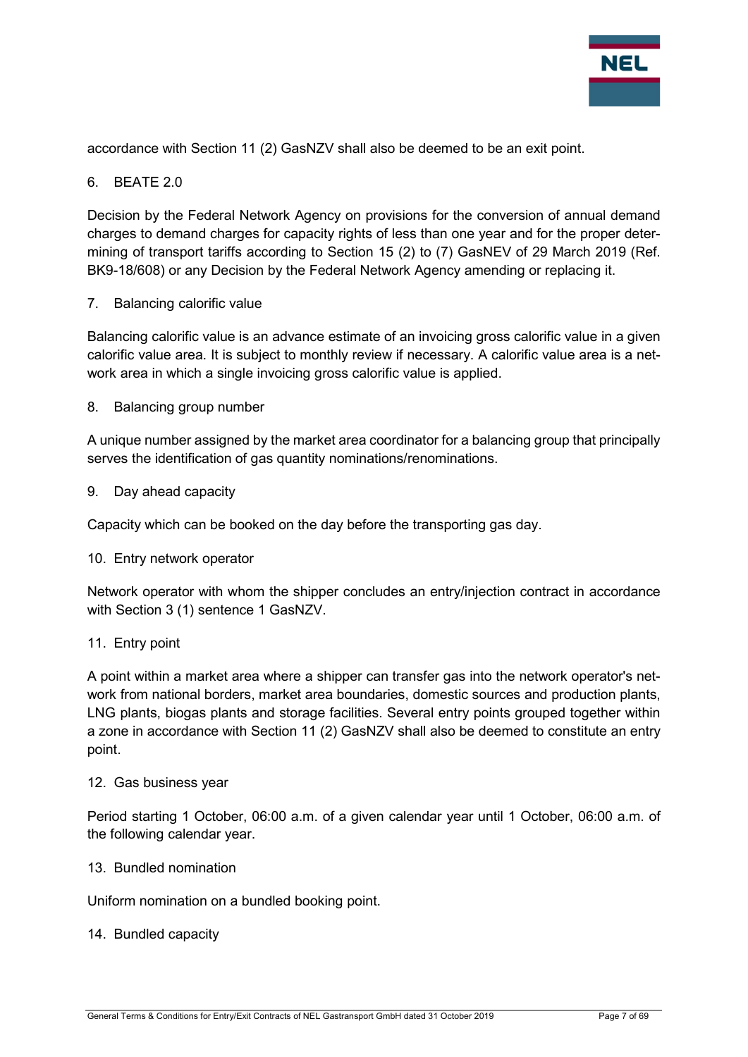accordance with Section 11 (2) GasNZV shall also be deemed to be an exit point.

6. BEATE 2.0

Decision by the Federal Network Agency on provisions for the conversion of annual demand charges to demand charges for capacity rights of less than one year and for the proper determining of transport tariffs according to Section 15 (2) to (7) GasNEV of 29 March 2019 (Ref. BK9-18/608) or any Decision by the Federal Network Agency amending or replacing it.

7. Balancing calorific value

Balancing calorific value is an advance estimate of an invoicing gross calorific value in a given calorific value area. It is subject to monthly review if necessary. A calorific value area is a network area in which a single invoicing gross calorific value is applied.

8. Balancing group number

A unique number assigned by the market area coordinator for a balancing group that principally serves the identification of gas quantity nominations/renominations.

9. Day ahead capacity

Capacity which can be booked on the day before the transporting gas day.

10. Entry network operator

Network operator with whom the shipper concludes an entry/injection contract in accordance with Section 3 (1) sentence 1 GasNZV.

11. Entry point

A point within a market area where a shipper can transfer gas into the network operator's network from national borders, market area boundaries, domestic sources and production plants, LNG plants, biogas plants and storage facilities. Several entry points grouped together within a zone in accordance with Section 11 (2) GasNZV shall also be deemed to constitute an entry point.

12. Gas business year

Period starting 1 October, 06:00 a.m. of a given calendar year until 1 October, 06:00 a.m. of the following calendar year.

13. Bundled nomination

Uniform nomination on a bundled booking point.

14. Bundled capacity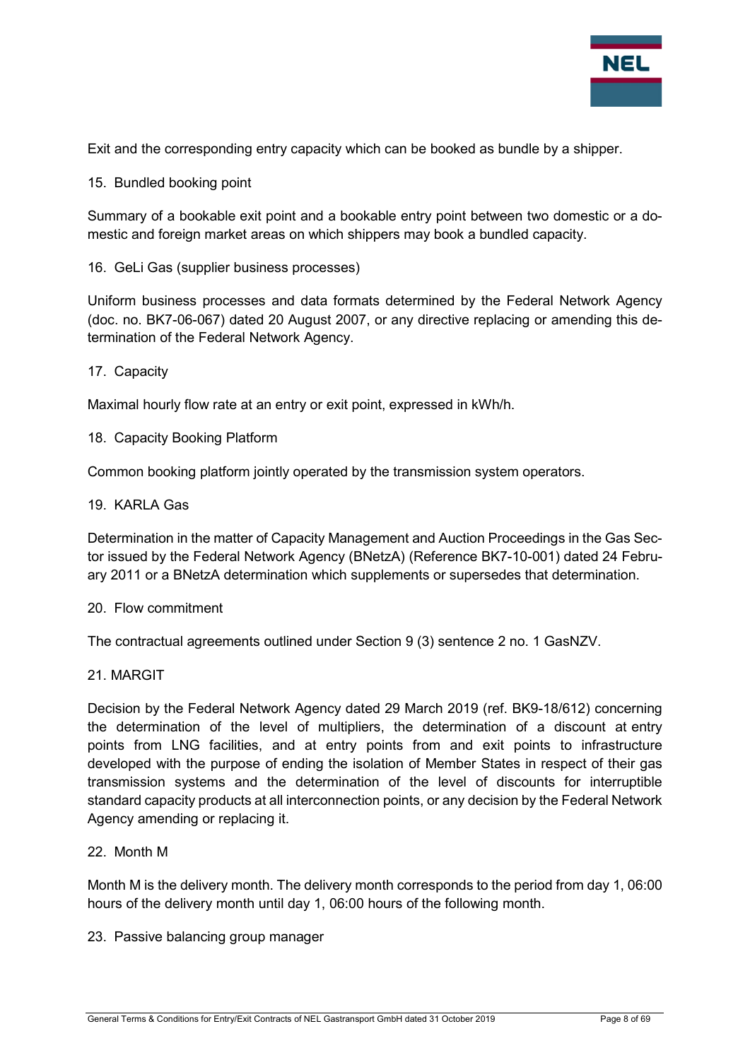Exit and the corresponding entry capacity which can be booked as bundle by a shipper.

15. Bundled booking point

Summary of a bookable exit point and a bookable entry point between two domestic or a domestic and foreign market areas on which shippers may book a bundled capacity.

16. GeLi Gas (supplier business processes)

Uniform business processes and data formats determined by the Federal Network Agency (doc. no. BK7-06-067) dated 20 August 2007, or any directive replacing or amending this determination of the Federal Network Agency.

17. Capacity

Maximal hourly flow rate at an entry or exit point, expressed in kWh/h.

18. Capacity Booking Platform

Common booking platform jointly operated by the transmission system operators.

19. KARLA Gas

Determination in the matter of Capacity Management and Auction Proceedings in the Gas Sector issued by the Federal Network Agency (BNetzA) (Reference BK7-10-001) dated 24 February 2011 or a BNetzA determination which supplements or supersedes that determination.

20. Flow commitment

The contractual agreements outlined under Section 9 (3) sentence 2 no. 1 GasNZV.

21. MARGIT

Decision by the Federal Network Agency dated 29 March 2019 (ref. BK9-18/612) concerning the determination of the level of multipliers, the determination of a discount at entry points from LNG facilities, and at entry points from and exit points to infrastructure developed with the purpose of ending the isolation of Member States in respect of their gas transmission systems and the determination of the level of discounts for interruptible standard capacity products at all interconnection points, or any decision by the Federal Network Agency amending or replacing it.

22. Month M

Month M is the delivery month. The delivery month corresponds to the period from day 1, 06:00 hours of the delivery month until day 1, 06:00 hours of the following month.

23. Passive balancing group manager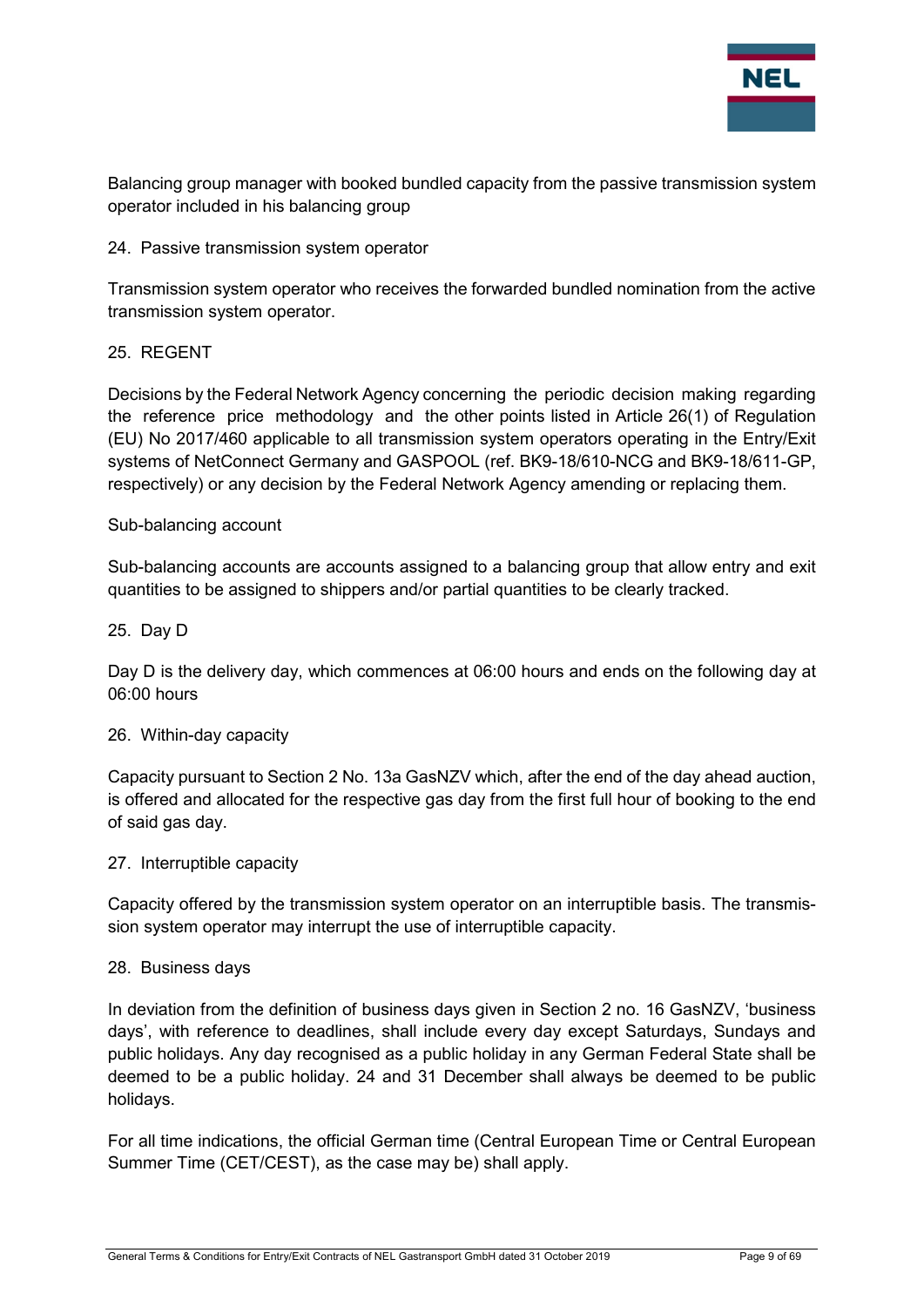Balancing group manager with booked bundled capacity from the passive transmission system operator included in his balancing group

24. Passive transmission system operator

Transmission system operator who receives the forwarded bundled nomination from the active transmission system operator.

25. REGENT

Decisions by the Federal Network Agency concerning the periodic decision making regarding the reference price methodology and the other points listed in Article 26(1) of Regulation (EU) No 2017/460 applicable to all transmission system operators operating in the Entry/Exit systems of NetConnect Germany and GASPOOL (ref. BK9-18/610-NCG and BK9-18/611-GP, respectively) or any decision by the Federal Network Agency amending or replacing them.

Sub-balancing account

Sub-balancing accounts are accounts assigned to a balancing group that allow entry and exit quantities to be assigned to shippers and/or partial quantities to be clearly tracked.

25. Day D

Day D is the delivery day, which commences at 06:00 hours and ends on the following day at 06:00 hours

26. Within-day capacity

Capacity pursuant to Section 2 No. 13a GasNZV which, after the end of the day ahead auction, is offered and allocated for the respective gas day from the first full hour of booking to the end of said gas day.

27. Interruptible capacity

Capacity offered by the transmission system operator on an interruptible basis. The transmission system operator may interrupt the use of interruptible capacity.

28. Business days

In deviation from the definition of business days given in Section 2 no. 16 GasNZV, 'business days', with reference to deadlines, shall include every day except Saturdays, Sundays and public holidays. Any day recognised as a public holiday in any German Federal State shall be deemed to be a public holiday. 24 and 31 December shall always be deemed to be public holidays.

For all time indications, the official German time (Central European Time or Central European Summer Time (CET/CEST), as the case may be) shall apply.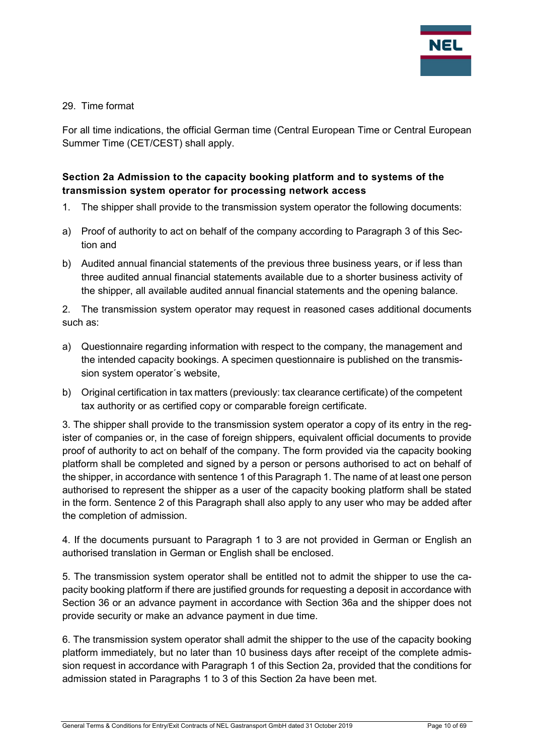29. Time format

For all time indications, the official German time (Central European Time or Central European Summer Time (CET/CEST) shall apply.

### Section 2a Admission to the capacity booking platform and to systems of the transmission system operator for processing network access

1. The shipper shall provide to the transmission system operator the following documents:

a) Proof of authority to act on behalf of the company according to Paragraph 3 of this Section and

b) Audited annual financial statements of the previous three business years, or if less than three audited annual financial statements available due to a shorter business activity of the shipper, all available audited annual financial statements and the opening balance.

2. The transmission system operator may request in reasoned cases additional documents such as:

a) Questionnaire regarding information with respect to the company, the management and the intended capacity bookings. A specimen questionnaire is published on the transmission system operator´s website,

b) Original certification in tax matters (previously: tax clearance certificate) of the competent tax authority or as certified copy or comparable foreign certificate.

3. The shipper shall provide to the transmission system operator a copy of its entry in the register of companies or, in the case of foreign shippers, equivalent official documents to provide proof of authority to act on behalf of the company. The form provided via the capacity booking platform shall be completed and signed by a person or persons authorised to act on behalf of the shipper, in accordance with sentence 1 of this Paragraph 1. The name of at least one person authorised to represent the shipper as a user of the capacity booking platform shall be stated in the form. Sentence 2 of this Paragraph shall also apply to any user who may be added after the completion of admission.

4. If the documents pursuant to Paragraph 1 to 3 are not provided in German or English an authorised translation in German or English shall be enclosed.

5. The transmission system operator shall be entitled not to admit the shipper to use the capacity booking platform if there are justified grounds for requesting a deposit in accordance with Section 36 or an advance payment in accordance with Section 36a and the shipper does not provide security or make an advance payment in due time.

6. The transmission system operator shall admit the shipper to the use of the capacity booking platform immediately, but no later than 10 business days after receipt of the complete admission request in accordance with Paragraph 1 of this Section 2a, provided that the conditions for admission stated in Paragraphs 1 to 3 of this Section 2a have been met.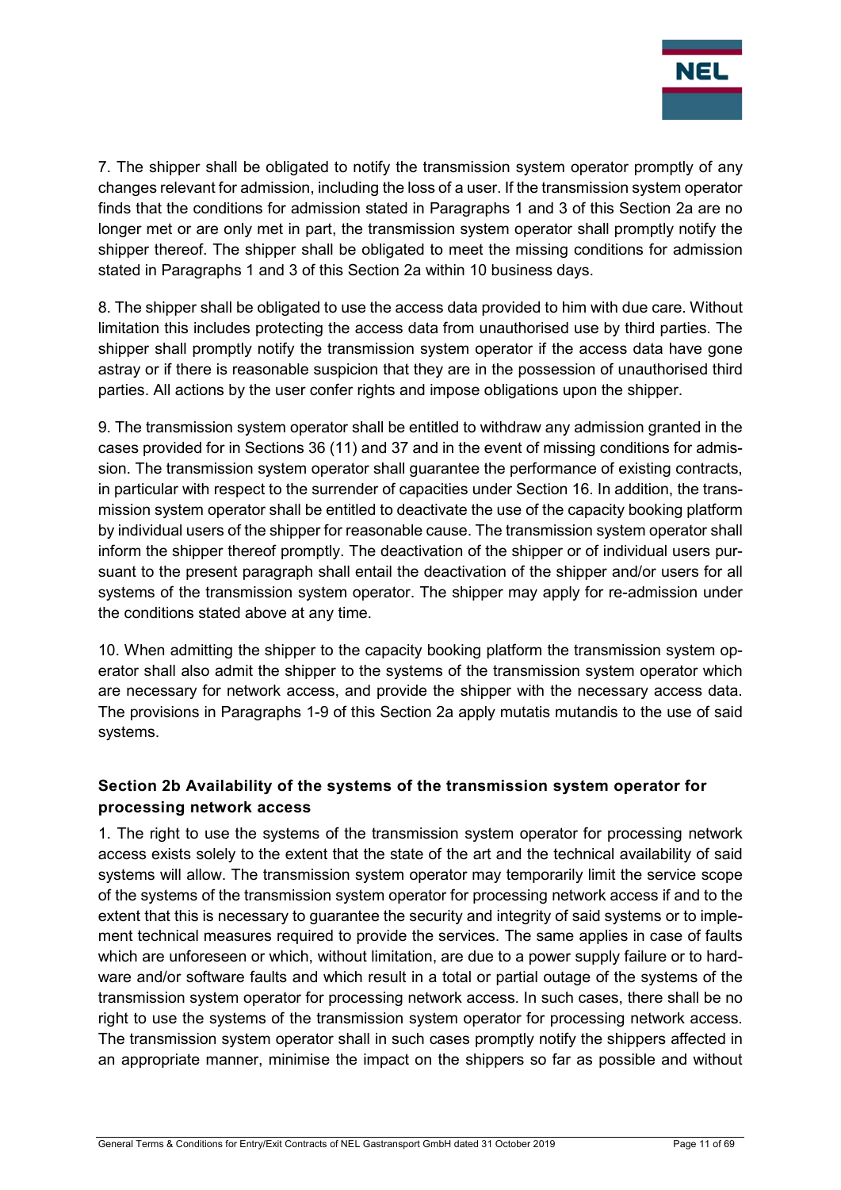7. The shipper shall be obligated to notify the transmission system operator promptly of any changes relevant for admission, including the loss of a user. If the transmission system operator finds that the conditions for admission stated in Paragraphs 1 and 3 of this Section 2a are no longer met or are only met in part, the transmission system operator shall promptly notify the shipper thereof. The shipper shall be obligated to meet the missing conditions for admission stated in Paragraphs 1 and 3 of this Section 2a within 10 business days.

8. The shipper shall be obligated to use the access data provided to him with due care. Without limitation this includes protecting the access data from unauthorised use by third parties. The shipper shall promptly notify the transmission system operator if the access data have gone astray or if there is reasonable suspicion that they are in the possession of unauthorised third parties. All actions by the user confer rights and impose obligations upon the shipper.

9. The transmission system operator shall be entitled to withdraw any admission granted in the cases provided for in Sections 36 (11) and 37 and in the event of missing conditions for admission. The transmission system operator shall guarantee the performance of existing contracts, in particular with respect to the surrender of capacities under Section 16. In addition, the transmission system operator shall be entitled to deactivate the use of the capacity booking platform by individual users of the shipper for reasonable cause. The transmission system operator shall inform the shipper thereof promptly. The deactivation of the shipper or of individual users pursuant to the present paragraph shall entail the deactivation of the shipper and/or users for all systems of the transmission system operator. The shipper may apply for re-admission under the conditions stated above at any time.

10. When admitting the shipper to the capacity booking platform the transmission system operator shall also admit the shipper to the systems of the transmission system operator which are necessary for network access, and provide the shipper with the necessary access data. The provisions in Paragraphs 1-9 of this Section 2a apply mutatis mutandis to the use of said systems.

### Section 2b Availability of the systems of the transmission system operator for processing network access

1. The right to use the systems of the transmission system operator for processing network access exists solely to the extent that the state of the art and the technical availability of said systems will allow. The transmission system operator may temporarily limit the service scope of the systems of the transmission system operator for processing network access if and to the extent that this is necessary to guarantee the security and integrity of said systems or to implement technical measures required to provide the services. The same applies in case of faults which are unforeseen or which, without limitation, are due to a power supply failure or to hardware and/or software faults and which result in a total or partial outage of the systems of the transmission system operator for processing network access. In such cases, there shall be no right to use the systems of the transmission system operator for processing network access. The transmission system operator shall in such cases promptly notify the shippers affected in an appropriate manner, minimise the impact on the shippers so far as possible and without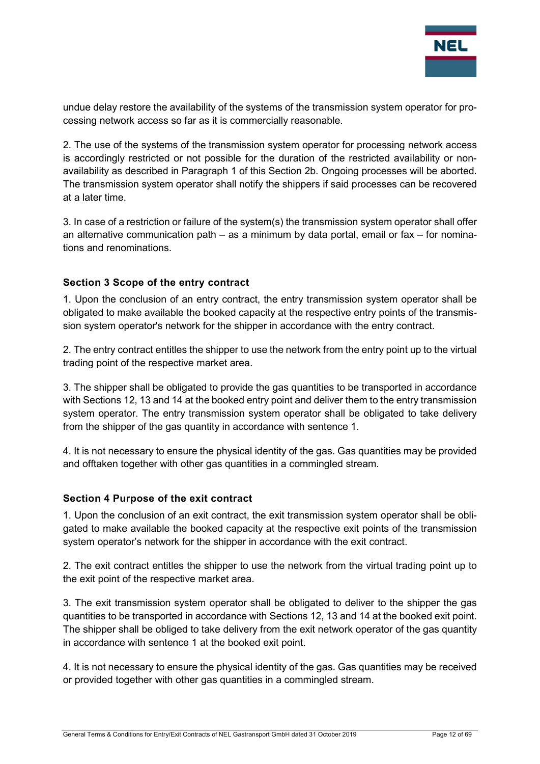undue delay restore the availability of the systems of the transmission system operator for processing network access so far as it is commercially reasonable.

2. The use of the systems of the transmission system operator for processing network access is accordingly restricted or not possible for the duration of the restricted availability or non-availability as described in Paragraph 1 of this Section 2b. Ongoing processes will be aborted. The transmission system operator shall notify the shippers if said processes can be recovered at a later time.

3. In case of a restriction or failure of the system(s) the transmission system operator shall offer an alternative communication path – as a minimum by data portal, email or fax – for nominations and renominations.

### Section 3 Scope of the entry contract

1. Upon the conclusion of an entry contract, the entry transmission system operator shall be obligated to make available the booked capacity at the respective entry points of the transmission system operator's network for the shipper in accordance with the entry contract.

2. The entry contract entitles the shipper to use the network from the entry point up to the virtual trading point of the respective market area.

3. The shipper shall be obligated to provide the gas quantities to be transported in accordance with Sections 12, 13 and 14 at the booked entry point and deliver them to the entry transmission system operator. The entry transmission system operator shall be obligated to take delivery from the shipper of the gas quantity in accordance with sentence 1.

4. It is not necessary to ensure the physical identity of the gas. Gas quantities may be provided and offtaken together with other gas quantities in a commingled stream.

### Section 4 Purpose of the exit contract

1. Upon the conclusion of an exit contract, the exit transmission system operator shall be obligated to make available the booked capacity at the respective exit points of the transmission system operator's network for the shipper in accordance with the exit contract.

2. The exit contract entitles the shipper to use the network from the virtual trading point up to the exit point of the respective market area.

3. The exit transmission system operator shall be obligated to deliver to the shipper the gas quantities to be transported in accordance with Sections 12, 13 and 14 at the booked exit point. The shipper shall be obliged to take delivery from the exit network operator of the gas quantity in accordance with sentence 1 at the booked exit point.

4. It is not necessary to ensure the physical identity of the gas. Gas quantities may be received or provided together with other gas quantities in a commingled stream.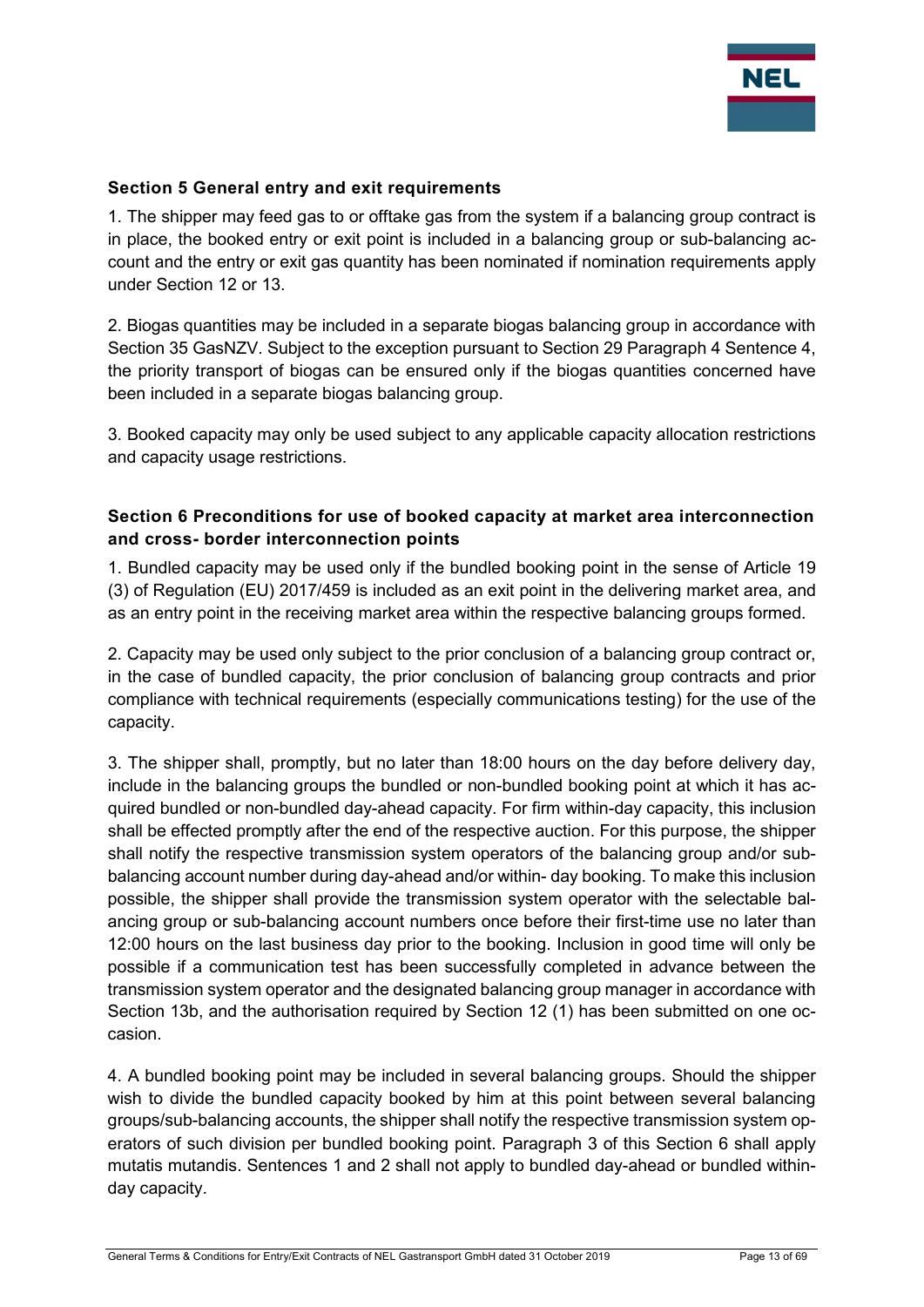## Section 5 General entry and exit requirements

1. The shipper may feed gas to or offtake gas from the system if a balancing group contract is in place, the booked entry or exit point is included in a balancing group or sub-balancing account and the entry or exit gas quantity has been nominated if nomination requirements apply under Section 12 or 13.

2. Biogas quantities may be included in a separate biogas balancing group in accordance with Section 35 GasNZV. Subject to the exception pursuant to Section 29 Paragraph 4 Sentence 4, the priority transport of biogas can be ensured only if the biogas quantities concerned have been included in a separate biogas balancing group.

3. Booked capacity may only be used subject to any applicable capacity allocation restrictions and capacity usage restrictions.

## Section 6 Preconditions for use of booked capacity at market area interconnection and cross- border interconnection points

1. Bundled capacity may be used only if the bundled booking point in the sense of Article 19 (3) of Regulation (EU) 2017/459 is included as an exit point in the delivering market area, and as an entry point in the receiving market area within the respective balancing groups formed.

2. Capacity may be used only subject to the prior conclusion of a balancing group contract or, in the case of bundled capacity, the prior conclusion of balancing group contracts and prior compliance with technical requirements (especially communications testing) for the use of the capacity.

3. The shipper shall, promptly, but no later than 18:00 hours on the day before delivery day, include in the balancing groups the bundled or non-bundled booking point at which it has acquired bundled or non-bundled day-ahead capacity. For firm within-day capacity, this inclusion shall be effected promptly after the end of the respective auction. For this purpose, the shipper shall notify the respective transmission system operators of the balancing group and/or sub-balancing account number during day-ahead and/or within- day booking. To make this inclusion possible, the shipper shall provide the transmission system operator with the selectable balancing group or sub-balancing account numbers once before their first-time use no later than 12:00 hours on the last business day prior to the booking. Inclusion in good time will only be possible if a communication test has been successfully completed in advance between the transmission system operator and the designated balancing group manager in accordance with Section 13b, and the authorisation required by Section 12 (1) has been submitted on one occasion.

4. A bundled booking point may be included in several balancing groups. Should the shipper wish to divide the bundled capacity booked by him at this point between several balancing groups/sub-balancing accounts, the shipper shall notify the respective transmission system operators of such division per bundled booking point. Paragraph 3 of this Section 6 shall apply mutatis mutandis. Sentences 1 and 2 shall not apply to bundled day-ahead or bundled within-day capacity.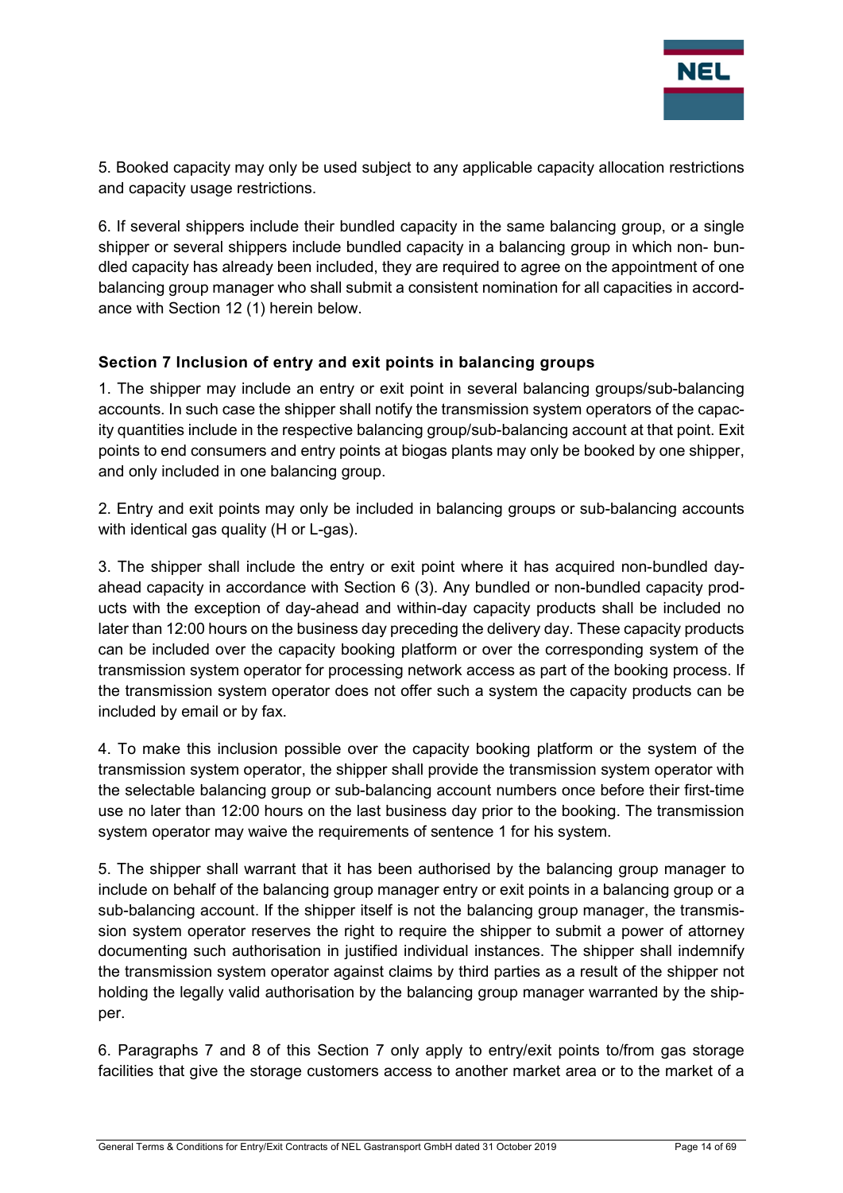5. Booked capacity may only be used subject to any applicable capacity allocation restrictions and capacity usage restrictions.

6. If several shippers include their bundled capacity in the same balancing group, or a single shipper or several shippers include bundled capacity in a balancing group in which non- bundled capacity has already been included, they are required to agree on the appointment of one balancing group manager who shall submit a consistent nomination for all capacities in accordance with Section 12 (1) herein below.

### Section 7 Inclusion of entry and exit points in balancing groups

1. The shipper may include an entry or exit point in several balancing groups/sub-balancing accounts. In such case the shipper shall notify the transmission system operators of the capacity quantities include in the respective balancing group/sub-balancing account at that point. Exit points to end consumers and entry points at biogas plants may only be booked by one shipper, and only included in one balancing group.

2. Entry and exit points may only be included in balancing groups or sub-balancing accounts with identical gas quality (H or L-gas).

3. The shipper shall include the entry or exit point where it has acquired non-bundled day-ahead capacity in accordance with Section 6 (3). Any bundled or non-bundled capacity products with the exception of day-ahead and within-day capacity products shall be included no later than 12:00 hours on the business day preceding the delivery day. These capacity products can be included over the capacity booking platform or over the corresponding system of the transmission system operator for processing network access as part of the booking process. If the transmission system operator does not offer such a system the capacity products can be included by email or by fax.

4. To make this inclusion possible over the capacity booking platform or the system of the transmission system operator, the shipper shall provide the transmission system operator with the selectable balancing group or sub-balancing account numbers once before their first-time use no later than 12:00 hours on the last business day prior to the booking. The transmission system operator may waive the requirements of sentence 1 for his system.

5. The shipper shall warrant that it has been authorised by the balancing group manager to include on behalf of the balancing group manager entry or exit points in a balancing group or a sub-balancing account. If the shipper itself is not the balancing group manager, the transmission system operator reserves the right to require the shipper to submit a power of attorney documenting such authorisation in justified individual instances. The shipper shall indemnify the transmission system operator against claims by third parties as a result of the shipper not holding the legally valid authorisation by the balancing group manager warranted by the shipper.

6. Paragraphs 7 and 8 of this Section 7 only apply to entry/exit points to/from gas storage facilities that give the storage customers access to another market area or to the market of a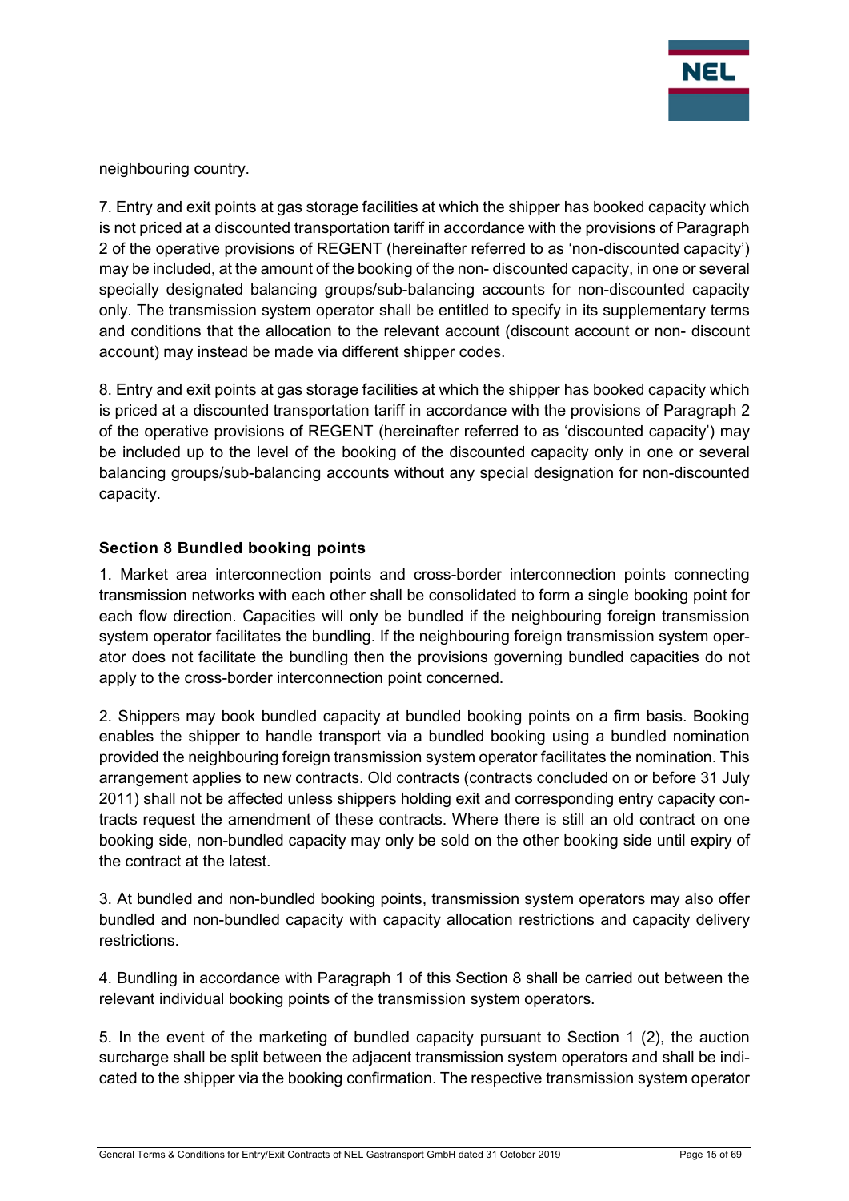neighbouring country.

7. Entry and exit points at gas storage facilities at which the shipper has booked capacity which is not priced at a discounted transportation tariff in accordance with the provisions of Paragraph 2 of the operative provisions of REGENT (hereinafter referred to as 'non-discounted capacity') may be included, at the amount of the booking of the non- discounted capacity, in one or several specially designated balancing groups/sub-balancing accounts for non-discounted capacity only. The transmission system operator shall be entitled to specify in its supplementary terms and conditions that the allocation to the relevant account (discount account or non- discount account) may instead be made via different shipper codes.

8. Entry and exit points at gas storage facilities at which the shipper has booked capacity which is priced at a discounted transportation tariff in accordance with the provisions of Paragraph 2 of the operative provisions of REGENT (hereinafter referred to as 'discounted capacity') may be included up to the level of the booking of the discounted capacity only in one or several balancing groups/sub-balancing accounts without any special designation for non-discounted capacity.

### Section 8 Bundled booking points

1. Market area interconnection points and cross-border interconnection points connecting transmission networks with each other shall be consolidated to form a single booking point for each flow direction. Capacities will only be bundled if the neighbouring foreign transmission system operator facilitates the bundling. If the neighbouring foreign transmission system operator does not facilitate the bundling then the provisions governing bundled capacities do not apply to the cross-border interconnection point concerned.

2. Shippers may book bundled capacity at bundled booking points on a firm basis. Booking enables the shipper to handle transport via a bundled booking using a bundled nomination provided the neighbouring foreign transmission system operator facilitates the nomination. This arrangement applies to new contracts. Old contracts (contracts concluded on or before 31 July 2011) shall not be affected unless shippers holding exit and corresponding entry capacity contracts request the amendment of these contracts. Where there is still an old contract on one booking side, non-bundled capacity may only be sold on the other booking side until expiry of the contract at the latest.

3. At bundled and non-bundled booking points, transmission system operators may also offer bundled and non-bundled capacity with capacity allocation restrictions and capacity delivery restrictions.

4. Bundling in accordance with Paragraph 1 of this Section 8 shall be carried out between the relevant individual booking points of the transmission system operators.

5. In the event of the marketing of bundled capacity pursuant to Section 1 (2), the auction surcharge shall be split between the adjacent transmission system operators and shall be indicated to the shipper via the booking confirmation. The respective transmission system operator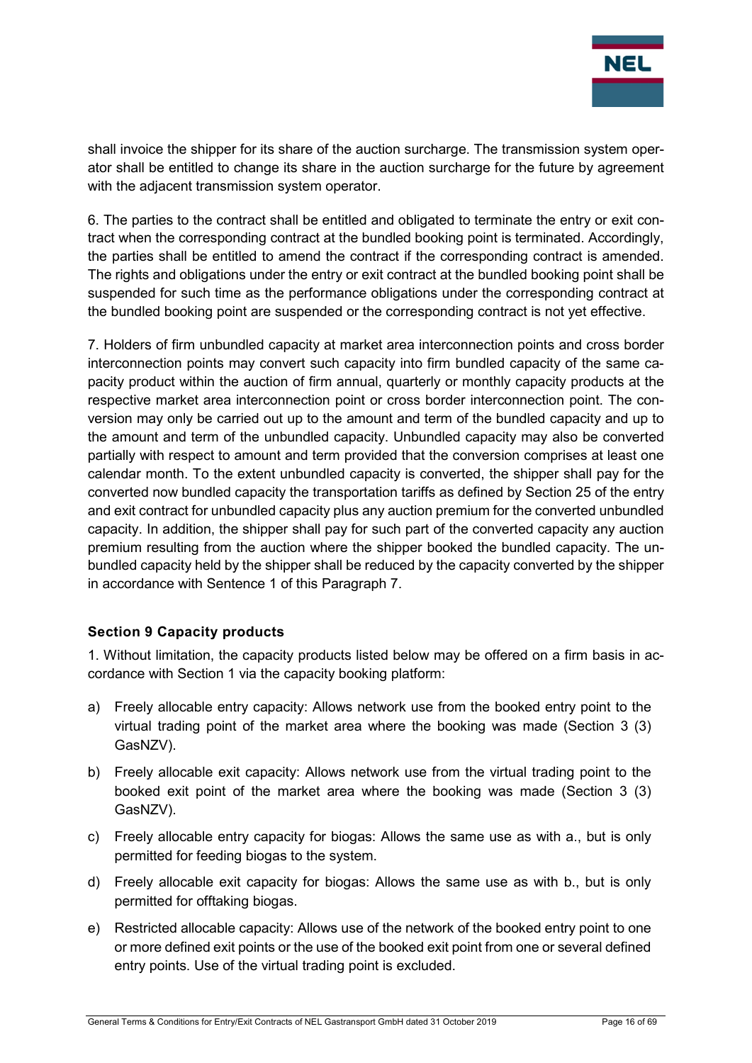shall invoice the shipper for its share of the auction surcharge. The transmission system operator shall be entitled to change its share in the auction surcharge for the future by agreement with the adjacent transmission system operator.

6. The parties to the contract shall be entitled and obligated to terminate the entry or exit contract when the corresponding contract at the bundled booking point is terminated. Accordingly, the parties shall be entitled to amend the contract if the corresponding contract is amended. The rights and obligations under the entry or exit contract at the bundled booking point shall be suspended for such time as the performance obligations under the corresponding contract at the bundled booking point are suspended or the corresponding contract is not yet effective.

7. Holders of firm unbundled capacity at market area interconnection points and cross border interconnection points may convert such capacity into firm bundled capacity of the same capacity product within the auction of firm annual, quarterly or monthly capacity products at the respective market area interconnection point or cross border interconnection point. The conversion may only be carried out up to the amount and term of the bundled capacity and up to the amount and term of the unbundled capacity. Unbundled capacity may also be converted partially with respect to amount and term provided that the conversion comprises at least one calendar month. To the extent unbundled capacity is converted, the shipper shall pay for the converted now bundled capacity the transportation tariffs as defined by Section 25 of the entry and exit contract for unbundled capacity plus any auction premium for the converted unbundled capacity. In addition, the shipper shall pay for such part of the converted capacity any auction premium resulting from the auction where the shipper booked the bundled capacity. The unbundled capacity held by the shipper shall be reduced by the capacity converted by the shipper in accordance with Sentence 1 of this Paragraph 7.

## Section 9 Capacity products

1. Without limitation, the capacity products listed below may be offered on a firm basis in accordance with Section 1 via the capacity booking platform:

a) Freely allocable entry capacity: Allows network use from the booked entry point to the virtual trading point of the market area where the booking was made (Section 3 (3) GasNZV).

b) Freely allocable exit capacity: Allows network use from the virtual trading point to the booked exit point of the market area where the booking was made (Section 3 (3) GasNZV).

c) Freely allocable entry capacity for biogas: Allows the same use as with a., but is only permitted for feeding biogas to the system.

d) Freely allocable exit capacity for biogas: Allows the same use as with b., but is only permitted for offtaking biogas.

e) Restricted allocable capacity: Allows use of the network of the booked entry point to one or more defined exit points or the use of the booked exit point from one or several defined entry points. Use of the virtual trading point is excluded.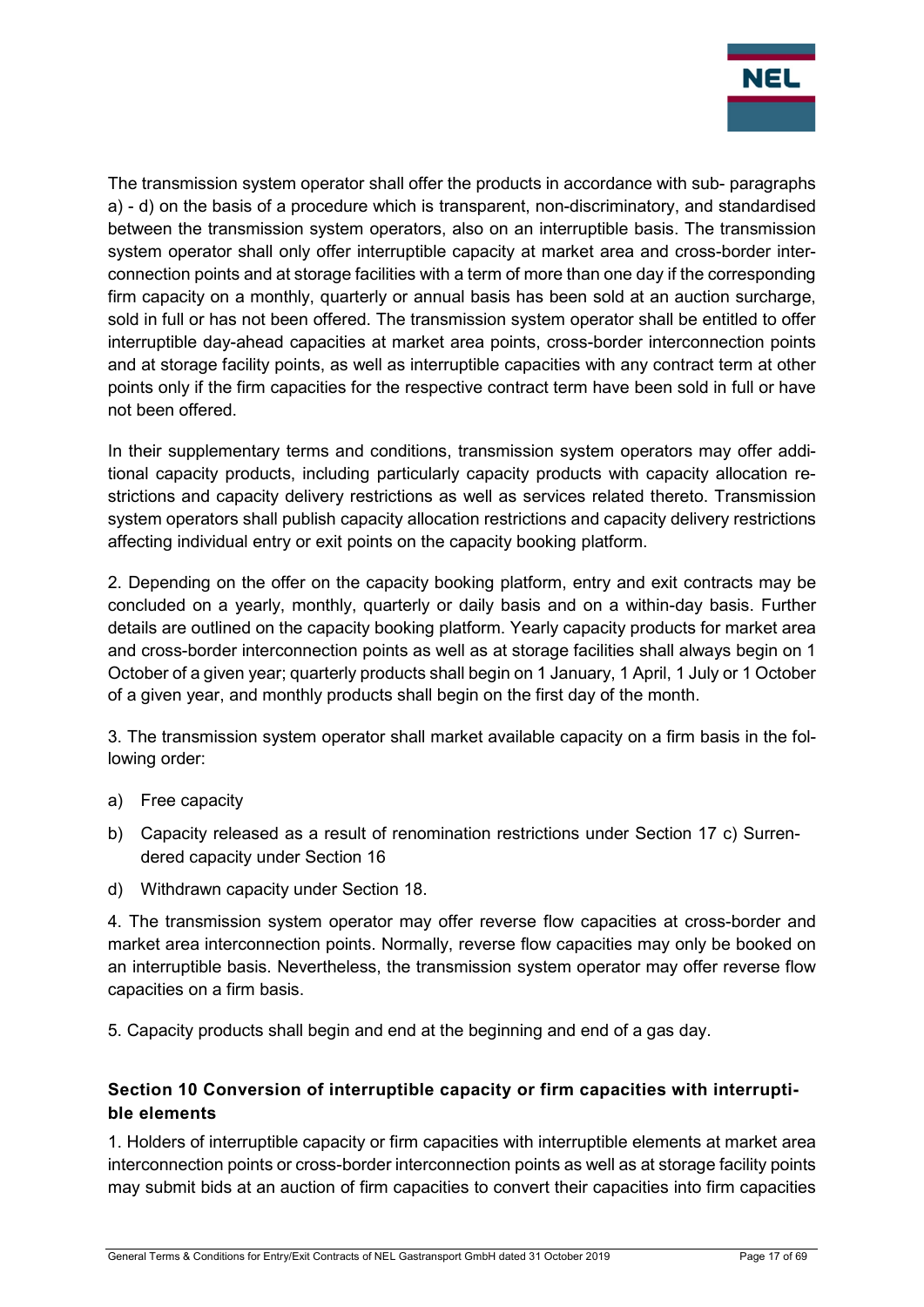The transmission system operator shall offer the products in accordance with sub- paragraphs a) - d) on the basis of a procedure which is transparent, non-discriminatory, and standardised between the transmission system operators, also on an interruptible basis. The transmission system operator shall only offer interruptible capacity at market area and cross-border interconnection points and at storage facilities with a term of more than one day if the corresponding firm capacity on a monthly, quarterly or annual basis has been sold at an auction surcharge, sold in full or has not been offered. The transmission system operator shall be entitled to offer interruptible day-ahead capacities at market area points, cross-border interconnection points and at storage facility points, as well as interruptible capacities with any contract term at other points only if the firm capacities for the respective contract term have been sold in full or have not been offered.

In their supplementary terms and conditions, transmission system operators may offer additional capacity products, including particularly capacity products with capacity allocation restrictions and capacity delivery restrictions as well as services related thereto. Transmission system operators shall publish capacity allocation restrictions and capacity delivery restrictions affecting individual entry or exit points on the capacity booking platform.

2. Depending on the offer on the capacity booking platform, entry and exit contracts may be concluded on a yearly, monthly, quarterly or daily basis and on a within-day basis. Further details are outlined on the capacity booking platform. Yearly capacity products for market area and cross-border interconnection points as well as at storage facilities shall always begin on 1 October of a given year; quarterly products shall begin on 1 January, 1 April, 1 July or 1 October of a given year, and monthly products shall begin on the first day of the month.

3. The transmission system operator shall market available capacity on a firm basis in the following order:

a) Free capacity

b) Capacity released as a result of renomination restrictions under Section 17 c) Surrendered capacity under Section 16

d) Withdrawn capacity under Section 18.

4. The transmission system operator may offer reverse flow capacities at cross-border and market area interconnection points. Normally, reverse flow capacities may only be booked on an interruptible basis. Nevertheless, the transmission system operator may offer reverse flow capacities on a firm basis.

5. Capacity products shall begin and end at the beginning and end of a gas day.

## Section 10 Conversion of interruptible capacity or firm capacities with interruptible elements

1. Holders of interruptible capacity or firm capacities with interruptible elements at market area interconnection points or cross-border interconnection points as well as at storage facility points may submit bids at an auction of firm capacities to convert their capacities into firm capacities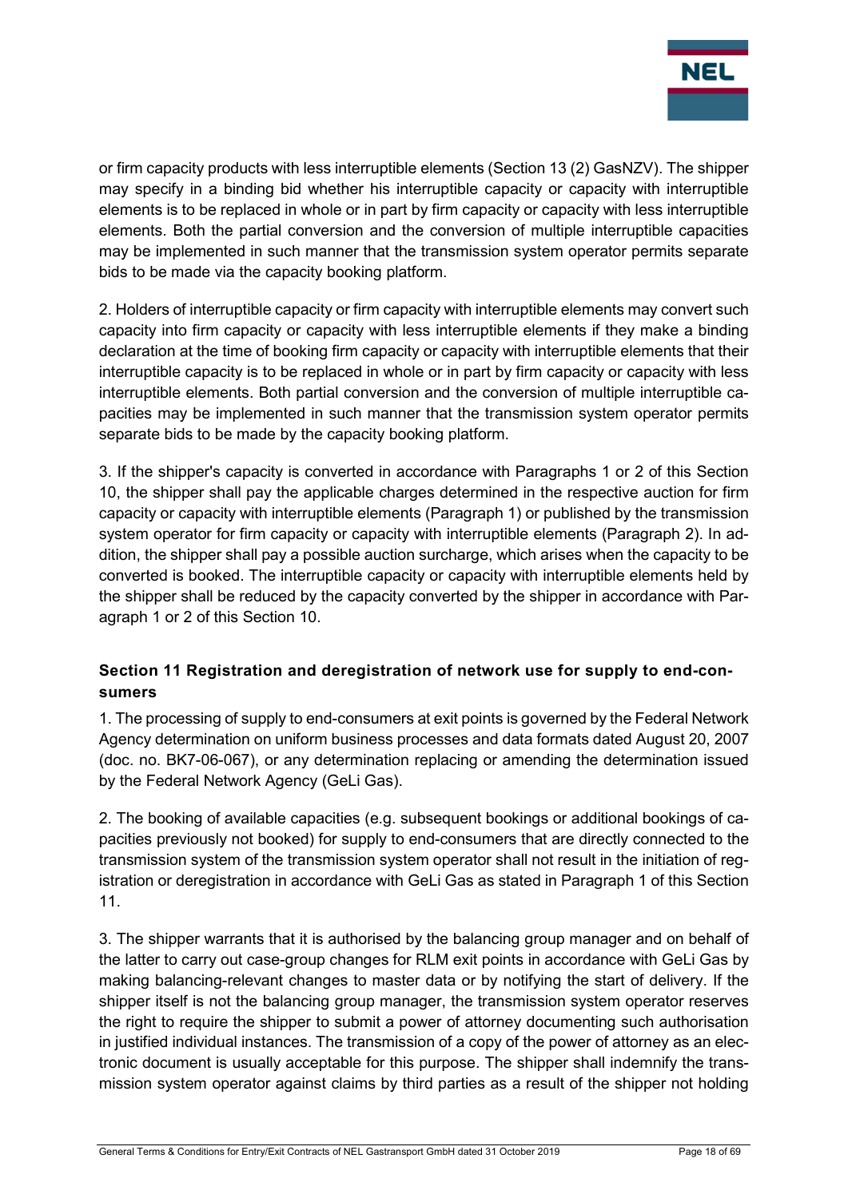or firm capacity products with less interruptible elements (Section 13 (2) GasNZV). The shipper may specify in a binding bid whether his interruptible capacity or capacity with interruptible elements is to be replaced in whole or in part by firm capacity or capacity with less interruptible elements. Both the partial conversion and the conversion of multiple interruptible capacities may be implemented in such manner that the transmission system operator permits separate bids to be made via the capacity booking platform.

2. Holders of interruptible capacity or firm capacity with interruptible elements may convert such capacity into firm capacity or capacity with less interruptible elements if they make a binding declaration at the time of booking firm capacity or capacity with interruptible elements that their interruptible capacity is to be replaced in whole or in part by firm capacity or capacity with less interruptible elements. Both partial conversion and the conversion of multiple interruptible capacities may be implemented in such manner that the transmission system operator permits separate bids to be made by the capacity booking platform.

3. If the shipper's capacity is converted in accordance with Paragraphs 1 or 2 of this Section 10, the shipper shall pay the applicable charges determined in the respective auction for firm capacity or capacity with interruptible elements (Paragraph 1) or published by the transmission system operator for firm capacity or capacity with interruptible elements (Paragraph 2). In addition, the shipper shall pay a possible auction surcharge, which arises when the capacity to be converted is booked. The interruptible capacity or capacity with interruptible elements held by the shipper shall be reduced by the capacity converted by the shipper in accordance with Paragraph 1 or 2 of this Section 10.

## Section 11 Registration and deregistration of network use for supply to end-consumers

1. The processing of supply to end-consumers at exit points is governed by the Federal Network Agency determination on uniform business processes and data formats dated August 20, 2007 (doc. no. BK7-06-067), or any determination replacing or amending the determination issued by the Federal Network Agency (GeLi Gas).

2. The booking of available capacities (e.g. subsequent bookings or additional bookings of capacities previously not booked) for supply to end-consumers that are directly connected to the transmission system of the transmission system operator shall not result in the initiation of registration or deregistration in accordance with GeLi Gas as stated in Paragraph 1 of this Section 11.

3. The shipper warrants that it is authorised by the balancing group manager and on behalf of the latter to carry out case-group changes for RLM exit points in accordance with GeLi Gas by making balancing-relevant changes to master data or by notifying the start of delivery. If the shipper itself is not the balancing group manager, the transmission system operator reserves the right to require the shipper to submit a power of attorney documenting such authorisation in justified individual instances. The transmission of a copy of the power of attorney as an electronic document is usually acceptable for this purpose. The shipper shall indemnify the transmission system operator against claims by third parties as a result of the shipper not holding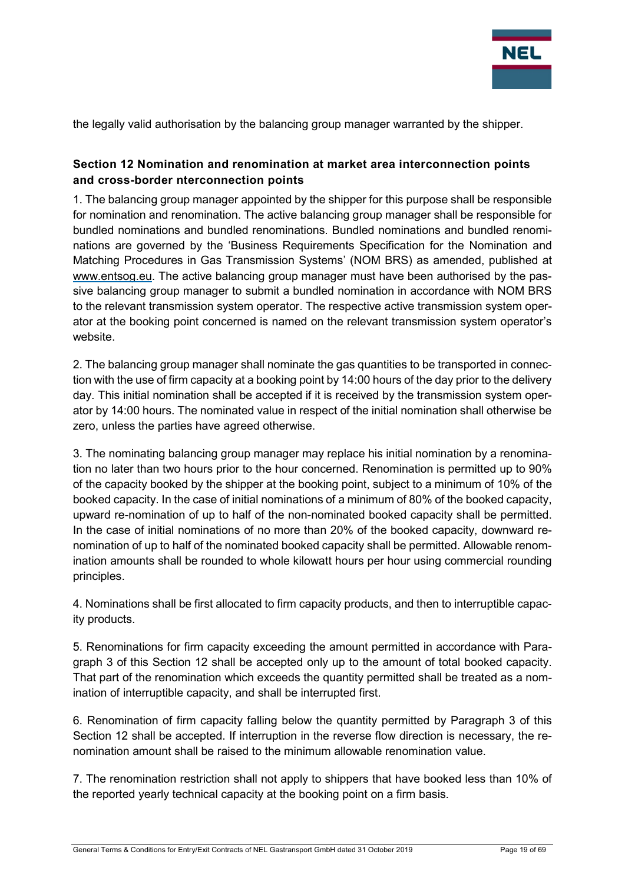the legally valid authorisation by the balancing group manager warranted by the shipper.

### Section 12 Nomination and renomination at market area interconnection points and cross-border nterconnection points

1. The balancing group manager appointed by the shipper for this purpose shall be responsible for nomination and renomination. The active balancing group manager shall be responsible for bundled nominations and bundled renominations. Bundled nominations and bundled renominations are governed by the 'Business Requirements Specification for the Nomination and Matching Procedures in Gas Transmission Systems' (NOM BRS) as amended, published at www.entsog.eu. The active balancing group manager must have been authorised by the passive balancing group manager to submit a bundled nomination in accordance with NOM BRS to the relevant transmission system operator. The respective active transmission system operator at the booking point concerned is named on the relevant transmission system operator's website.

2. The balancing group manager shall nominate the gas quantities to be transported in connection with the use of firm capacity at a booking point by 14:00 hours of the day prior to the delivery day. This initial nomination shall be accepted if it is received by the transmission system operator by 14:00 hours. The nominated value in respect of the initial nomination shall otherwise be zero, unless the parties have agreed otherwise.

3. The nominating balancing group manager may replace his initial nomination by a renomination no later than two hours prior to the hour concerned. Renomination is permitted up to 90% of the capacity booked by the shipper at the booking point, subject to a minimum of 10% of the booked capacity. In the case of initial nominations of a minimum of 80% of the booked capacity, upward re-nomination of up to half of the non-nominated booked capacity shall be permitted. In the case of initial nominations of no more than 20% of the booked capacity, downward renomination of up to half of the nominated booked capacity shall be permitted. Allowable renomination amounts shall be rounded to whole kilowatt hours per hour using commercial rounding principles.

4. Nominations shall be first allocated to firm capacity products, and then to interruptible capacity products.

5. Renominations for firm capacity exceeding the amount permitted in accordance with Paragraph 3 of this Section 12 shall be accepted only up to the amount of total booked capacity. That part of the renomination which exceeds the quantity permitted shall be treated as a nomination of interruptible capacity, and shall be interrupted first.

6. Renomination of firm capacity falling below the quantity permitted by Paragraph 3 of this Section 12 shall be accepted. If interruption in the reverse flow direction is necessary, the renomination amount shall be raised to the minimum allowable renomination value.

7. The renomination restriction shall not apply to shippers that have booked less than 10% of the reported yearly technical capacity at the booking point on a firm basis.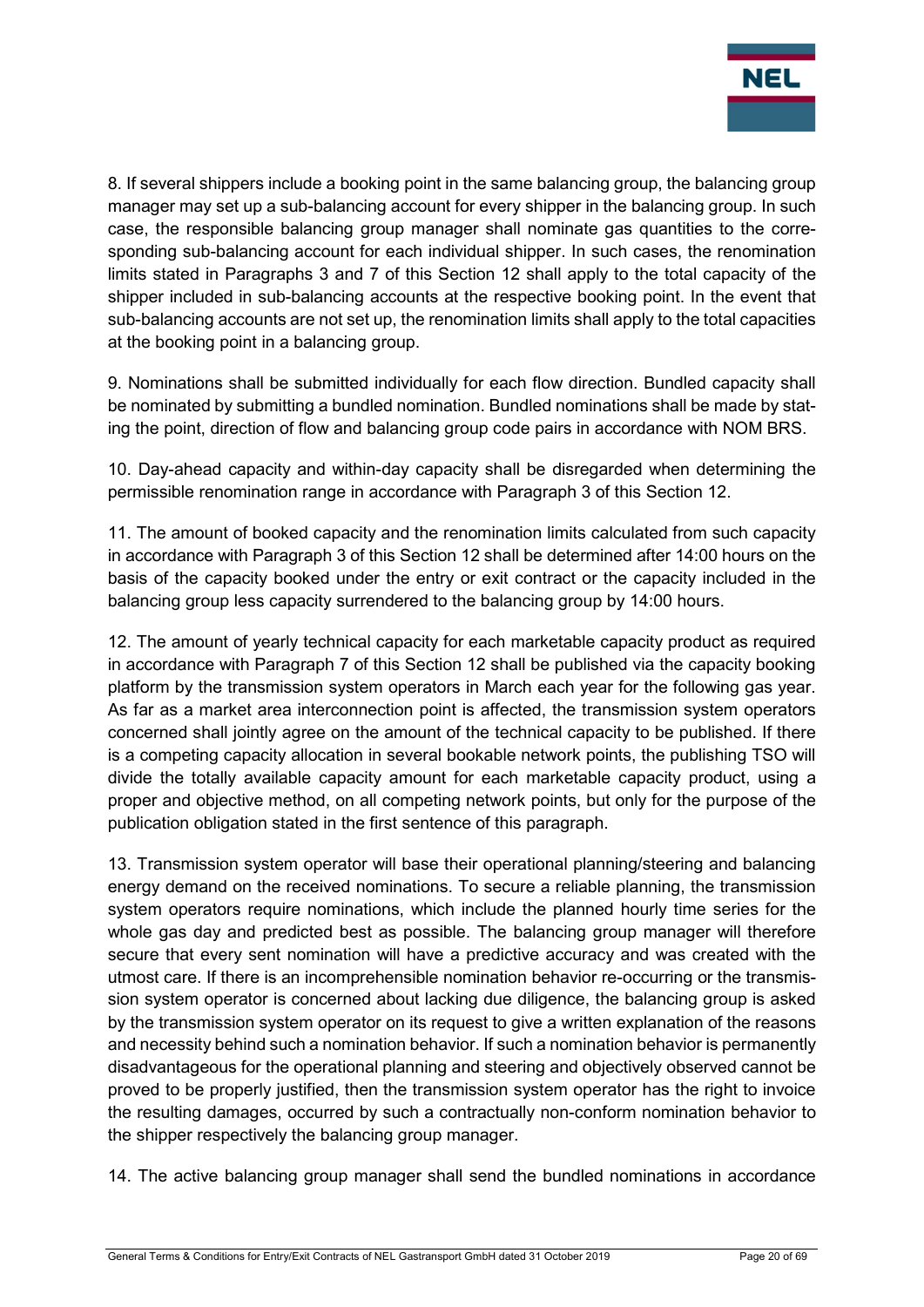8. If several shippers include a booking point in the same balancing group, the balancing group manager may set up a sub-balancing account for every shipper in the balancing group. In such case, the responsible balancing group manager shall nominate gas quantities to the corresponding sub-balancing account for each individual shipper. In such cases, the renomination limits stated in Paragraphs 3 and 7 of this Section 12 shall apply to the total capacity of the shipper included in sub-balancing accounts at the respective booking point. In the event that sub-balancing accounts are not set up, the renomination limits shall apply to the total capacities at the booking point in a balancing group.

9. Nominations shall be submitted individually for each flow direction. Bundled capacity shall be nominated by submitting a bundled nomination. Bundled nominations shall be made by stating the point, direction of flow and balancing group code pairs in accordance with NOM BRS.

10. Day-ahead capacity and within-day capacity shall be disregarded when determining the permissible renomination range in accordance with Paragraph 3 of this Section 12.

11. The amount of booked capacity and the renomination limits calculated from such capacity in accordance with Paragraph 3 of this Section 12 shall be determined after 14:00 hours on the basis of the capacity booked under the entry or exit contract or the capacity included in the balancing group less capacity surrendered to the balancing group by 14:00 hours.

12. The amount of yearly technical capacity for each marketable capacity product as required in accordance with Paragraph 7 of this Section 12 shall be published via the capacity booking platform by the transmission system operators in March each year for the following gas year. As far as a market area interconnection point is affected, the transmission system operators concerned shall jointly agree on the amount of the technical capacity to be published. If there is a competing capacity allocation in several bookable network points, the publishing TSO will divide the totally available capacity amount for each marketable capacity product, using a proper and objective method, on all competing network points, but only for the purpose of the publication obligation stated in the first sentence of this paragraph.

13. Transmission system operator will base their operational planning/steering and balancing energy demand on the received nominations. To secure a reliable planning, the transmission system operators require nominations, which include the planned hourly time series for the whole gas day and predicted best as possible. The balancing group manager will therefore secure that every sent nomination will have a predictive accuracy and was created with the utmost care. If there is an incomprehensible nomination behavior re-occurring or the transmission system operator is concerned about lacking due diligence, the balancing group is asked by the transmission system operator on its request to give a written explanation of the reasons and necessity behind such a nomination behavior. If such a nomination behavior is permanently disadvantageous for the operational planning and steering and objectively observed cannot be proved to be properly justified, then the transmission system operator has the right to invoice the resulting damages, occurred by such a contractually non-conform nomination behavior to the shipper respectively the balancing group manager.

14. The active balancing group manager shall send the bundled nominations in accordance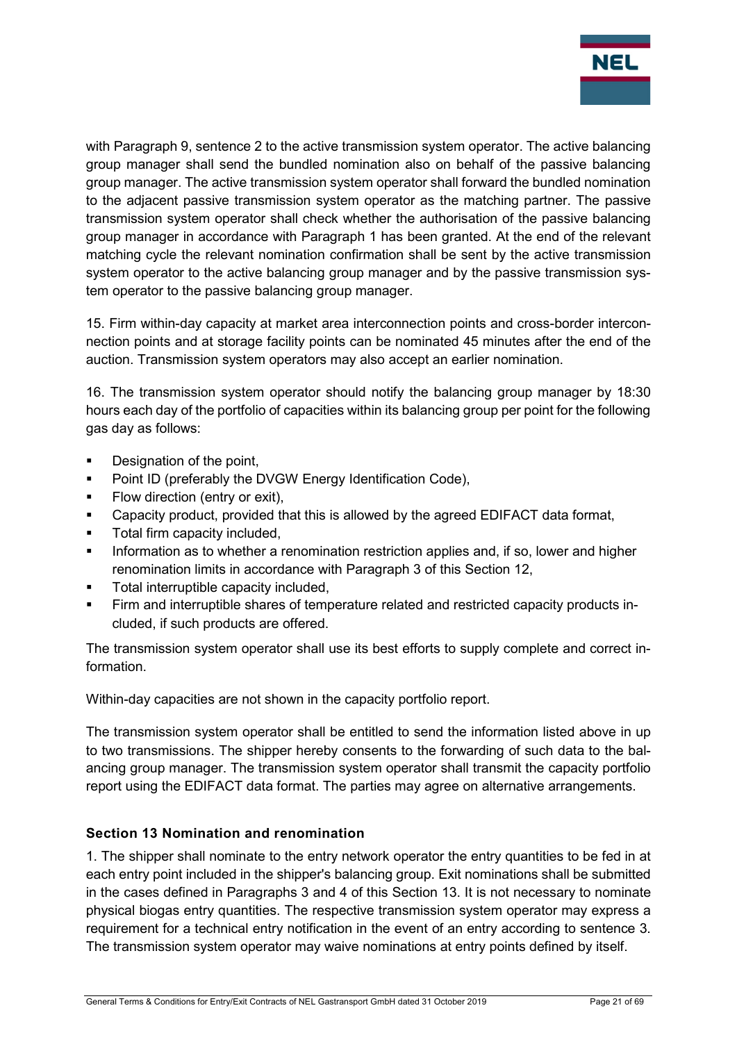with Paragraph 9, sentence 2 to the active transmission system operator. The active balancing group manager shall send the bundled nomination also on behalf of the passive balancing group manager. The active transmission system operator shall forward the bundled nomination to the adjacent passive transmission system operator as the matching partner. The passive transmission system operator shall check whether the authorisation of the passive balancing group manager in accordance with Paragraph 1 has been granted. At the end of the relevant matching cycle the relevant nomination confirmation shall be sent by the active transmission system operator to the active balancing group manager and by the passive transmission system operator to the passive balancing group manager.

15. Firm within-day capacity at market area interconnection points and cross-border interconnection points and at storage facility points can be nominated 45 minutes after the end of the auction. Transmission system operators may also accept an earlier nomination.

16. The transmission system operator should notify the balancing group manager by 18:30 hours each day of the portfolio of capacities within its balancing group per point for the following gas day as follows:

- Designation of the point,
- Point ID (preferably the DVGW Energy Identification Code),
- Flow direction (entry or exit),
- Capacity product, provided that this is allowed by the agreed EDIFACT data format,
- Total firm capacity included,
- Information as to whether a renomination restriction applies and, if so, lower and higher renomination limits in accordance with Paragraph 3 of this Section 12,
- Total interruptible capacity included,
- Firm and interruptible shares of temperature related and restricted capacity products included, if such products are offered.

The transmission system operator shall use its best efforts to supply complete and correct information.

Within-day capacities are not shown in the capacity portfolio report.

The transmission system operator shall be entitled to send the information listed above in up to two transmissions. The shipper hereby consents to the forwarding of such data to the balancing group manager. The transmission system operator shall transmit the capacity portfolio report using the EDIFACT data format. The parties may agree on alternative arrangements.

## Section 13 Nomination and renomination

1. The shipper shall nominate to the entry network operator the entry quantities to be fed in at each entry point included in the shipper's balancing group. Exit nominations shall be submitted in the cases defined in Paragraphs 3 and 4 of this Section 13. It is not necessary to nominate physical biogas entry quantities. The respective transmission system operator may express a requirement for a technical entry notification in the event of an entry according to sentence 3. The transmission system operator may waive nominations at entry points defined by itself.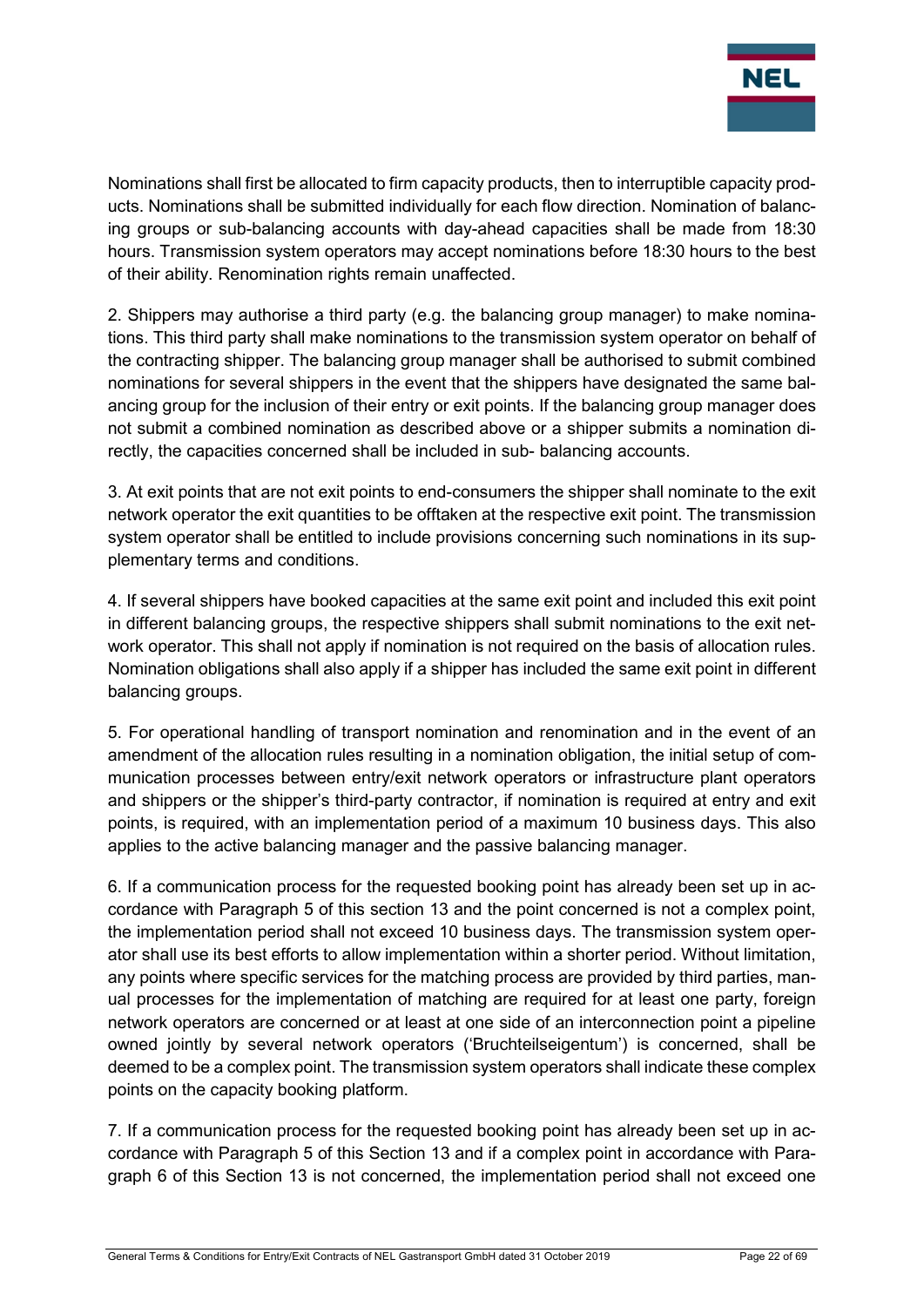Nominations shall first be allocated to firm capacity products, then to interruptible capacity products. Nominations shall be submitted individually for each flow direction. Nomination of balancing groups or sub-balancing accounts with day-ahead capacities shall be made from 18:30 hours. Transmission system operators may accept nominations before 18:30 hours to the best of their ability. Renomination rights remain unaffected.

2. Shippers may authorise a third party (e.g. the balancing group manager) to make nominations. This third party shall make nominations to the transmission system operator on behalf of the contracting shipper. The balancing group manager shall be authorised to submit combined nominations for several shippers in the event that the shippers have designated the same balancing group for the inclusion of their entry or exit points. If the balancing group manager does not submit a combined nomination as described above or a shipper submits a nomination directly, the capacities concerned shall be included in sub- balancing accounts.

3. At exit points that are not exit points to end-consumers the shipper shall nominate to the exit network operator the exit quantities to be offtaken at the respective exit point. The transmission system operator shall be entitled to include provisions concerning such nominations in its supplementary terms and conditions.

4. If several shippers have booked capacities at the same exit point and included this exit point in different balancing groups, the respective shippers shall submit nominations to the exit network operator. This shall not apply if nomination is not required on the basis of allocation rules. Nomination obligations shall also apply if a shipper has included the same exit point in different balancing groups.

5. For operational handling of transport nomination and renomination and in the event of an amendment of the allocation rules resulting in a nomination obligation, the initial setup of communication processes between entry/exit network operators or infrastructure plant operators and shippers or the shipper's third-party contractor, if nomination is required at entry and exit points, is required, with an implementation period of a maximum 10 business days. This also applies to the active balancing manager and the passive balancing manager.

6. If a communication process for the requested booking point has already been set up in accordance with Paragraph 5 of this section 13 and the point concerned is not a complex point, the implementation period shall not exceed 10 business days. The transmission system operator shall use its best efforts to allow implementation within a shorter period. Without limitation, any points where specific services for the matching process are provided by third parties, manual processes for the implementation of matching are required for at least one party, foreign network operators are concerned or at least at one side of an interconnection point a pipeline owned jointly by several network operators ('Bruchteilseigentum') is concerned, shall be deemed to be a complex point. The transmission system operators shall indicate these complex points on the capacity booking platform.

7. If a communication process for the requested booking point has already been set up in accordance with Paragraph 5 of this Section 13 and if a complex point in accordance with Paragraph 6 of this Section 13 is not concerned, the implementation period shall not exceed one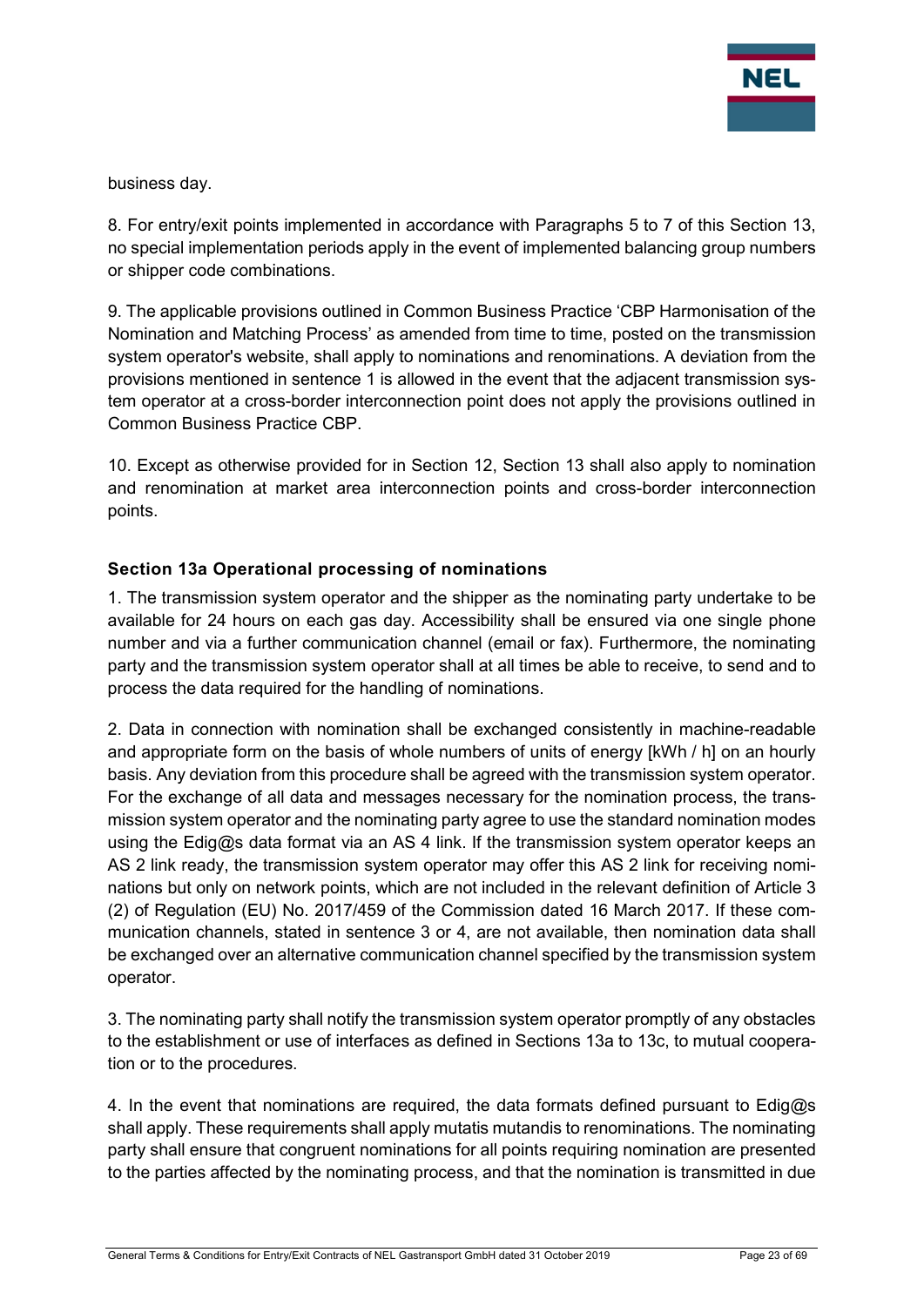business day.

8. For entry/exit points implemented in accordance with Paragraphs 5 to 7 of this Section 13, no special implementation periods apply in the event of implemented balancing group numbers or shipper code combinations.

9. The applicable provisions outlined in Common Business Practice 'CBP Harmonisation of the Nomination and Matching Process' as amended from time to time, posted on the transmission system operator's website, shall apply to nominations and renominations. A deviation from the provisions mentioned in sentence 1 is allowed in the event that the adjacent transmission system operator at a cross-border interconnection point does not apply the provisions outlined in Common Business Practice CBP.

10. Except as otherwise provided for in Section 12, Section 13 shall also apply to nomination and renomination at market area interconnection points and cross-border interconnection points.

### Section 13a Operational processing of nominations

1. The transmission system operator and the shipper as the nominating party undertake to be available for 24 hours on each gas day. Accessibility shall be ensured via one single phone number and via a further communication channel (email or fax). Furthermore, the nominating party and the transmission system operator shall at all times be able to receive, to send and to process the data required for the handling of nominations.

2. Data in connection with nomination shall be exchanged consistently in machine-readable and appropriate form on the basis of whole numbers of units of energy [kWh / h] on an hourly basis. Any deviation from this procedure shall be agreed with the transmission system operator. For the exchange of all data and messages necessary for the nomination process, the transmission system operator and the nominating party agree to use the standard nomination modes using the Edig@s data format via an AS 4 link. If the transmission system operator keeps an AS 2 link ready, the transmission system operator may offer this AS 2 link for receiving nominations but only on network points, which are not included in the relevant definition of Article 3 (2) of Regulation (EU) No. 2017/459 of the Commission dated 16 March 2017. If these communication channels, stated in sentence 3 or 4, are not available, then nomination data shall be exchanged over an alternative communication channel specified by the transmission system operator.

3. The nominating party shall notify the transmission system operator promptly of any obstacles to the establishment or use of interfaces as defined in Sections 13a to 13c, to mutual cooperation or to the procedures.

4. In the event that nominations are required, the data formats defined pursuant to Edig@s shall apply. These requirements shall apply mutatis mutandis to renominations. The nominating party shall ensure that congruent nominations for all points requiring nomination are presented to the parties affected by the nominating process, and that the nomination is transmitted in due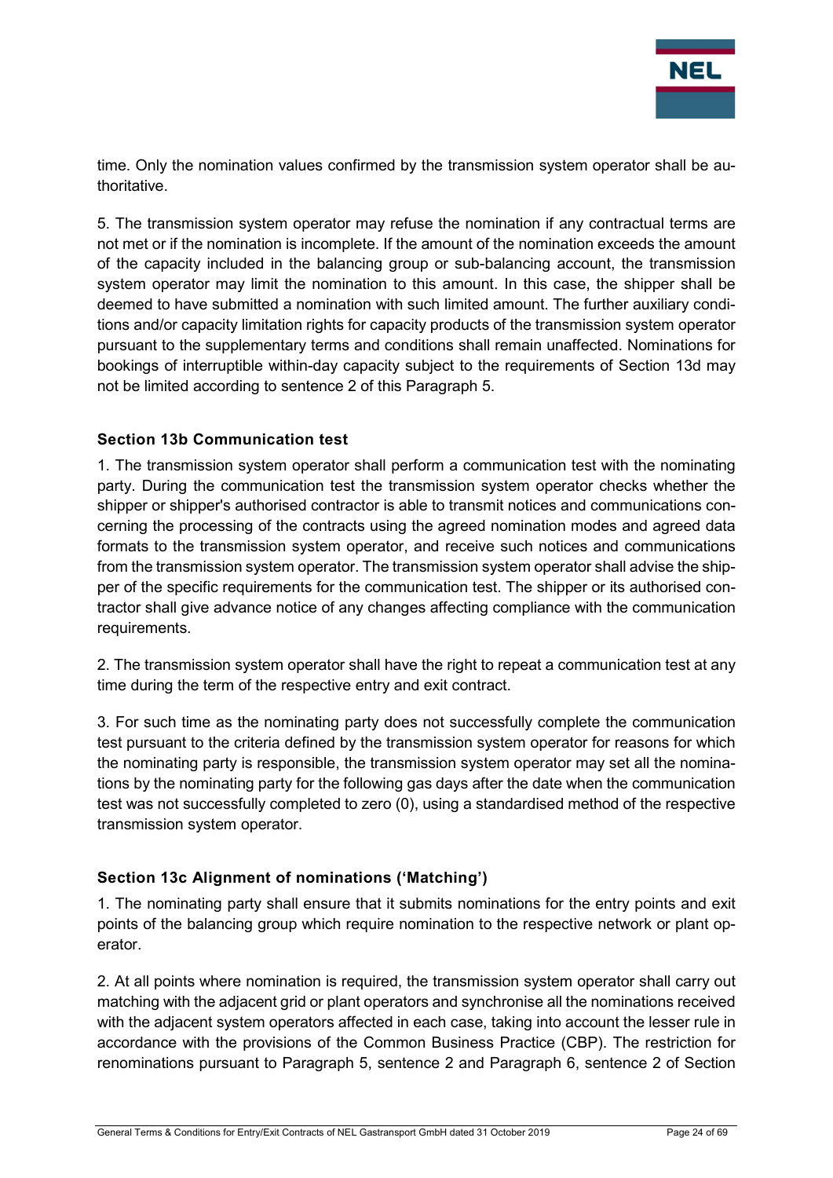time. Only the nomination values confirmed by the transmission system operator shall be authoritative.

5. The transmission system operator may refuse the nomination if any contractual terms are not met or if the nomination is incomplete. If the amount of the nomination exceeds the amount of the capacity included in the balancing group or sub-balancing account, the transmission system operator may limit the nomination to this amount. In this case, the shipper shall be deemed to have submitted a nomination with such limited amount. The further auxiliary conditions and/or capacity limitation rights for capacity products of the transmission system operator pursuant to the supplementary terms and conditions shall remain unaffected. Nominations for bookings of interruptible within-day capacity subject to the requirements of Section 13d may not be limited according to sentence 2 of this Paragraph 5.

**Section 13b Communication test**

1. The transmission system operator shall perform a communication test with the nominating party. During the communication test the transmission system operator checks whether the shipper or shipper's authorised contractor is able to transmit notices and communications concerning the processing of the contracts using the agreed nomination modes and agreed data formats to the transmission system operator, and receive such notices and communications from the transmission system operator. The transmission system operator shall advise the shipper of the specific requirements for the communication test. The shipper or its authorised contractor shall give advance notice of any changes affecting compliance with the communication requirements.

2. The transmission system operator shall have the right to repeat a communication test at any time during the term of the respective entry and exit contract.

3. For such time as the nominating party does not successfully complete the communication test pursuant to the criteria defined by the transmission system operator for reasons for which the nominating party is responsible, the transmission system operator may set all the nominations by the nominating party for the following gas days after the date when the communication test was not successfully completed to zero (0), using a standardised method of the respective transmission system operator.

**Section 13c Alignment of nominations ('Matching')**

1. The nominating party shall ensure that it submits nominations for the entry points and exit points of the balancing group which require nomination to the respective network or plant operator.

2. At all points where nomination is required, the transmission system operator shall carry out matching with the adjacent grid or plant operators and synchronise all the nominations received with the adjacent system operators affected in each case, taking into account the lesser rule in accordance with the provisions of the Common Business Practice (CBP). The restriction for renominations pursuant to Paragraph 5, sentence 2 and Paragraph 6, sentence 2 of Section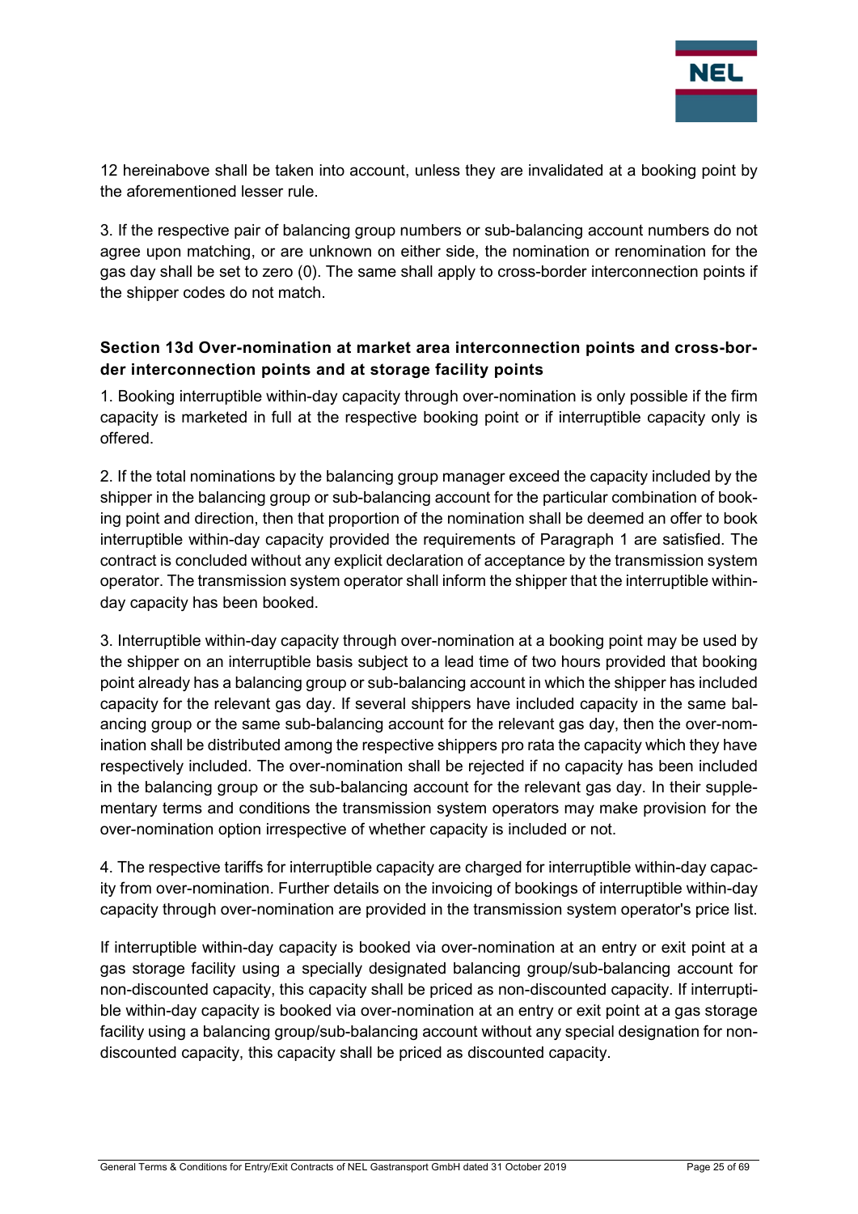12 hereinabove shall be taken into account, unless they are invalidated at a booking point by the aforementioned lesser rule.

3. If the respective pair of balancing group numbers or sub-balancing account numbers do not agree upon matching, or are unknown on either side, the nomination or renomination for the gas day shall be set to zero (0). The same shall apply to cross-border interconnection points if the shipper codes do not match.

**Section 13d Over-nomination at market area interconnection points and cross-border interconnection points and at storage facility points**

1. Booking interruptible within-day capacity through over-nomination is only possible if the firm capacity is marketed in full at the respective booking point or if interruptible capacity only is offered.

2. If the total nominations by the balancing group manager exceed the capacity included by the shipper in the balancing group or sub-balancing account for the particular combination of booking point and direction, then that proportion of the nomination shall be deemed an offer to book interruptible within-day capacity provided the requirements of Paragraph 1 are satisfied. The contract is concluded without any explicit declaration of acceptance by the transmission system operator. The transmission system operator shall inform the shipper that the interruptible within-day capacity has been booked.

3. Interruptible within-day capacity through over-nomination at a booking point may be used by the shipper on an interruptible basis subject to a lead time of two hours provided that booking point already has a balancing group or sub-balancing account in which the shipper has included capacity for the relevant gas day. If several shippers have included capacity in the same balancing group or the same sub-balancing account for the relevant gas day, then the over-nomination shall be distributed among the respective shippers pro rata the capacity which they have respectively included. The over-nomination shall be rejected if no capacity has been included in the balancing group or the sub-balancing account for the relevant gas day. In their supplementary terms and conditions the transmission system operators may make provision for the over-nomination option irrespective of whether capacity is included or not.

4. The respective tariffs for interruptible capacity are charged for interruptible within-day capacity from over-nomination. Further details on the invoicing of bookings of interruptible within-day capacity through over-nomination are provided in the transmission system operator's price list.

If interruptible within-day capacity is booked via over-nomination at an entry or exit point at a gas storage facility using a specially designated balancing group/sub-balancing account for non-discounted capacity, this capacity shall be priced as non-discounted capacity. If interruptible within-day capacity is booked via over-nomination at an entry or exit point at a gas storage facility using a balancing group/sub-balancing account without any special designation for non-discounted capacity, this capacity shall be priced as discounted capacity.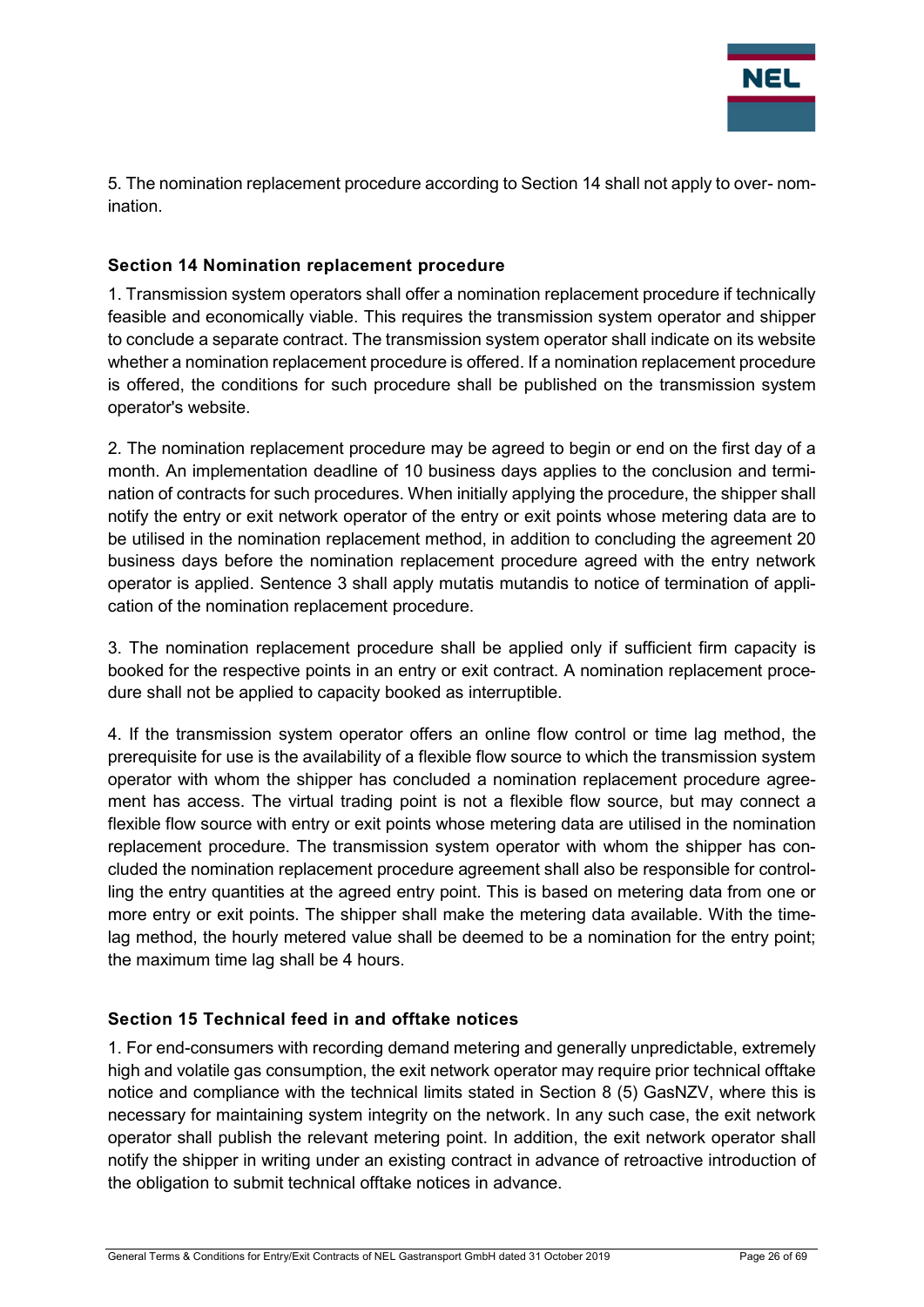5. The nomination replacement procedure according to Section 14 shall not apply to over- nomination.

### Section 14 Nomination replacement procedure

1. Transmission system operators shall offer a nomination replacement procedure if technically feasible and economically viable. This requires the transmission system operator and shipper to conclude a separate contract. The transmission system operator shall indicate on its website whether a nomination replacement procedure is offered. If a nomination replacement procedure is offered, the conditions for such procedure shall be published on the transmission system operator's website.

2. The nomination replacement procedure may be agreed to begin or end on the first day of a month. An implementation deadline of 10 business days applies to the conclusion and termination of contracts for such procedures. When initially applying the procedure, the shipper shall notify the entry or exit network operator of the entry or exit points whose metering data are to be utilised in the nomination replacement method, in addition to concluding the agreement 20 business days before the nomination replacement procedure agreed with the entry network operator is applied. Sentence 3 shall apply mutatis mutandis to notice of termination of application of the nomination replacement procedure.

3. The nomination replacement procedure shall be applied only if sufficient firm capacity is booked for the respective points in an entry or exit contract. A nomination replacement procedure shall not be applied to capacity booked as interruptible.

4. If the transmission system operator offers an online flow control or time lag method, the prerequisite for use is the availability of a flexible flow source to which the transmission system operator with whom the shipper has concluded a nomination replacement procedure agreement has access. The virtual trading point is not a flexible flow source, but may connect a flexible flow source with entry or exit points whose metering data are utilised in the nomination replacement procedure. The transmission system operator with whom the shipper has concluded the nomination replacement procedure agreement shall also be responsible for controlling the entry quantities at the agreed entry point. This is based on metering data from one or more entry or exit points. The shipper shall make the metering data available. With the time-lag method, the hourly metered value shall be deemed to be a nomination for the entry point; the maximum time lag shall be 4 hours.

### Section 15 Technical feed in and offtake notices

1. For end-consumers with recording demand metering and generally unpredictable, extremely high and volatile gas consumption, the exit network operator may require prior technical offtake notice and compliance with the technical limits stated in Section 8 (5) GasNZV, where this is necessary for maintaining system integrity on the network. In any such case, the exit network operator shall publish the relevant metering point. In addition, the exit network operator shall notify the shipper in writing under an existing contract in advance of retroactive introduction of the obligation to submit technical offtake notices in advance.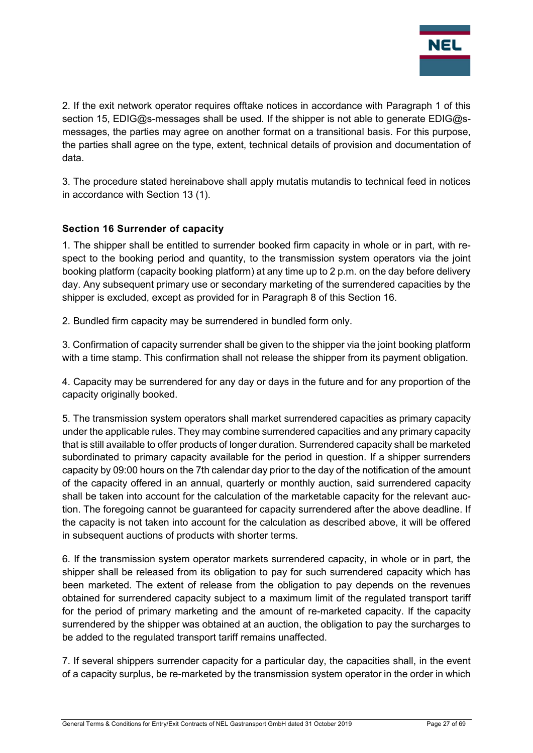2. If the exit network operator requires offtake notices in accordance with Paragraph 1 of this section 15, EDIG@s-messages shall be used. If the shipper is not able to generate EDIG@s-messages, the parties may agree on another format on a transitional basis. For this purpose, the parties shall agree on the type, extent, technical details of provision and documentation of data.

3. The procedure stated hereinabove shall apply mutatis mutandis to technical feed in notices in accordance with Section 13 (1).

### Section 16 Surrender of capacity

1. The shipper shall be entitled to surrender booked firm capacity in whole or in part, with respect to the booking period and quantity, to the transmission system operators via the joint booking platform (capacity booking platform) at any time up to 2 p.m. on the day before delivery day. Any subsequent primary use or secondary marketing of the surrendered capacities by the shipper is excluded, except as provided for in Paragraph 8 of this Section 16.

2. Bundled firm capacity may be surrendered in bundled form only.

3. Confirmation of capacity surrender shall be given to the shipper via the joint booking platform with a time stamp. This confirmation shall not release the shipper from its payment obligation.

4. Capacity may be surrendered for any day or days in the future and for any proportion of the capacity originally booked.

5. The transmission system operators shall market surrendered capacities as primary capacity under the applicable rules. They may combine surrendered capacities and any primary capacity that is still available to offer products of longer duration. Surrendered capacity shall be marketed subordinated to primary capacity available for the period in question. If a shipper surrenders capacity by 09:00 hours on the 7th calendar day prior to the day of the notification of the amount of the capacity offered in an annual, quarterly or monthly auction, said surrendered capacity shall be taken into account for the calculation of the marketable capacity for the relevant auction. The foregoing cannot be guaranteed for capacity surrendered after the above deadline. If the capacity is not taken into account for the calculation as described above, it will be offered in subsequent auctions of products with shorter terms.

6. If the transmission system operator markets surrendered capacity, in whole or in part, the shipper shall be released from its obligation to pay for such surrendered capacity which has been marketed. The extent of release from the obligation to pay depends on the revenues obtained for surrendered capacity subject to a maximum limit of the regulated transport tariff for the period of primary marketing and the amount of re-marketed capacity. If the capacity surrendered by the shipper was obtained at an auction, the obligation to pay the surcharges to be added to the regulated transport tariff remains unaffected.

7. If several shippers surrender capacity for a particular day, the capacities shall, in the event of a capacity surplus, be re-marketed by the transmission system operator in the order in which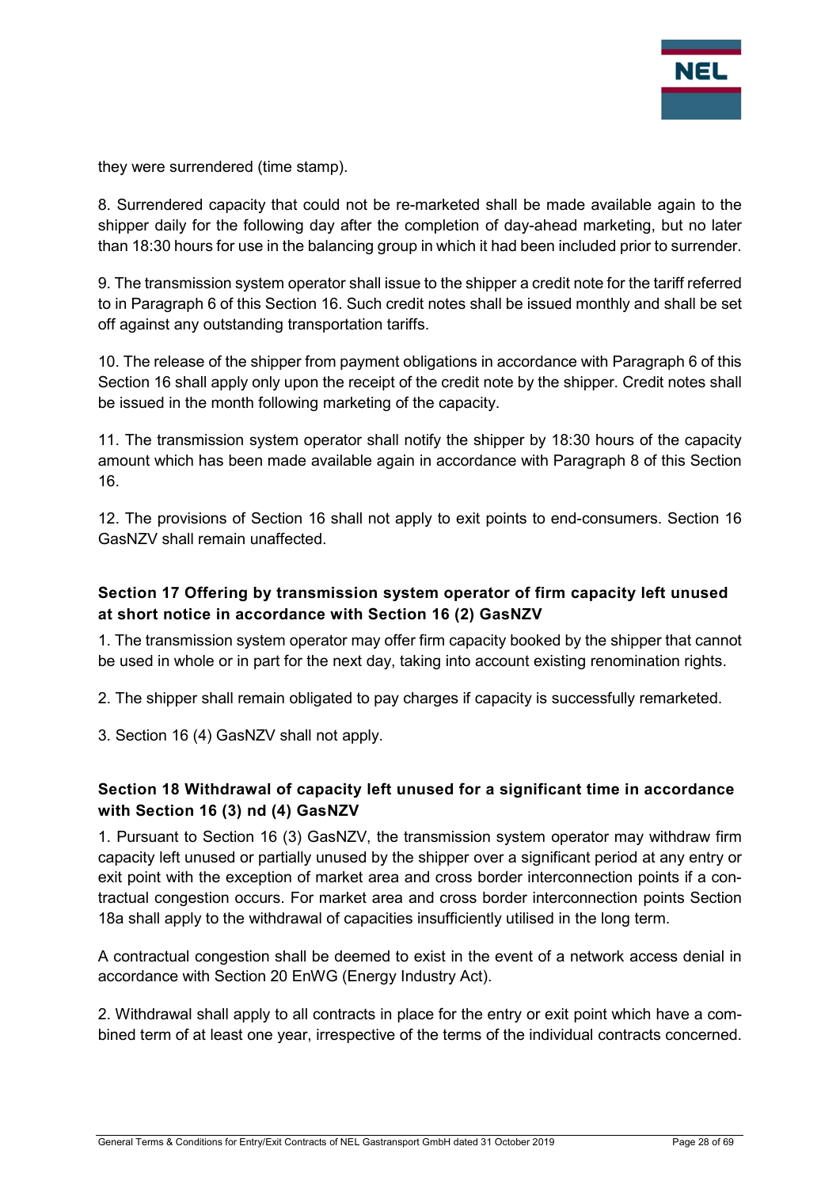they were surrendered (time stamp).

8. Surrendered capacity that could not be re-marketed shall be made available again to the shipper daily for the following day after the completion of day-ahead marketing, but no later than 18:30 hours for use in the balancing group in which it had been included prior to surrender.

9. The transmission system operator shall issue to the shipper a credit note for the tariff referred to in Paragraph 6 of this Section 16. Such credit notes shall be issued monthly and shall be set off against any outstanding transportation tariffs.

10. The release of the shipper from payment obligations in accordance with Paragraph 6 of this Section 16 shall apply only upon the receipt of the credit note by the shipper. Credit notes shall be issued in the month following marketing of the capacity.

11. The transmission system operator shall notify the shipper by 18:30 hours of the capacity amount which has been made available again in accordance with Paragraph 8 of this Section 16.

12. The provisions of Section 16 shall not apply to exit points to end-consumers. Section 16 GasNZV shall remain unaffected.

### Section 17 Offering by transmission system operator of firm capacity left unused at short notice in accordance with Section 16 (2) GasNZV

1. The transmission system operator may offer firm capacity booked by the shipper that cannot be used in whole or in part for the next day, taking into account existing renomination rights.

2. The shipper shall remain obligated to pay charges if capacity is successfully remarketed.

3. Section 16 (4) GasNZV shall not apply.

### Section 18 Withdrawal of capacity left unused for a significant time in accordance with Section 16 (3) nd (4) GasNZV

1. Pursuant to Section 16 (3) GasNZV, the transmission system operator may withdraw firm capacity left unused or partially unused by the shipper over a significant period at any entry or exit point with the exception of market area and cross border interconnection points if a contractual congestion occurs. For market area and cross border interconnection points Section 18a shall apply to the withdrawal of capacities insufficiently utilised in the long term.

A contractual congestion shall be deemed to exist in the event of a network access denial in accordance with Section 20 EnWG (Energy Industry Act).

2. Withdrawal shall apply to all contracts in place for the entry or exit point which have a combined term of at least one year, irrespective of the terms of the individual contracts concerned.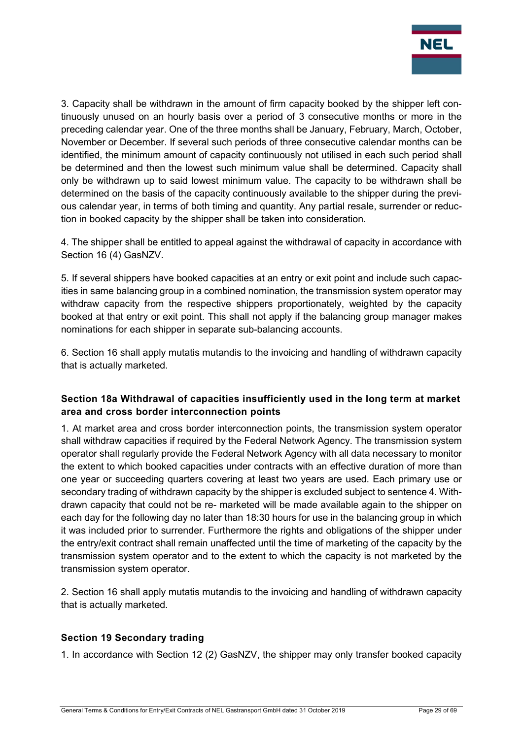3. Capacity shall be withdrawn in the amount of firm capacity booked by the shipper left continuously unused on an hourly basis over a period of 3 consecutive months or more in the preceding calendar year. One of the three months shall be January, February, March, October, November or December. If several such periods of three consecutive calendar months can be identified, the minimum amount of capacity continuously not utilised in each such period shall be determined and then the lowest such minimum value shall be determined. Capacity shall only be withdrawn up to said lowest minimum value. The capacity to be withdrawn shall be determined on the basis of the capacity continuously available to the shipper during the previous calendar year, in terms of both timing and quantity. Any partial resale, surrender or reduction in booked capacity by the shipper shall be taken into consideration.

4. The shipper shall be entitled to appeal against the withdrawal of capacity in accordance with Section 16 (4) GasNZV.

5. If several shippers have booked capacities at an entry or exit point and include such capacities in same balancing group in a combined nomination, the transmission system operator may withdraw capacity from the respective shippers proportionately, weighted by the capacity booked at that entry or exit point. This shall not apply if the balancing group manager makes nominations for each shipper in separate sub-balancing accounts.

6. Section 16 shall apply mutatis mutandis to the invoicing and handling of withdrawn capacity that is actually marketed.

## Section 18a Withdrawal of capacities insufficiently used in the long term at market area and cross border interconnection points

1. At market area and cross border interconnection points, the transmission system operator shall withdraw capacities if required by the Federal Network Agency. The transmission system operator shall regularly provide the Federal Network Agency with all data necessary to monitor the extent to which booked capacities under contracts with an effective duration of more than one year or succeeding quarters covering at least two years are used. Each primary use or secondary trading of withdrawn capacity by the shipper is excluded subject to sentence 4. Withdrawn capacity that could not be re- marketed will be made available again to the shipper on each day for the following day no later than 18:30 hours for use in the balancing group in which it was included prior to surrender. Furthermore the rights and obligations of the shipper under the entry/exit contract shall remain unaffected until the time of marketing of the capacity by the transmission system operator and to the extent to which the capacity is not marketed by the transmission system operator.

2. Section 16 shall apply mutatis mutandis to the invoicing and handling of withdrawn capacity that is actually marketed.

## Section 19 Secondary trading

1. In accordance with Section 12 (2) GasNZV, the shipper may only transfer booked capacity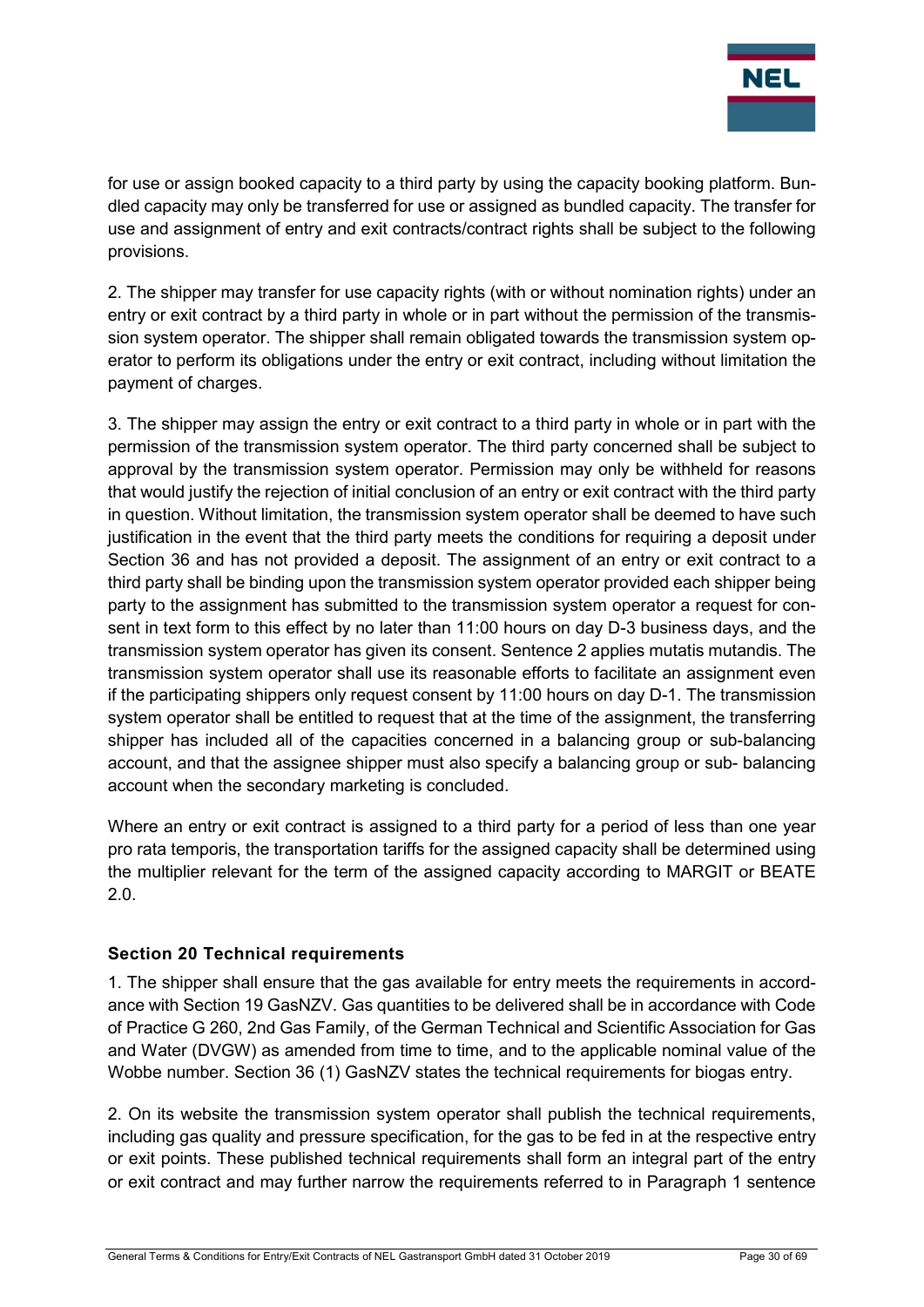for use or assign booked capacity to a third party by using the capacity booking platform. Bundled capacity may only be transferred for use or assigned as bundled capacity. The transfer for use and assignment of entry and exit contracts/contract rights shall be subject to the following provisions.

2. The shipper may transfer for use capacity rights (with or without nomination rights) under an entry or exit contract by a third party in whole or in part without the permission of the transmission system operator. The shipper shall remain obligated towards the transmission system operator to perform its obligations under the entry or exit contract, including without limitation the payment of charges.

3. The shipper may assign the entry or exit contract to a third party in whole or in part with the permission of the transmission system operator. The third party concerned shall be subject to approval by the transmission system operator. Permission may only be withheld for reasons that would justify the rejection of initial conclusion of an entry or exit contract with the third party in question. Without limitation, the transmission system operator shall be deemed to have such justification in the event that the third party meets the conditions for requiring a deposit under Section 36 and has not provided a deposit. The assignment of an entry or exit contract to a third party shall be binding upon the transmission system operator provided each shipper being party to the assignment has submitted to the transmission system operator a request for consent in text form to this effect by no later than 11:00 hours on day D-3 business days, and the transmission system operator has given its consent. Sentence 2 applies mutatis mutandis. The transmission system operator shall use its reasonable efforts to facilitate an assignment even if the participating shippers only request consent by 11:00 hours on day D-1. The transmission system operator shall be entitled to request that at the time of the assignment, the transferring shipper has included all of the capacities concerned in a balancing group or sub-balancing account, and that the assignee shipper must also specify a balancing group or sub- balancing account when the secondary marketing is concluded.

Where an entry or exit contract is assigned to a third party for a period of less than one year pro rata temporis, the transportation tariffs for the assigned capacity shall be determined using the multiplier relevant for the term of the assigned capacity according to MARGIT or BEATE 2.0.

### Section 20 Technical requirements

1. The shipper shall ensure that the gas available for entry meets the requirements in accordance with Section 19 GasNZV. Gas quantities to be delivered shall be in accordance with Code of Practice G 260, 2nd Gas Family, of the German Technical and Scientific Association for Gas and Water (DVGW) as amended from time to time, and to the applicable nominal value of the Wobbe number. Section 36 (1) GasNZV states the technical requirements for biogas entry.

2. On its website the transmission system operator shall publish the technical requirements, including gas quality and pressure specification, for the gas to be fed in at the respective entry or exit points. These published technical requirements shall form an integral part of the entry or exit contract and may further narrow the requirements referred to in Paragraph 1 sentence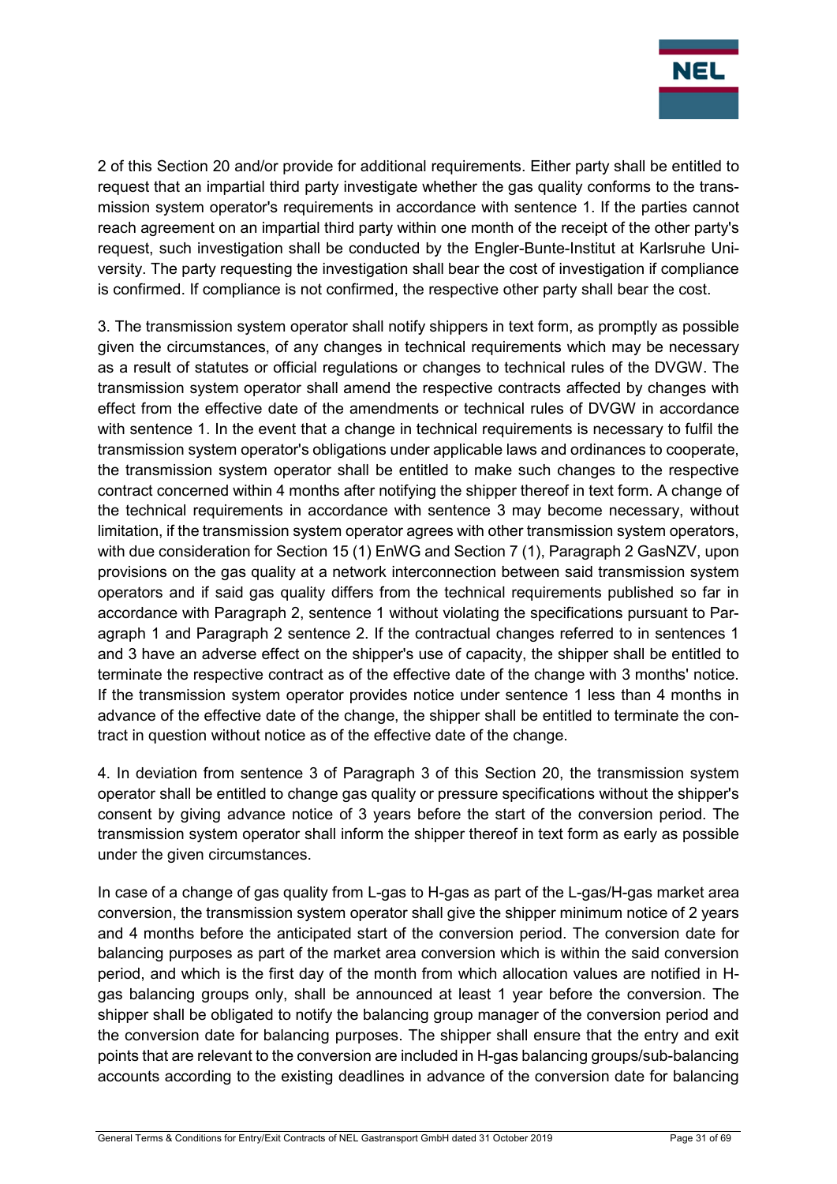2 of this Section 20 and/or provide for additional requirements. Either party shall be entitled to request that an impartial third party investigate whether the gas quality conforms to the transmission system operator's requirements in accordance with sentence 1. If the parties cannot reach agreement on an impartial third party within one month of the receipt of the other party's request, such investigation shall be conducted by the Engler-Bunte-Institut at Karlsruhe University. The party requesting the investigation shall bear the cost of investigation if compliance is confirmed. If compliance is not confirmed, the respective other party shall bear the cost.

3. The transmission system operator shall notify shippers in text form, as promptly as possible given the circumstances, of any changes in technical requirements which may be necessary as a result of statutes or official regulations or changes to technical rules of the DVGW. The transmission system operator shall amend the respective contracts affected by changes with effect from the effective date of the amendments or technical rules of DVGW in accordance with sentence 1. In the event that a change in technical requirements is necessary to fulfil the transmission system operator's obligations under applicable laws and ordinances to cooperate, the transmission system operator shall be entitled to make such changes to the respective contract concerned within 4 months after notifying the shipper thereof in text form. A change of the technical requirements in accordance with sentence 3 may become necessary, without limitation, if the transmission system operator agrees with other transmission system operators, with due consideration for Section 15 (1) EnWG and Section 7 (1), Paragraph 2 GasNZV, upon provisions on the gas quality at a network interconnection between said transmission system operators and if said gas quality differs from the technical requirements published so far in accordance with Paragraph 2, sentence 1 without violating the specifications pursuant to Paragraph 1 and Paragraph 2 sentence 2. If the contractual changes referred to in sentences 1 and 3 have an adverse effect on the shipper's use of capacity, the shipper shall be entitled to terminate the respective contract as of the effective date of the change with 3 months' notice. If the transmission system operator provides notice under sentence 1 less than 4 months in advance of the effective date of the change, the shipper shall be entitled to terminate the contract in question without notice as of the effective date of the change.

4. In deviation from sentence 3 of Paragraph 3 of this Section 20, the transmission system operator shall be entitled to change gas quality or pressure specifications without the shipper's consent by giving advance notice of 3 years before the start of the conversion period. The transmission system operator shall inform the shipper thereof in text form as early as possible under the given circumstances.

In case of a change of gas quality from L-gas to H-gas as part of the L-gas/H-gas market area conversion, the transmission system operator shall give the shipper minimum notice of 2 years and 4 months before the anticipated start of the conversion period. The conversion date for balancing purposes as part of the market area conversion which is within the said conversion period, and which is the first day of the month from which allocation values are notified in H-gas balancing groups only, shall be announced at least 1 year before the conversion. The shipper shall be obligated to notify the balancing group manager of the conversion period and the conversion date for balancing purposes. The shipper shall ensure that the entry and exit points that are relevant to the conversion are included in H-gas balancing groups/sub-balancing accounts according to the existing deadlines in advance of the conversion date for balancing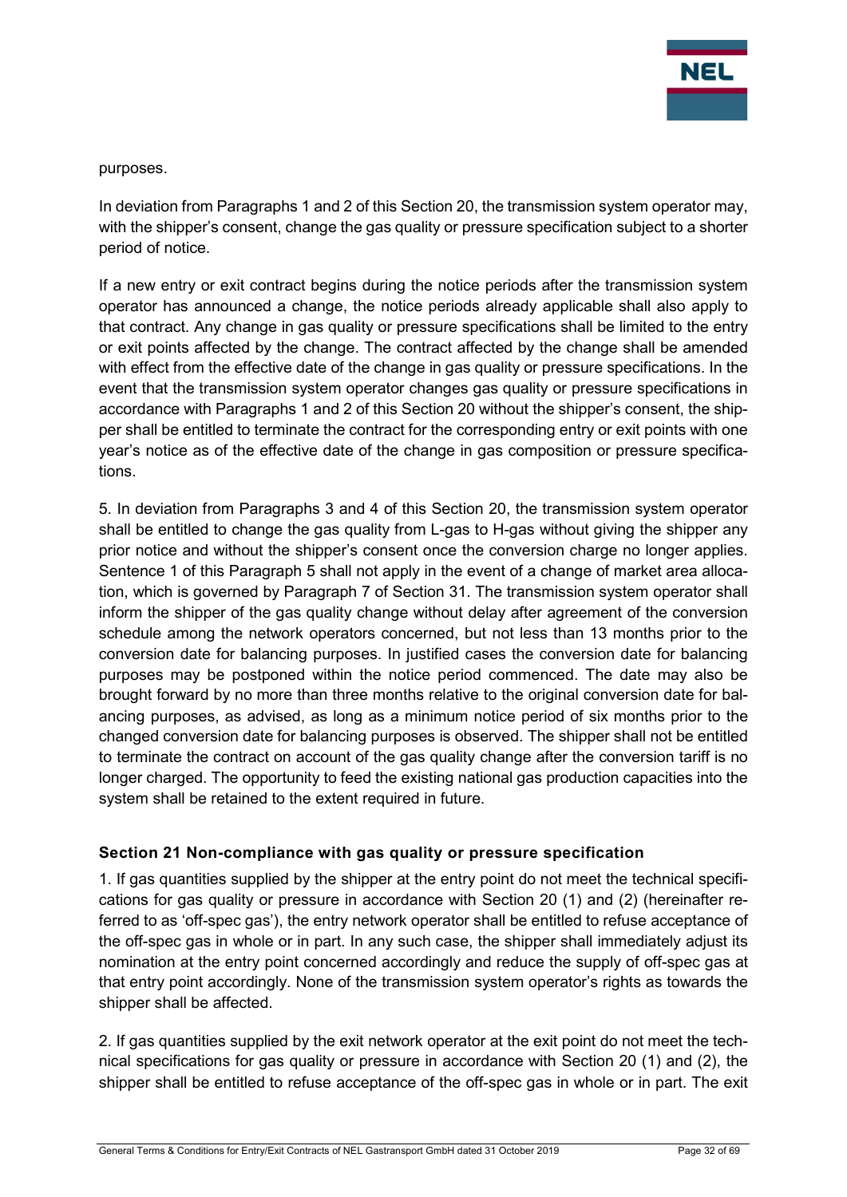purposes.

In deviation from Paragraphs 1 and 2 of this Section 20, the transmission system operator may, with the shipper's consent, change the gas quality or pressure specification subject to a shorter period of notice.

If a new entry or exit contract begins during the notice periods after the transmission system operator has announced a change, the notice periods already applicable shall also apply to that contract. Any change in gas quality or pressure specifications shall be limited to the entry or exit points affected by the change. The contract affected by the change shall be amended with effect from the effective date of the change in gas quality or pressure specifications. In the event that the transmission system operator changes gas quality or pressure specifications in accordance with Paragraphs 1 and 2 of this Section 20 without the shipper's consent, the shipper shall be entitled to terminate the contract for the corresponding entry or exit points with one year's notice as of the effective date of the change in gas composition or pressure specifications.

5. In deviation from Paragraphs 3 and 4 of this Section 20, the transmission system operator shall be entitled to change the gas quality from L-gas to H-gas without giving the shipper any prior notice and without the shipper's consent once the conversion charge no longer applies. Sentence 1 of this Paragraph 5 shall not apply in the event of a change of market area allocation, which is governed by Paragraph 7 of Section 31. The transmission system operator shall inform the shipper of the gas quality change without delay after agreement of the conversion schedule among the network operators concerned, but not less than 13 months prior to the conversion date for balancing purposes. In justified cases the conversion date for balancing purposes may be postponed within the notice period commenced. The date may also be brought forward by no more than three months relative to the original conversion date for balancing purposes, as advised, as long as a minimum notice period of six months prior to the changed conversion date for balancing purposes is observed. The shipper shall not be entitled to terminate the contract on account of the gas quality change after the conversion tariff is no longer charged. The opportunity to feed the existing national gas production capacities into the system shall be retained to the extent required in future.

## Section 21 Non-compliance with gas quality or pressure specification

1. If gas quantities supplied by the shipper at the entry point do not meet the technical specifications for gas quality or pressure in accordance with Section 20 (1) and (2) (hereinafter referred to as 'off-spec gas'), the entry network operator shall be entitled to refuse acceptance of the off-spec gas in whole or in part. In any such case, the shipper shall immediately adjust its nomination at the entry point concerned accordingly and reduce the supply of off-spec gas at that entry point accordingly. None of the transmission system operator's rights as towards the shipper shall be affected.

2. If gas quantities supplied by the exit network operator at the exit point do not meet the technical specifications for gas quality or pressure in accordance with Section 20 (1) and (2), the shipper shall be entitled to refuse acceptance of the off-spec gas in whole or in part. The exit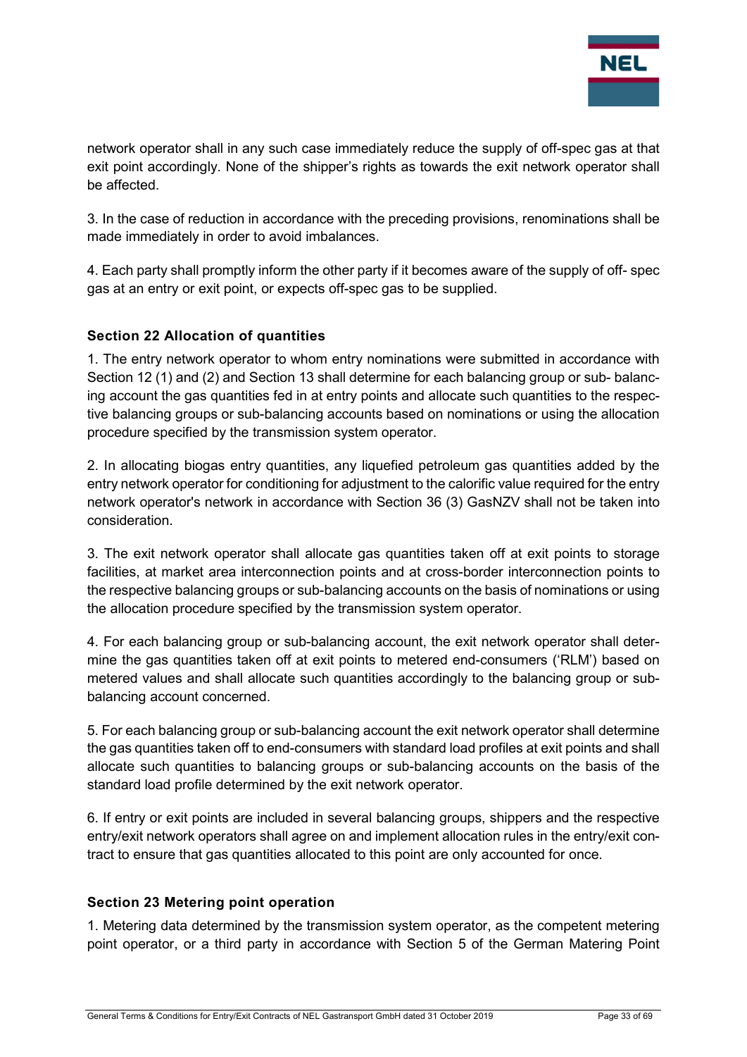network operator shall in any such case immediately reduce the supply of off-spec gas at that exit point accordingly. None of the shipper's rights as towards the exit network operator shall be affected.

3. In the case of reduction in accordance with the preceding provisions, renominations shall be made immediately in order to avoid imbalances.

4. Each party shall promptly inform the other party if it becomes aware of the supply of off- spec gas at an entry or exit point, or expects off-spec gas to be supplied.

### Section 22 Allocation of quantities

1. The entry network operator to whom entry nominations were submitted in accordance with Section 12 (1) and (2) and Section 13 shall determine for each balancing group or sub- balancing account the gas quantities fed in at entry points and allocate such quantities to the respective balancing groups or sub-balancing accounts based on nominations or using the allocation procedure specified by the transmission system operator.

2. In allocating biogas entry quantities, any liquefied petroleum gas quantities added by the entry network operator for conditioning for adjustment to the calorific value required for the entry network operator's network in accordance with Section 36 (3) GasNZV shall not be taken into consideration.

3. The exit network operator shall allocate gas quantities taken off at exit points to storage facilities, at market area interconnection points and at cross-border interconnection points to the respective balancing groups or sub-balancing accounts on the basis of nominations or using the allocation procedure specified by the transmission system operator.

4. For each balancing group or sub-balancing account, the exit network operator shall determine the gas quantities taken off at exit points to metered end-consumers ('RLM') based on metered values and shall allocate such quantities accordingly to the balancing group or sub-balancing account concerned.

5. For each balancing group or sub-balancing account the exit network operator shall determine the gas quantities taken off to end-consumers with standard load profiles at exit points and shall allocate such quantities to balancing groups or sub-balancing accounts on the basis of the standard load profile determined by the exit network operator.

6. If entry or exit points are included in several balancing groups, shippers and the respective entry/exit network operators shall agree on and implement allocation rules in the entry/exit contract to ensure that gas quantities allocated to this point are only accounted for once.

### Section 23 Metering point operation

1. Metering data determined by the transmission system operator, as the competent metering point operator, or a third party in accordance with Section 5 of the German Matering Point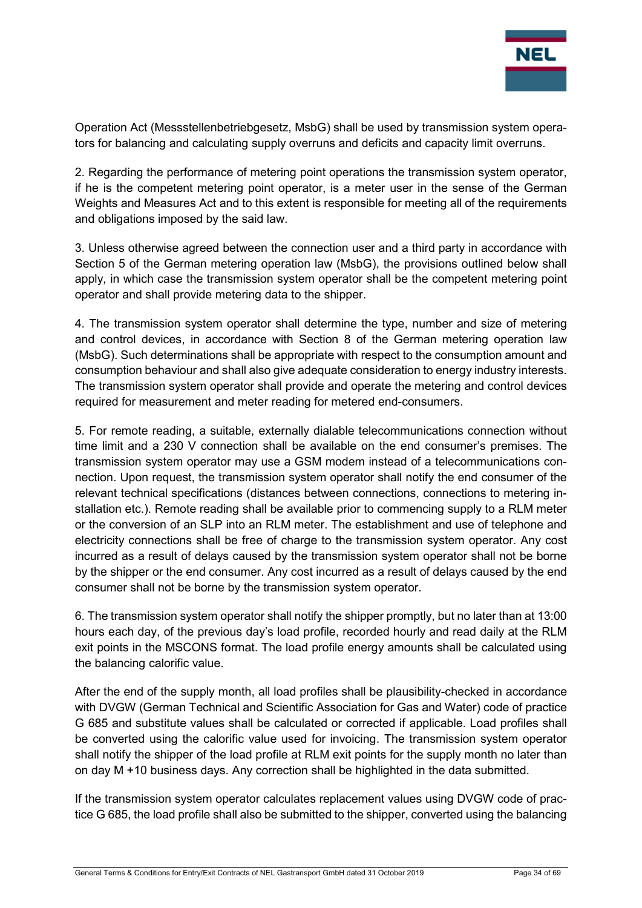Operation Act (Messstellenbetriebgesetz, MsbG) shall be used by transmission system operators for balancing and calculating supply overruns and deficits and capacity limit overruns.

2. Regarding the performance of metering point operations the transmission system operator, if he is the competent metering point operator, is a meter user in the sense of the German Weights and Measures Act and to this extent is responsible for meeting all of the requirements and obligations imposed by the said law.

3. Unless otherwise agreed between the connection user and a third party in accordance with Section 5 of the German metering operation law (MsbG), the provisions outlined below shall apply, in which case the transmission system operator shall be the competent metering point operator and shall provide metering data to the shipper.

4. The transmission system operator shall determine the type, number and size of metering and control devices, in accordance with Section 8 of the German metering operation law (MsbG). Such determinations shall be appropriate with respect to the consumption amount and consumption behaviour and shall also give adequate consideration to energy industry interests. The transmission system operator shall provide and operate the metering and control devices required for measurement and meter reading for metered end-consumers.

5. For remote reading, a suitable, externally dialable telecommunications connection without time limit and a 230 V connection shall be available on the end consumer's premises. The transmission system operator may use a GSM modem instead of a telecommunications connection. Upon request, the transmission system operator shall notify the end consumer of the relevant technical specifications (distances between connections, connections to metering installation etc.). Remote reading shall be available prior to commencing supply to a RLM meter or the conversion of an SLP into an RLM meter. The establishment and use of telephone and electricity connections shall be free of charge to the transmission system operator. Any cost incurred as a result of delays caused by the transmission system operator shall not be borne by the shipper or the end consumer. Any cost incurred as a result of delays caused by the end consumer shall not be borne by the transmission system operator.

6. The transmission system operator shall notify the shipper promptly, but no later than at 13:00 hours each day, of the previous day's load profile, recorded hourly and read daily at the RLM exit points in the MSCONS format. The load profile energy amounts shall be calculated using the balancing calorific value.

After the end of the supply month, all load profiles shall be plausibility-checked in accordance with DVGW (German Technical and Scientific Association for Gas and Water) code of practice G 685 and substitute values shall be calculated or corrected if applicable. Load profiles shall be converted using the calorific value used for invoicing. The transmission system operator shall notify the shipper of the load profile at RLM exit points for the supply month no later than on day M +10 business days. Any correction shall be highlighted in the data submitted.

If the transmission system operator calculates replacement values using DVGW code of practice G 685, the load profile shall also be submitted to the shipper, converted using the balancing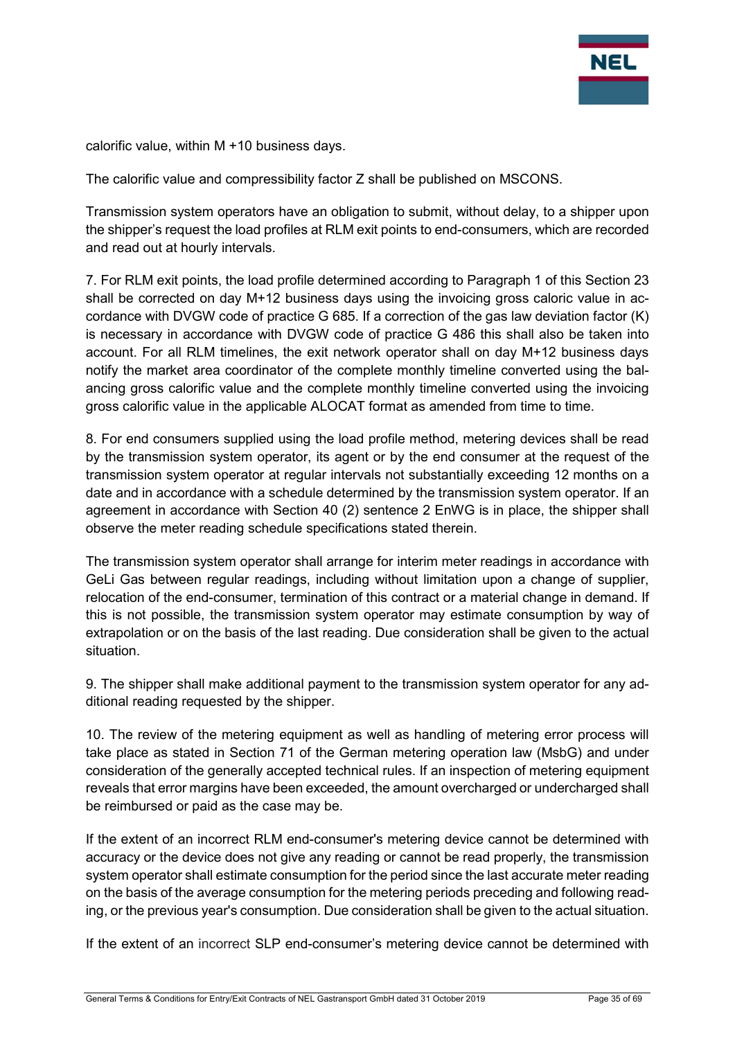calorific value, within M +10 business days.

The calorific value and compressibility factor Z shall be published on MSCONS.

Transmission system operators have an obligation to submit, without delay, to a shipper upon the shipper's request the load profiles at RLM exit points to end-consumers, which are recorded and read out at hourly intervals.

7. For RLM exit points, the load profile determined according to Paragraph 1 of this Section 23 shall be corrected on day M+12 business days using the invoicing gross caloric value in accordance with DVGW code of practice G 685. If a correction of the gas law deviation factor (K) is necessary in accordance with DVGW code of practice G 486 this shall also be taken into account. For all RLM timelines, the exit network operator shall on day M+12 business days notify the market area coordinator of the complete monthly timeline converted using the balancing gross calorific value and the complete monthly timeline converted using the invoicing gross calorific value in the applicable ALOCAT format as amended from time to time.

8. For end consumers supplied using the load profile method, metering devices shall be read by the transmission system operator, its agent or by the end consumer at the request of the transmission system operator at regular intervals not substantially exceeding 12 months on a date and in accordance with a schedule determined by the transmission system operator. If an agreement in accordance with Section 40 (2) sentence 2 EnWG is in place, the shipper shall observe the meter reading schedule specifications stated therein.

The transmission system operator shall arrange for interim meter readings in accordance with GeLi Gas between regular readings, including without limitation upon a change of supplier, relocation of the end-consumer, termination of this contract or a material change in demand. If this is not possible, the transmission system operator may estimate consumption by way of extrapolation or on the basis of the last reading. Due consideration shall be given to the actual situation.

9. The shipper shall make additional payment to the transmission system operator for any additional reading requested by the shipper.

10. The review of the metering equipment as well as handling of metering error process will take place as stated in Section 71 of the German metering operation law (MsbG) and under consideration of the generally accepted technical rules. If an inspection of metering equipment reveals that error margins have been exceeded, the amount overcharged or undercharged shall be reimbursed or paid as the case may be.

If the extent of an incorrect RLM end-consumer's metering device cannot be determined with accuracy or the device does not give any reading or cannot be read properly, the transmission system operator shall estimate consumption for the period since the last accurate meter reading on the basis of the average consumption for the metering periods preceding and following reading, or the previous year's consumption. Due consideration shall be given to the actual situation.

If the extent of an incorrect SLP end-consumer's metering device cannot be determined with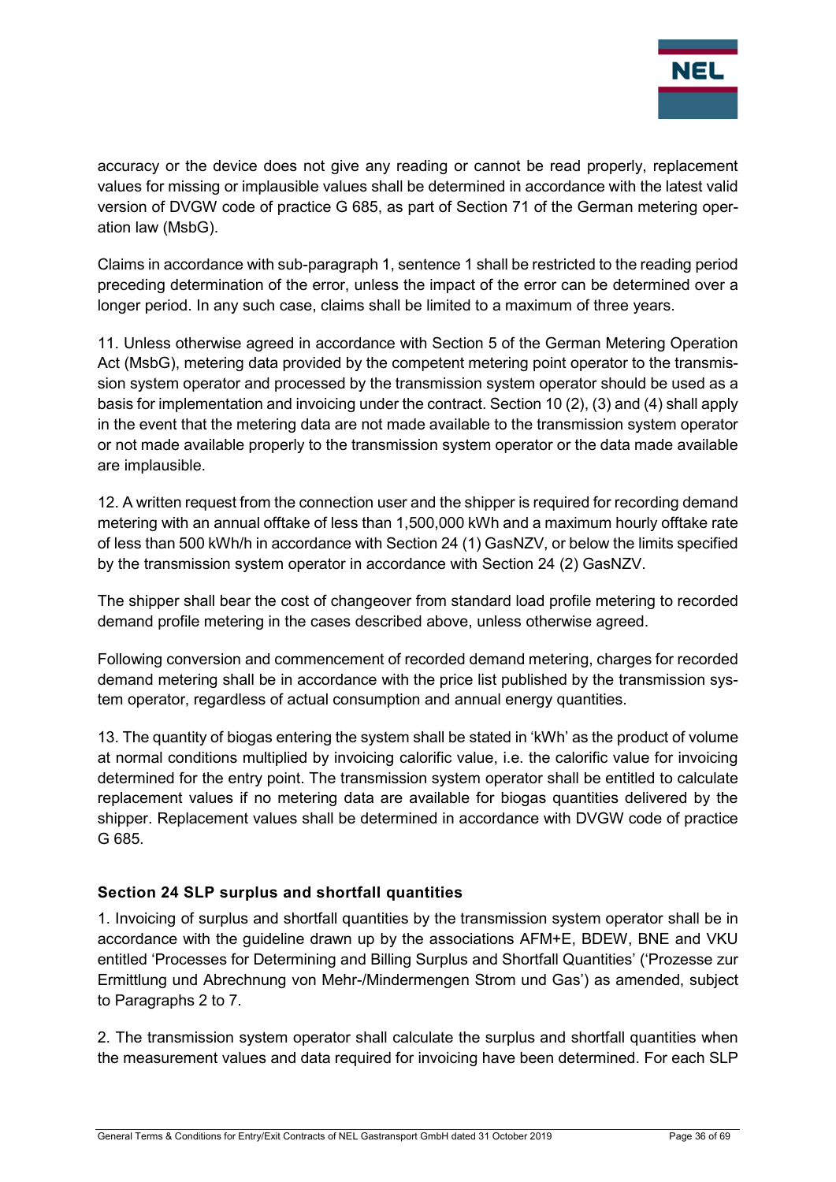accuracy or the device does not give any reading or cannot be read properly, replacement values for missing or implausible values shall be determined in accordance with the latest valid version of DVGW code of practice G 685, as part of Section 71 of the German metering operation law (MsbG).

Claims in accordance with sub-paragraph 1, sentence 1 shall be restricted to the reading period preceding determination of the error, unless the impact of the error can be determined over a longer period. In any such case, claims shall be limited to a maximum of three years.

11. Unless otherwise agreed in accordance with Section 5 of the German Metering Operation Act (MsbG), metering data provided by the competent metering point operator to the transmission system operator and processed by the transmission system operator should be used as a basis for implementation and invoicing under the contract. Section 10 (2), (3) and (4) shall apply in the event that the metering data are not made available to the transmission system operator or not made available properly to the transmission system operator or the data made available are implausible.

12. A written request from the connection user and the shipper is required for recording demand metering with an annual offtake of less than 1,500,000 kWh and a maximum hourly offtake rate of less than 500 kWh/h in accordance with Section 24 (1) GasNZV, or below the limits specified by the transmission system operator in accordance with Section 24 (2) GasNZV.

The shipper shall bear the cost of changeover from standard load profile metering to recorded demand profile metering in the cases described above, unless otherwise agreed.

Following conversion and commencement of recorded demand metering, charges for recorded demand metering shall be in accordance with the price list published by the transmission system operator, regardless of actual consumption and annual energy quantities.

13. The quantity of biogas entering the system shall be stated in 'kWh' as the product of volume at normal conditions multiplied by invoicing calorific value, i.e. the calorific value for invoicing determined for the entry point. The transmission system operator shall be entitled to calculate replacement values if no metering data are available for biogas quantities delivered by the shipper. Replacement values shall be determined in accordance with DVGW code of practice G 685.

### Section 24 SLP surplus and shortfall quantities

1. Invoicing of surplus and shortfall quantities by the transmission system operator shall be in accordance with the guideline drawn up by the associations AFM+E, BDEW, BNE and VKU entitled 'Processes for Determining and Billing Surplus and Shortfall Quantities' ('Prozesse zur Ermittlung und Abrechnung von Mehr-/Mindermengen Strom und Gas') as amended, subject to Paragraphs 2 to 7.

2. The transmission system operator shall calculate the surplus and shortfall quantities when the measurement values and data required for invoicing have been determined. For each SLP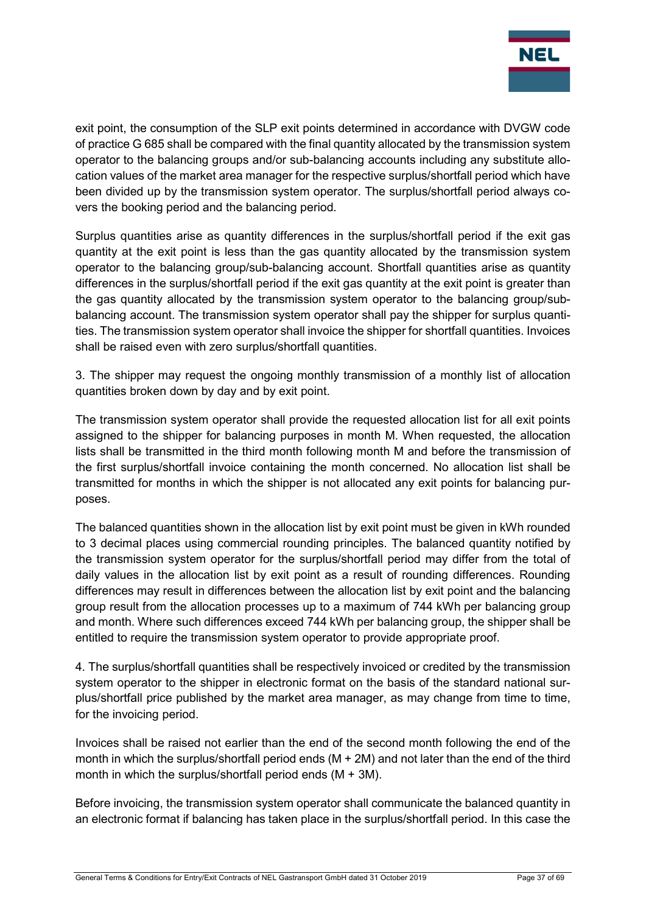exit point, the consumption of the SLP exit points determined in accordance with DVGW code of practice G 685 shall be compared with the final quantity allocated by the transmission system operator to the balancing groups and/or sub-balancing accounts including any substitute allocation values of the market area manager for the respective surplus/shortfall period which have been divided up by the transmission system operator. The surplus/shortfall period always covers the booking period and the balancing period.

Surplus quantities arise as quantity differences in the surplus/shortfall period if the exit gas quantity at the exit point is less than the gas quantity allocated by the transmission system operator to the balancing group/sub-balancing account. Shortfall quantities arise as quantity differences in the surplus/shortfall period if the exit gas quantity at the exit point is greater than the gas quantity allocated by the transmission system operator to the balancing group/sub-balancing account. The transmission system operator shall pay the shipper for surplus quantities. The transmission system operator shall invoice the shipper for shortfall quantities. Invoices shall be raised even with zero surplus/shortfall quantities.

3. The shipper may request the ongoing monthly transmission of a monthly list of allocation quantities broken down by day and by exit point.

The transmission system operator shall provide the requested allocation list for all exit points assigned to the shipper for balancing purposes in month M. When requested, the allocation lists shall be transmitted in the third month following month M and before the transmission of the first surplus/shortfall invoice containing the month concerned. No allocation list shall be transmitted for months in which the shipper is not allocated any exit points for balancing purposes.

The balanced quantities shown in the allocation list by exit point must be given in kWh rounded to 3 decimal places using commercial rounding principles. The balanced quantity notified by the transmission system operator for the surplus/shortfall period may differ from the total of daily values in the allocation list by exit point as a result of rounding differences. Rounding differences may result in differences between the allocation list by exit point and the balancing group result from the allocation processes up to a maximum of 744 kWh per balancing group and month. Where such differences exceed 744 kWh per balancing group, the shipper shall be entitled to require the transmission system operator to provide appropriate proof.

4. The surplus/shortfall quantities shall be respectively invoiced or credited by the transmission system operator to the shipper in electronic format on the basis of the standard national surplus/shortfall price published by the market area manager, as may change from time to time, for the invoicing period.

Invoices shall be raised not earlier than the end of the second month following the end of the month in which the surplus/shortfall period ends (M + 2M) and not later than the end of the third month in which the surplus/shortfall period ends (M + 3M).

Before invoicing, the transmission system operator shall communicate the balanced quantity in an electronic format if balancing has taken place in the surplus/shortfall period. In this case the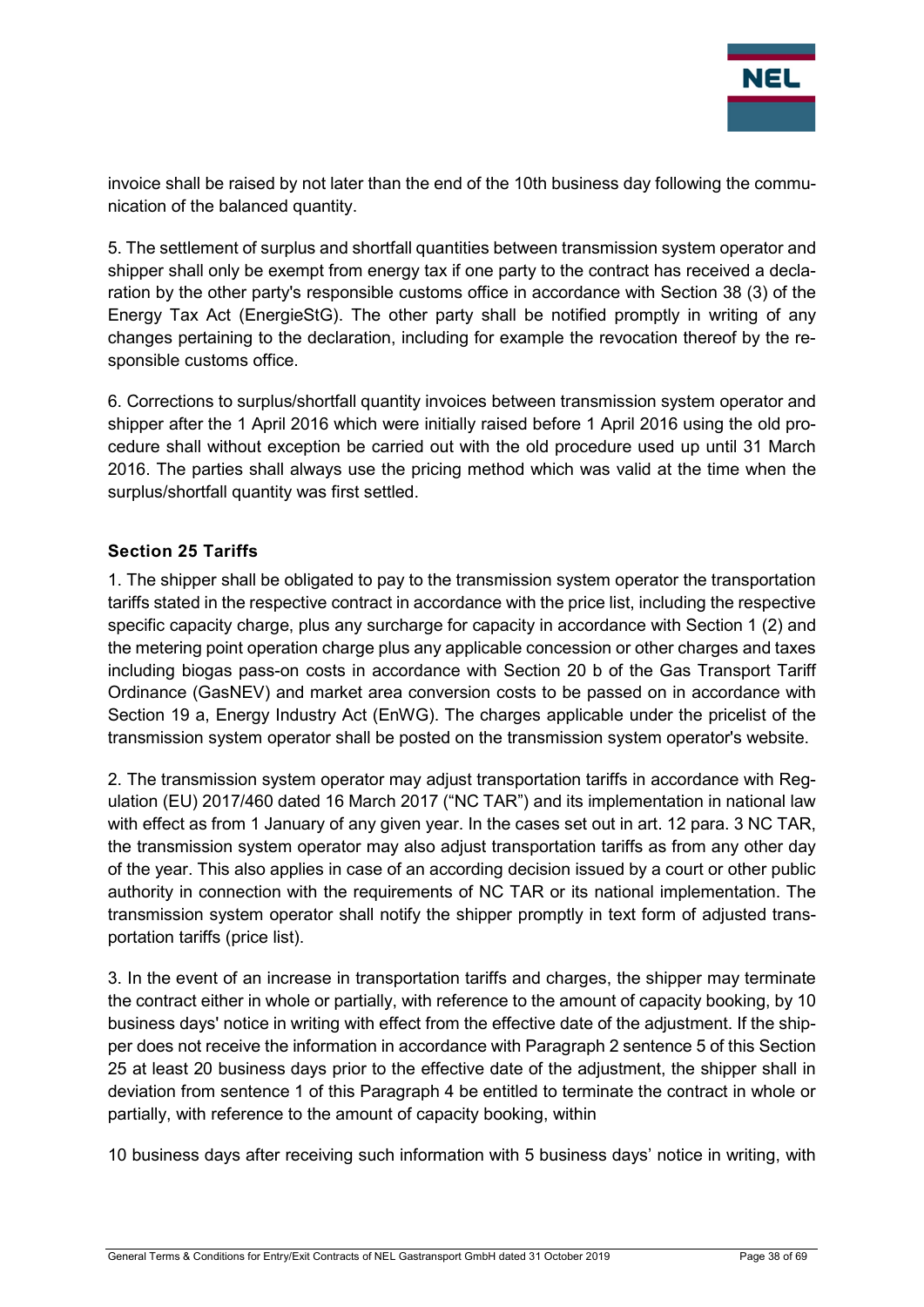invoice shall be raised by not later than the end of the 10th business day following the communication of the balanced quantity.

5. The settlement of surplus and shortfall quantities between transmission system operator and shipper shall only be exempt from energy tax if one party to the contract has received a declaration by the other party's responsible customs office in accordance with Section 38 (3) of the Energy Tax Act (EnergieStG). The other party shall be notified promptly in writing of any changes pertaining to the declaration, including for example the revocation thereof by the responsible customs office.

6. Corrections to surplus/shortfall quantity invoices between transmission system operator and shipper after the 1 April 2016 which were initially raised before 1 April 2016 using the old procedure shall without exception be carried out with the old procedure used up until 31 March 2016. The parties shall always use the pricing method which was valid at the time when the surplus/shortfall quantity was first settled.

### Section 25 Tariffs

1. The shipper shall be obligated to pay to the transmission system operator the transportation tariffs stated in the respective contract in accordance with the price list, including the respective specific capacity charge, plus any surcharge for capacity in accordance with Section 1 (2) and the metering point operation charge plus any applicable concession or other charges and taxes including biogas pass-on costs in accordance with Section 20 b of the Gas Transport Tariff Ordinance (GasNEV) and market area conversion costs to be passed on in accordance with Section 19 a, Energy Industry Act (EnWG). The charges applicable under the pricelist of the transmission system operator shall be posted on the transmission system operator's website.

2. The transmission system operator may adjust transportation tariffs in accordance with Regulation (EU) 2017/460 dated 16 March 2017 ("NC TAR") and its implementation in national law with effect as from 1 January of any given year. In the cases set out in art. 12 para. 3 NC TAR, the transmission system operator may also adjust transportation tariffs as from any other day of the year. This also applies in case of an according decision issued by a court or other public authority in connection with the requirements of NC TAR or its national implementation. The transmission system operator shall notify the shipper promptly in text form of adjusted transportation tariffs (price list).

3. In the event of an increase in transportation tariffs and charges, the shipper may terminate the contract either in whole or partially, with reference to the amount of capacity booking, by 10 business days' notice in writing with effect from the effective date of the adjustment. If the shipper does not receive the information in accordance with Paragraph 2 sentence 5 of this Section 25 at least 20 business days prior to the effective date of the adjustment, the shipper shall in deviation from sentence 1 of this Paragraph 4 be entitled to terminate the contract in whole or partially, with reference to the amount of capacity booking, within

10 business days after receiving such information with 5 business days' notice in writing, with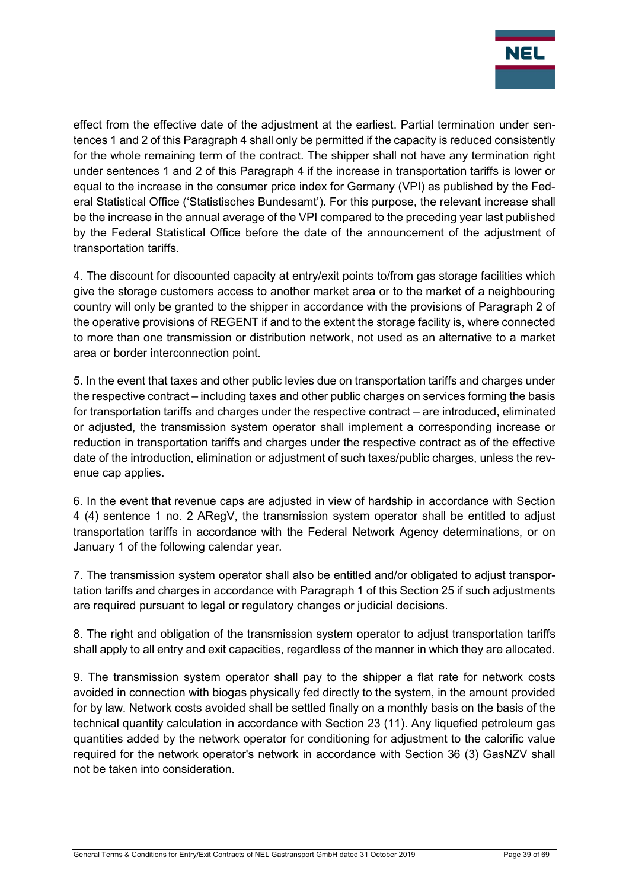effect from the effective date of the adjustment at the earliest. Partial termination under sentences 1 and 2 of this Paragraph 4 shall only be permitted if the capacity is reduced consistently for the whole remaining term of the contract. The shipper shall not have any termination right under sentences 1 and 2 of this Paragraph 4 if the increase in transportation tariffs is lower or equal to the increase in the consumer price index for Germany (VPI) as published by the Federal Statistical Office ('Statistisches Bundesamt'). For this purpose, the relevant increase shall be the increase in the annual average of the VPI compared to the preceding year last published by the Federal Statistical Office before the date of the announcement of the adjustment of transportation tariffs.

4. The discount for discounted capacity at entry/exit points to/from gas storage facilities which give the storage customers access to another market area or to the market of a neighbouring country will only be granted to the shipper in accordance with the provisions of Paragraph 2 of the operative provisions of REGENT if and to the extent the storage facility is, where connected to more than one transmission or distribution network, not used as an alternative to a market area or border interconnection point.

5. In the event that taxes and other public levies due on transportation tariffs and charges under the respective contract – including taxes and other public charges on services forming the basis for transportation tariffs and charges under the respective contract – are introduced, eliminated or adjusted, the transmission system operator shall implement a corresponding increase or reduction in transportation tariffs and charges under the respective contract as of the effective date of the introduction, elimination or adjustment of such taxes/public charges, unless the revenue cap applies.

6. In the event that revenue caps are adjusted in view of hardship in accordance with Section 4 (4) sentence 1 no. 2 ARegV, the transmission system operator shall be entitled to adjust transportation tariffs in accordance with the Federal Network Agency determinations, or on January 1 of the following calendar year.

7. The transmission system operator shall also be entitled and/or obligated to adjust transportation tariffs and charges in accordance with Paragraph 1 of this Section 25 if such adjustments are required pursuant to legal or regulatory changes or judicial decisions.

8. The right and obligation of the transmission system operator to adjust transportation tariffs shall apply to all entry and exit capacities, regardless of the manner in which they are allocated.

9. The transmission system operator shall pay to the shipper a flat rate for network costs avoided in connection with biogas physically fed directly to the system, in the amount provided for by law. Network costs avoided shall be settled finally on a monthly basis on the basis of the technical quantity calculation in accordance with Section 23 (11). Any liquefied petroleum gas quantities added by the network operator for conditioning for adjustment to the calorific value required for the network operator's network in accordance with Section 36 (3) GasNZV shall not be taken into consideration.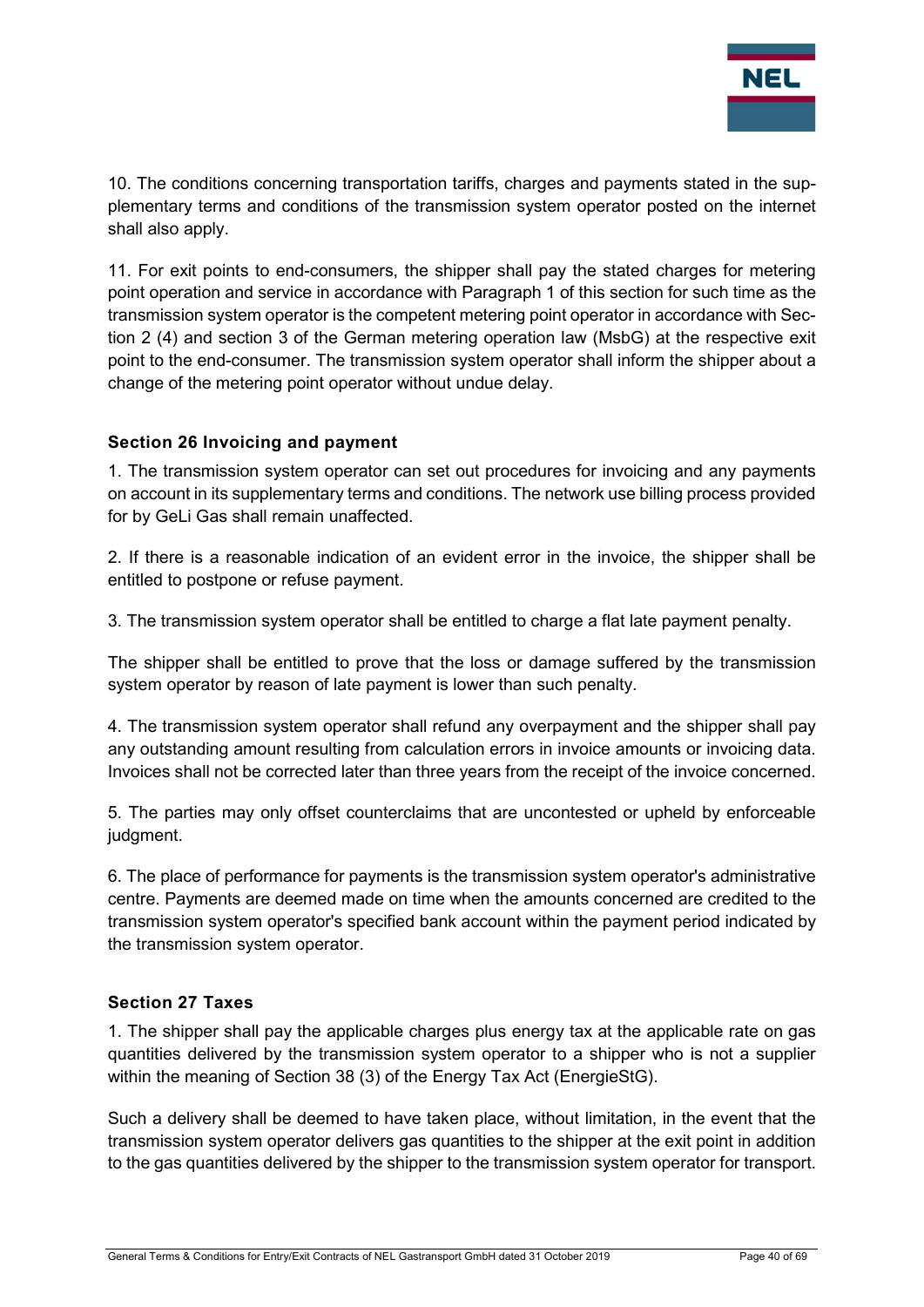10. The conditions concerning transportation tariffs, charges and payments stated in the supplementary terms and conditions of the transmission system operator posted on the internet shall also apply.

11. For exit points to end-consumers, the shipper shall pay the stated charges for metering point operation and service in accordance with Paragraph 1 of this section for such time as the transmission system operator is the competent metering point operator in accordance with Section 2 (4) and section 3 of the German metering operation law (MsbG) at the respective exit point to the end-consumer. The transmission system operator shall inform the shipper about a change of the metering point operator without undue delay.

### Section 26 Invoicing and payment

1. The transmission system operator can set out procedures for invoicing and any payments on account in its supplementary terms and conditions. The network use billing process provided for by GeLi Gas shall remain unaffected.

2. If there is a reasonable indication of an evident error in the invoice, the shipper shall be entitled to postpone or refuse payment.

3. The transmission system operator shall be entitled to charge a flat late payment penalty.

The shipper shall be entitled to prove that the loss or damage suffered by the transmission system operator by reason of late payment is lower than such penalty.

4. The transmission system operator shall refund any overpayment and the shipper shall pay any outstanding amount resulting from calculation errors in invoice amounts or invoicing data. Invoices shall not be corrected later than three years from the receipt of the invoice concerned.

5. The parties may only offset counterclaims that are uncontested or upheld by enforceable judgment.

6. The place of performance for payments is the transmission system operator's administrative centre. Payments are deemed made on time when the amounts concerned are credited to the transmission system operator's specified bank account within the payment period indicated by the transmission system operator.

### Section 27 Taxes

1. The shipper shall pay the applicable charges plus energy tax at the applicable rate on gas quantities delivered by the transmission system operator to a shipper who is not a supplier within the meaning of Section 38 (3) of the Energy Tax Act (EnergieStG).

Such a delivery shall be deemed to have taken place, without limitation, in the event that the transmission system operator delivers gas quantities to the shipper at the exit point in addition to the gas quantities delivered by the shipper to the transmission system operator for transport.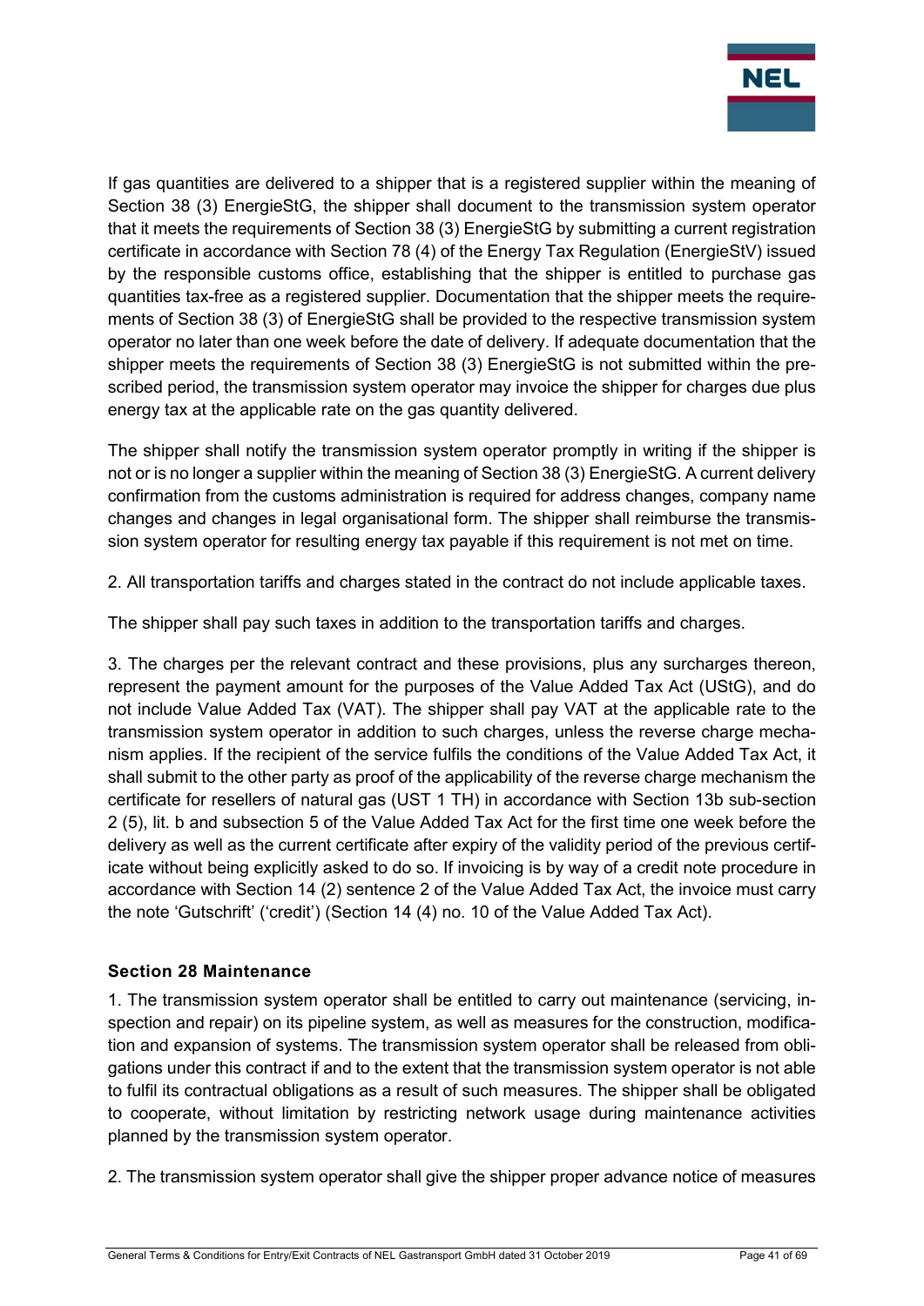If gas quantities are delivered to a shipper that is a registered supplier within the meaning of Section 38 (3) EnergieStG, the shipper shall document to the transmission system operator that it meets the requirements of Section 38 (3) EnergieStG by submitting a current registration certificate in accordance with Section 78 (4) of the Energy Tax Regulation (EnergieStV) issued by the responsible customs office, establishing that the shipper is entitled to purchase gas quantities tax-free as a registered supplier. Documentation that the shipper meets the requirements of Section 38 (3) of EnergieStG shall be provided to the respective transmission system operator no later than one week before the date of delivery. If adequate documentation that the shipper meets the requirements of Section 38 (3) EnergieStG is not submitted within the prescribed period, the transmission system operator may invoice the shipper for charges due plus energy tax at the applicable rate on the gas quantity delivered.

The shipper shall notify the transmission system operator promptly in writing if the shipper is not or is no longer a supplier within the meaning of Section 38 (3) EnergieStG. A current delivery confirmation from the customs administration is required for address changes, company name changes and changes in legal organisational form. The shipper shall reimburse the transmission system operator for resulting energy tax payable if this requirement is not met on time.

2. All transportation tariffs and charges stated in the contract do not include applicable taxes.

The shipper shall pay such taxes in addition to the transportation tariffs and charges.

3. The charges per the relevant contract and these provisions, plus any surcharges thereon, represent the payment amount for the purposes of the Value Added Tax Act (UStG), and do not include Value Added Tax (VAT). The shipper shall pay VAT at the applicable rate to the transmission system operator in addition to such charges, unless the reverse charge mechanism applies. If the recipient of the service fulfils the conditions of the Value Added Tax Act, it shall submit to the other party as proof of the applicability of the reverse charge mechanism the certificate for resellers of natural gas (UST 1 TH) in accordance with Section 13b sub-section 2 (5), lit. b and subsection 5 of the Value Added Tax Act for the first time one week before the delivery as well as the current certificate after expiry of the validity period of the previous certificate without being explicitly asked to do so. If invoicing is by way of a credit note procedure in accordance with Section 14 (2) sentence 2 of the Value Added Tax Act, the invoice must carry the note 'Gutschrift' ('credit') (Section 14 (4) no. 10 of the Value Added Tax Act).

### Section 28 Maintenance

1. The transmission system operator shall be entitled to carry out maintenance (servicing, inspection and repair) on its pipeline system, as well as measures for the construction, modification and expansion of systems. The transmission system operator shall be released from obligations under this contract if and to the extent that the transmission system operator is not able to fulfil its contractual obligations as a result of such measures. The shipper shall be obligated to cooperate, without limitation by restricting network usage during maintenance activities planned by the transmission system operator.

2. The transmission system operator shall give the shipper proper advance notice of measures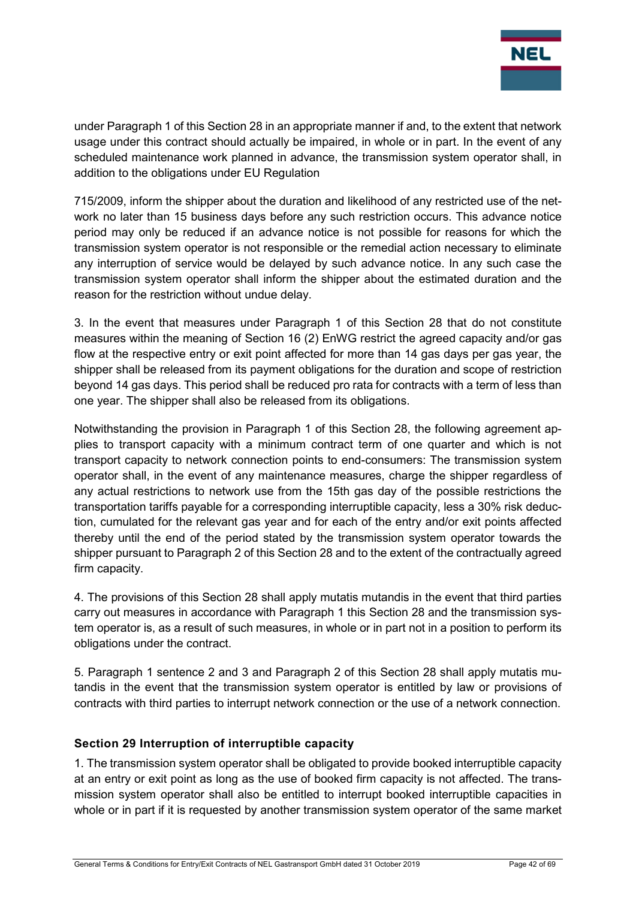under Paragraph 1 of this Section 28 in an appropriate manner if and, to the extent that network usage under this contract should actually be impaired, in whole or in part. In the event of any scheduled maintenance work planned in advance, the transmission system operator shall, in addition to the obligations under EU Regulation

715/2009, inform the shipper about the duration and likelihood of any restricted use of the network no later than 15 business days before any such restriction occurs. This advance notice period may only be reduced if an advance notice is not possible for reasons for which the transmission system operator is not responsible or the remedial action necessary to eliminate any interruption of service would be delayed by such advance notice. In any such case the transmission system operator shall inform the shipper about the estimated duration and the reason for the restriction without undue delay.

3. In the event that measures under Paragraph 1 of this Section 28 that do not constitute measures within the meaning of Section 16 (2) EnWG restrict the agreed capacity and/or gas flow at the respective entry or exit point affected for more than 14 gas days per gas year, the shipper shall be released from its payment obligations for the duration and scope of restriction beyond 14 gas days. This period shall be reduced pro rata for contracts with a term of less than one year. The shipper shall also be released from its obligations.

Notwithstanding the provision in Paragraph 1 of this Section 28, the following agreement applies to transport capacity with a minimum contract term of one quarter and which is not transport capacity to network connection points to end-consumers: The transmission system operator shall, in the event of any maintenance measures, charge the shipper regardless of any actual restrictions to network use from the 15th gas day of the possible restrictions the transportation tariffs payable for a corresponding interruptible capacity, less a 30% risk deduction, cumulated for the relevant gas year and for each of the entry and/or exit points affected thereby until the end of the period stated by the transmission system operator towards the shipper pursuant to Paragraph 2 of this Section 28 and to the extent of the contractually agreed firm capacity.

4. The provisions of this Section 28 shall apply mutatis mutandis in the event that third parties carry out measures in accordance with Paragraph 1 this Section 28 and the transmission system operator is, as a result of such measures, in whole or in part not in a position to perform its obligations under the contract.

5. Paragraph 1 sentence 2 and 3 and Paragraph 2 of this Section 28 shall apply mutatis mutandis in the event that the transmission system operator is entitled by law or provisions of contracts with third parties to interrupt network connection or the use of a network connection.

### Section 29 Interruption of interruptible capacity

1. The transmission system operator shall be obligated to provide booked interruptible capacity at an entry or exit point as long as the use of booked firm capacity is not affected. The transmission system operator shall also be entitled to interrupt booked interruptible capacities in whole or in part if it is requested by another transmission system operator of the same market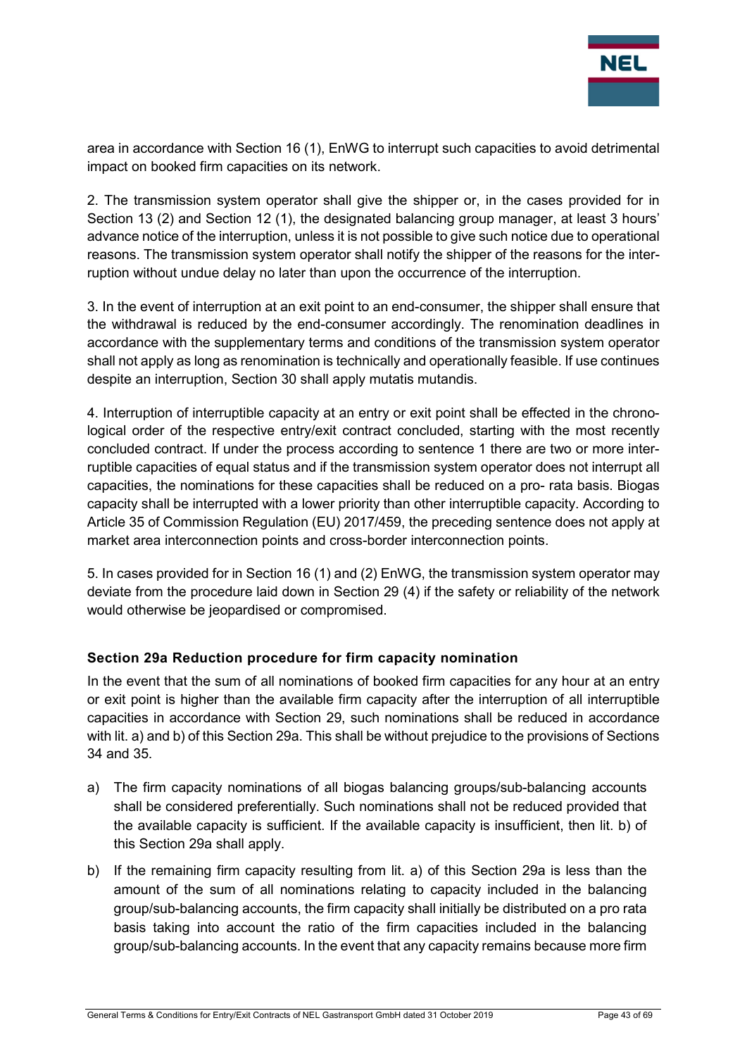area in accordance with Section 16 (1), EnWG to interrupt such capacities to avoid detrimental impact on booked firm capacities on its network.

2. The transmission system operator shall give the shipper or, in the cases provided for in Section 13 (2) and Section 12 (1), the designated balancing group manager, at least 3 hours' advance notice of the interruption, unless it is not possible to give such notice due to operational reasons. The transmission system operator shall notify the shipper of the reasons for the interruption without undue delay no later than upon the occurrence of the interruption.

3. In the event of interruption at an exit point to an end-consumer, the shipper shall ensure that the withdrawal is reduced by the end-consumer accordingly. The renomination deadlines in accordance with the supplementary terms and conditions of the transmission system operator shall not apply as long as renomination is technically and operationally feasible. If use continues despite an interruption, Section 30 shall apply mutatis mutandis.

4. Interruption of interruptible capacity at an entry or exit point shall be effected in the chronological order of the respective entry/exit contract concluded, starting with the most recently concluded contract. If under the process according to sentence 1 there are two or more interruptible capacities of equal status and if the transmission system operator does not interrupt all capacities, the nominations for these capacities shall be reduced on a pro- rata basis. Biogas capacity shall be interrupted with a lower priority than other interruptible capacity. According to Article 35 of Commission Regulation (EU) 2017/459, the preceding sentence does not apply at market area interconnection points and cross-border interconnection points.

5. In cases provided for in Section 16 (1) and (2) EnWG, the transmission system operator may deviate from the procedure laid down in Section 29 (4) if the safety or reliability of the network would otherwise be jeopardised or compromised.

### Section 29a Reduction procedure for firm capacity nomination

In the event that the sum of all nominations of booked firm capacities for any hour at an entry or exit point is higher than the available firm capacity after the interruption of all interruptible capacities in accordance with Section 29, such nominations shall be reduced in accordance with lit. a) and b) of this Section 29a. This shall be without prejudice to the provisions of Sections 34 and 35.

a) The firm capacity nominations of all biogas balancing groups/sub-balancing accounts shall be considered preferentially. Such nominations shall not be reduced provided that the available capacity is sufficient. If the available capacity is insufficient, then lit. b) of this Section 29a shall apply.

b) If the remaining firm capacity resulting from lit. a) of this Section 29a is less than the amount of the sum of all nominations relating to capacity included in the balancing group/sub-balancing accounts, the firm capacity shall initially be distributed on a pro rata basis taking into account the ratio of the firm capacities included in the balancing group/sub-balancing accounts. In the event that any capacity remains because more firm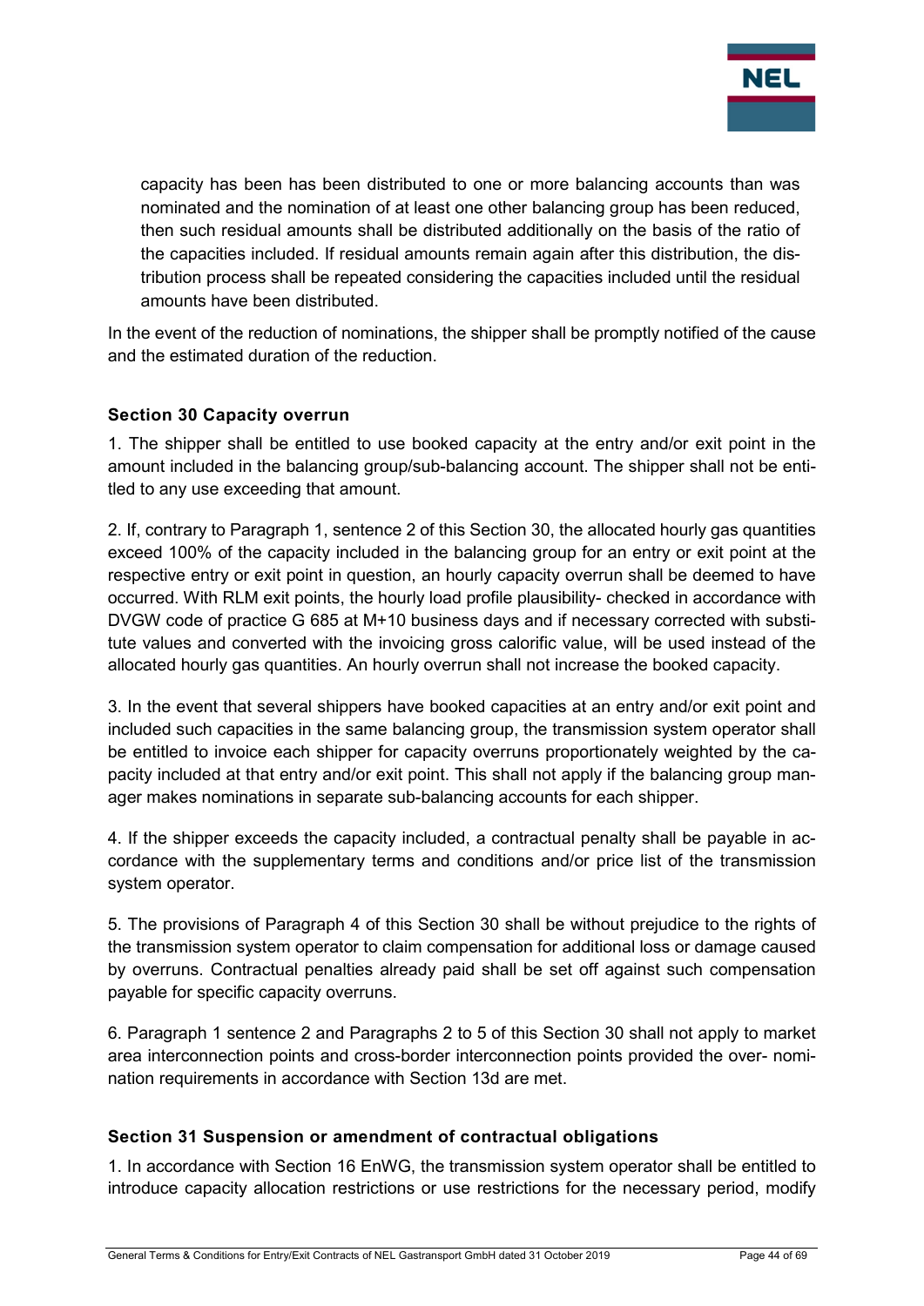capacity has been has been distributed to one or more balancing accounts than was nominated and the nomination of at least one other balancing group has been reduced, then such residual amounts shall be distributed additionally on the basis of the ratio of the capacities included. If residual amounts remain again after this distribution, the distribution process shall be repeated considering the capacities included until the residual amounts have been distributed.

In the event of the reduction of nominations, the shipper shall be promptly notified of the cause and the estimated duration of the reduction.

### Section 30 Capacity overrun

1. The shipper shall be entitled to use booked capacity at the entry and/or exit point in the amount included in the balancing group/sub-balancing account. The shipper shall not be entitled to any use exceeding that amount.

2. If, contrary to Paragraph 1, sentence 2 of this Section 30, the allocated hourly gas quantities exceed 100% of the capacity included in the balancing group for an entry or exit point at the respective entry or exit point in question, an hourly capacity overrun shall be deemed to have occurred. With RLM exit points, the hourly load profile plausibility- checked in accordance with DVGW code of practice G 685 at M+10 business days and if necessary corrected with substitute values and converted with the invoicing gross calorific value, will be used instead of the allocated hourly gas quantities. An hourly overrun shall not increase the booked capacity.

3. In the event that several shippers have booked capacities at an entry and/or exit point and included such capacities in the same balancing group, the transmission system operator shall be entitled to invoice each shipper for capacity overruns proportionately weighted by the capacity included at that entry and/or exit point. This shall not apply if the balancing group manager makes nominations in separate sub-balancing accounts for each shipper.

4. If the shipper exceeds the capacity included, a contractual penalty shall be payable in accordance with the supplementary terms and conditions and/or price list of the transmission system operator.

5. The provisions of Paragraph 4 of this Section 30 shall be without prejudice to the rights of the transmission system operator to claim compensation for additional loss or damage caused by overruns. Contractual penalties already paid shall be set off against such compensation payable for specific capacity overruns.

6. Paragraph 1 sentence 2 and Paragraphs 2 to 5 of this Section 30 shall not apply to market area interconnection points and cross-border interconnection points provided the over- nomination requirements in accordance with Section 13d are met.

### Section 31 Suspension or amendment of contractual obligations

1. In accordance with Section 16 EnWG, the transmission system operator shall be entitled to introduce capacity allocation restrictions or use restrictions for the necessary period, modify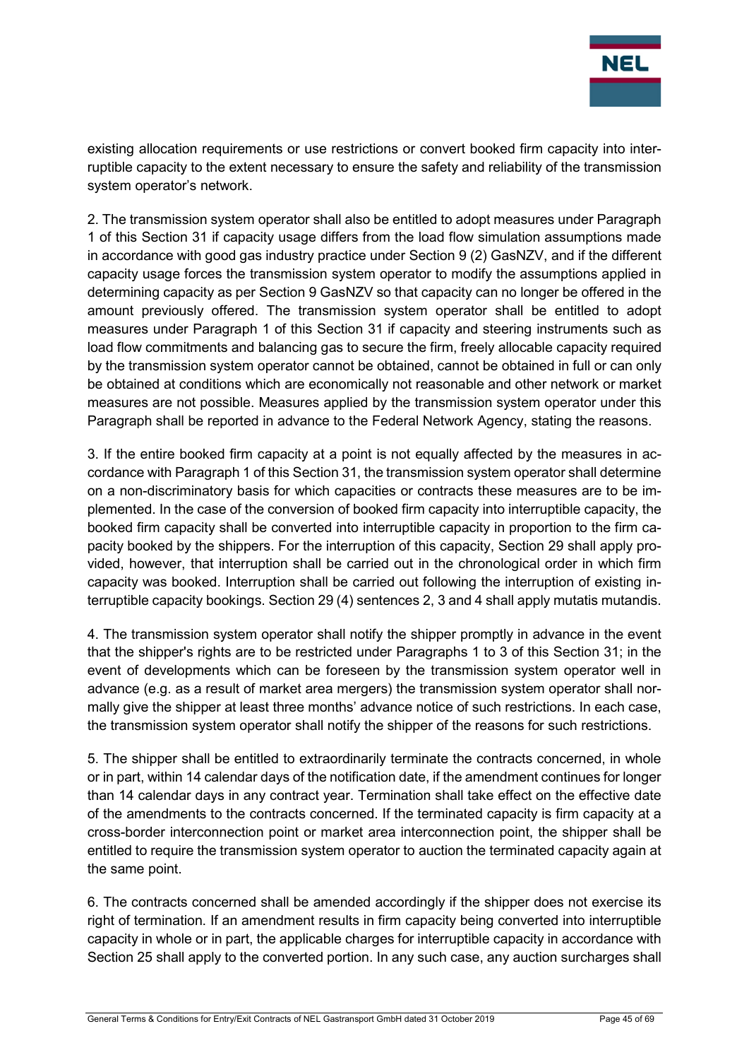existing allocation requirements or use restrictions or convert booked firm capacity into interruptible capacity to the extent necessary to ensure the safety and reliability of the transmission system operator's network.

2. The transmission system operator shall also be entitled to adopt measures under Paragraph 1 of this Section 31 if capacity usage differs from the load flow simulation assumptions made in accordance with good gas industry practice under Section 9 (2) GasNZV, and if the different capacity usage forces the transmission system operator to modify the assumptions applied in determining capacity as per Section 9 GasNZV so that capacity can no longer be offered in the amount previously offered. The transmission system operator shall be entitled to adopt measures under Paragraph 1 of this Section 31 if capacity and steering instruments such as load flow commitments and balancing gas to secure the firm, freely allocable capacity required by the transmission system operator cannot be obtained, cannot be obtained in full or can only be obtained at conditions which are economically not reasonable and other network or market measures are not possible. Measures applied by the transmission system operator under this Paragraph shall be reported in advance to the Federal Network Agency, stating the reasons.

3. If the entire booked firm capacity at a point is not equally affected by the measures in accordance with Paragraph 1 of this Section 31, the transmission system operator shall determine on a non-discriminatory basis for which capacities or contracts these measures are to be implemented. In the case of the conversion of booked firm capacity into interruptible capacity, the booked firm capacity shall be converted into interruptible capacity in proportion to the firm capacity booked by the shippers. For the interruption of this capacity, Section 29 shall apply provided, however, that interruption shall be carried out in the chronological order in which firm capacity was booked. Interruption shall be carried out following the interruption of existing interruptible capacity bookings. Section 29 (4) sentences 2, 3 and 4 shall apply mutatis mutandis.

4. The transmission system operator shall notify the shipper promptly in advance in the event that the shipper's rights are to be restricted under Paragraphs 1 to 3 of this Section 31; in the event of developments which can be foreseen by the transmission system operator well in advance (e.g. as a result of market area mergers) the transmission system operator shall normally give the shipper at least three months' advance notice of such restrictions. In each case, the transmission system operator shall notify the shipper of the reasons for such restrictions.

5. The shipper shall be entitled to extraordinarily terminate the contracts concerned, in whole or in part, within 14 calendar days of the notification date, if the amendment continues for longer than 14 calendar days in any contract year. Termination shall take effect on the effective date of the amendments to the contracts concerned. If the terminated capacity is firm capacity at a cross-border interconnection point or market area interconnection point, the shipper shall be entitled to require the transmission system operator to auction the terminated capacity again at the same point.

6. The contracts concerned shall be amended accordingly if the shipper does not exercise its right of termination. If an amendment results in firm capacity being converted into interruptible capacity in whole or in part, the applicable charges for interruptible capacity in accordance with Section 25 shall apply to the converted portion. In any such case, any auction surcharges shall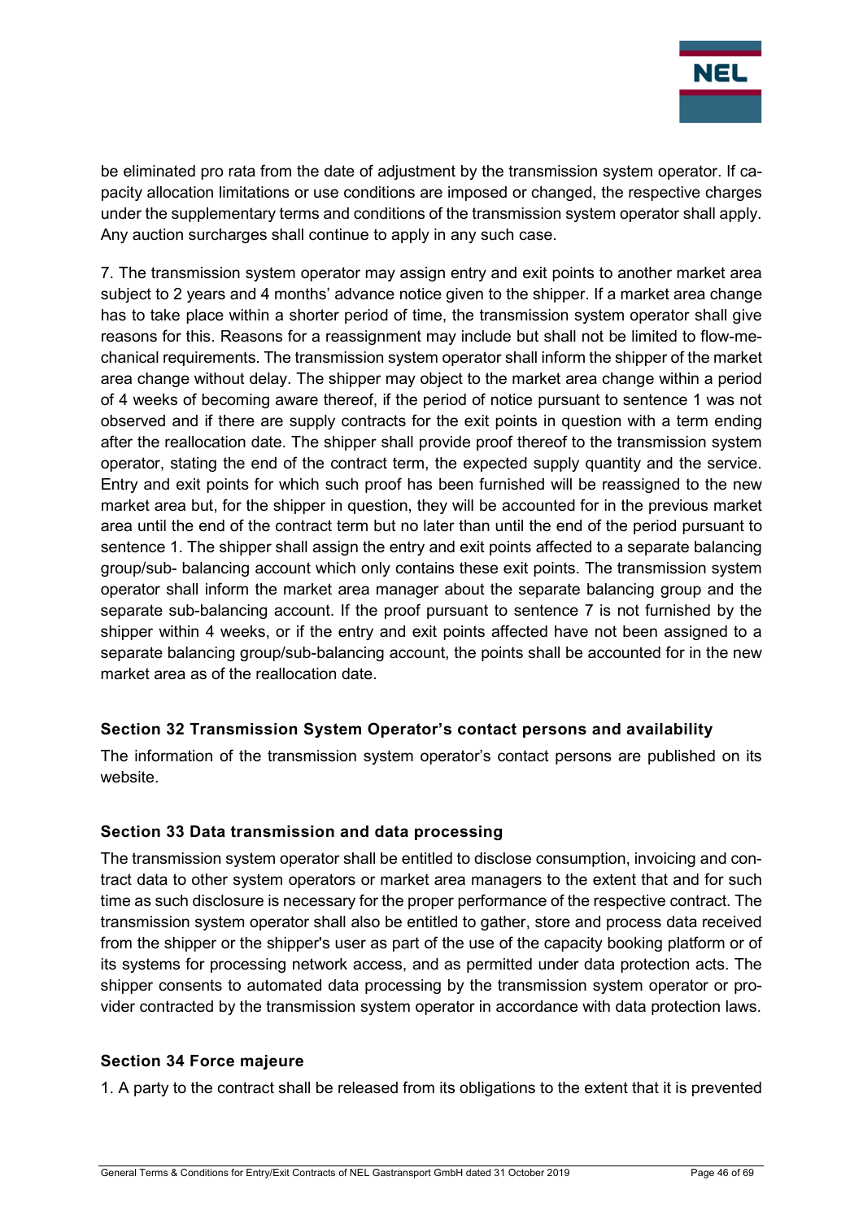be eliminated pro rata from the date of adjustment by the transmission system operator. If capacity allocation limitations or use conditions are imposed or changed, the respective charges under the supplementary terms and conditions of the transmission system operator shall apply. Any auction surcharges shall continue to apply in any such case.

7. The transmission system operator may assign entry and exit points to another market area subject to 2 years and 4 months' advance notice given to the shipper. If a market area change has to take place within a shorter period of time, the transmission system operator shall give reasons for this. Reasons for a reassignment may include but shall not be limited to flow-mechanical requirements. The transmission system operator shall inform the shipper of the market area change without delay. The shipper may object to the market area change within a period of 4 weeks of becoming aware thereof, if the period of notice pursuant to sentence 1 was not observed and if there are supply contracts for the exit points in question with a term ending after the reallocation date. The shipper shall provide proof thereof to the transmission system operator, stating the end of the contract term, the expected supply quantity and the service. Entry and exit points for which such proof has been furnished will be reassigned to the new market area but, for the shipper in question, they will be accounted for in the previous market area until the end of the contract term but no later than until the end of the period pursuant to sentence 1. The shipper shall assign the entry and exit points affected to a separate balancing group/sub- balancing account which only contains these exit points. The transmission system operator shall inform the market area manager about the separate balancing group and the separate sub-balancing account. If the proof pursuant to sentence 7 is not furnished by the shipper within 4 weeks, or if the entry and exit points affected have not been assigned to a separate balancing group/sub-balancing account, the points shall be accounted for in the new market area as of the reallocation date.

### Section 32 Transmission System Operator's contact persons and availability

The information of the transmission system operator's contact persons are published on its website.

### Section 33 Data transmission and data processing

The transmission system operator shall be entitled to disclose consumption, invoicing and contract data to other system operators or market area managers to the extent that and for such time as such disclosure is necessary for the proper performance of the respective contract. The transmission system operator shall also be entitled to gather, store and process data received from the shipper or the shipper's user as part of the use of the capacity booking platform or of its systems for processing network access, and as permitted under data protection acts. The shipper consents to automated data processing by the transmission system operator or provider contracted by the transmission system operator in accordance with data protection laws.

### Section 34 Force majeure

1. A party to the contract shall be released from its obligations to the extent that it is prevented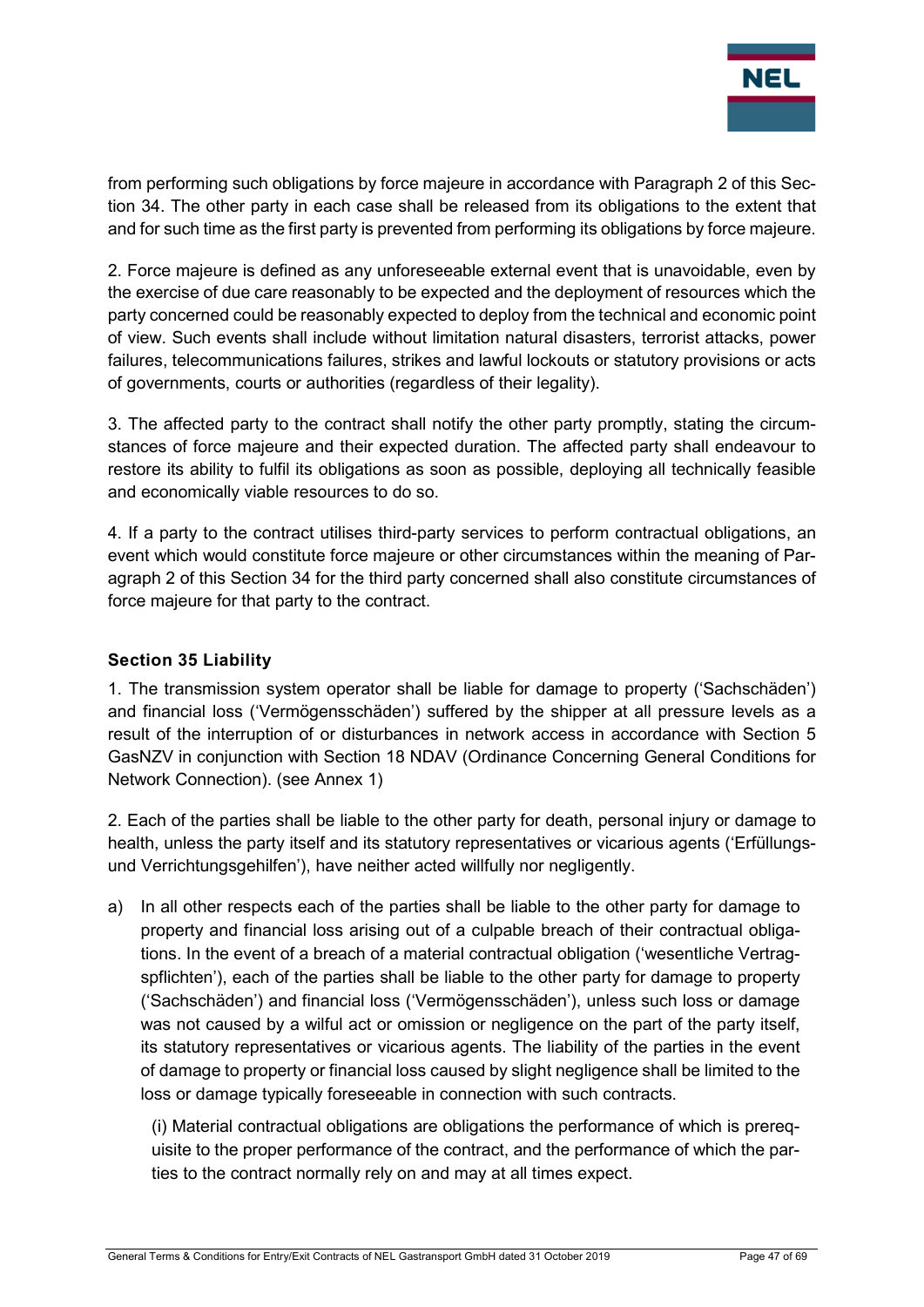from performing such obligations by force majeure in accordance with Paragraph 2 of this Section 34. The other party in each case shall be released from its obligations to the extent that and for such time as the first party is prevented from performing its obligations by force majeure.

2. Force majeure is defined as any unforeseeable external event that is unavoidable, even by the exercise of due care reasonably to be expected and the deployment of resources which the party concerned could be reasonably expected to deploy from the technical and economic point of view. Such events shall include without limitation natural disasters, terrorist attacks, power failures, telecommunications failures, strikes and lawful lockouts or statutory provisions or acts of governments, courts or authorities (regardless of their legality).

3. The affected party to the contract shall notify the other party promptly, stating the circumstances of force majeure and their expected duration. The affected party shall endeavour to restore its ability to fulfil its obligations as soon as possible, deploying all technically feasible and economically viable resources to do so.

4. If a party to the contract utilises third-party services to perform contractual obligations, an event which would constitute force majeure or other circumstances within the meaning of Paragraph 2 of this Section 34 for the third party concerned shall also constitute circumstances of force majeure for that party to the contract.

## Section 35 Liability

1. The transmission system operator shall be liable for damage to property ('Sachschäden') and financial loss ('Vermögensschäden') suffered by the shipper at all pressure levels as a result of the interruption of or disturbances in network access in accordance with Section 5 GasNZV in conjunction with Section 18 NDAV (Ordinance Concerning General Conditions for Network Connection). (see Annex 1)

2. Each of the parties shall be liable to the other party for death, personal injury or damage to health, unless the party itself and its statutory representatives or vicarious agents ('Erfüllungs- und Verrichtungsgehilfen'), have neither acted willfully nor negligently.

a) In all other respects each of the parties shall be liable to the other party for damage to property and financial loss arising out of a culpable breach of their contractual obligations. In the event of a breach of a material contractual obligation ('wesentliche Vertragspflichten'), each of the parties shall be liable to the other party for damage to property ('Sachschäden') and financial loss ('Vermögensschäden'), unless such loss or damage was not caused by a wilful act or omission or negligence on the part of the party itself, its statutory representatives or vicarious agents. The liability of the parties in the event of damage to property or financial loss caused by slight negligence shall be limited to the loss or damage typically foreseeable in connection with such contracts.

   (i) Material contractual obligations are obligations the performance of which is prerequisite to the proper performance of the contract, and the performance of which the parties to the contract normally rely on and may at all times expect.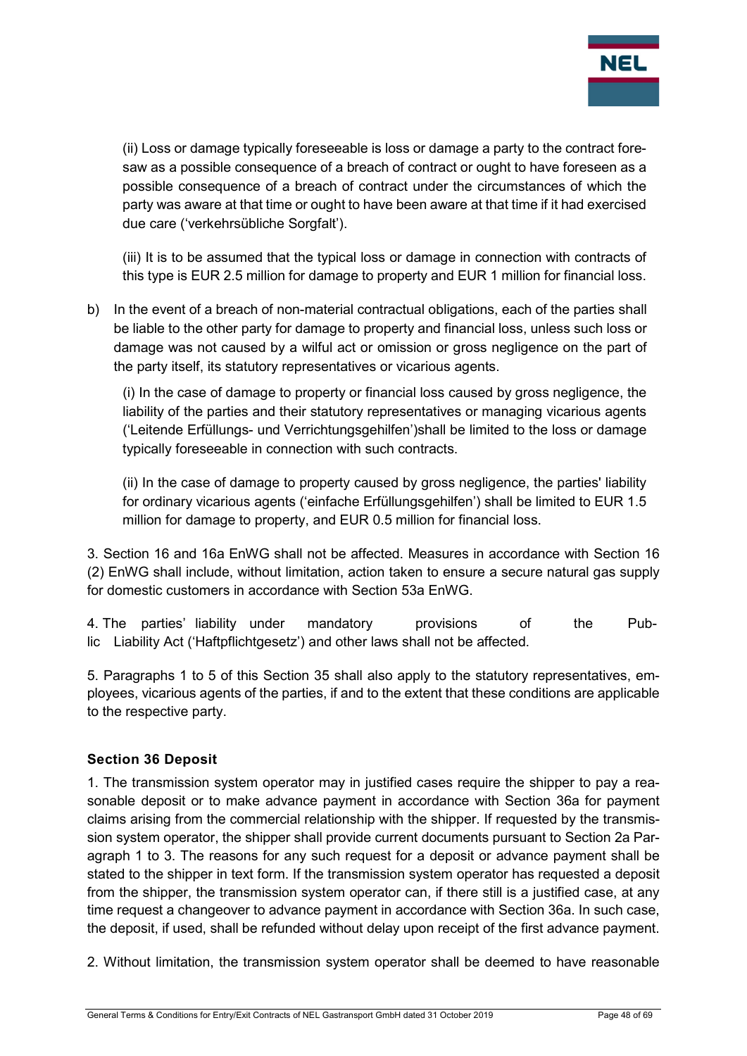(ii) Loss or damage typically foreseeable is loss or damage a party to the contract foresaw as a possible consequence of a breach of contract or ought to have foreseen as a possible consequence of a breach of contract under the circumstances of which the party was aware at that time or ought to have been aware at that time if it had exercised due care ('verkehrsübliche Sorgfalt').

(iii) It is to be assumed that the typical loss or damage in connection with contracts of this type is EUR 2.5 million for damage to property and EUR 1 million for financial loss.

b) In the event of a breach of non-material contractual obligations, each of the parties shall be liable to the other party for damage to property and financial loss, unless such loss or damage was not caused by a wilful act or omission or gross negligence on the part of the party itself, its statutory representatives or vicarious agents.

(i) In the case of damage to property or financial loss caused by gross negligence, the liability of the parties and their statutory representatives or managing vicarious agents ('Leitende Erfüllungs- und Verrichtungsgehilfen')shall be limited to the loss or damage typically foreseeable in connection with such contracts.

(ii) In the case of damage to property caused by gross negligence, the parties' liability for ordinary vicarious agents ('einfache Erfüllungsgehilfen') shall be limited to EUR 1.5 million for damage to property, and EUR 0.5 million for financial loss.

3. Section 16 and 16a EnWG shall not be affected. Measures in accordance with Section 16 (2) EnWG shall include, without limitation, action taken to ensure a secure natural gas supply for domestic customers in accordance with Section 53a EnWG.

4. The parties' liability under mandatory provisions of the Public Liability Act ('Haftpflichtgesetz') and other laws shall not be affected.

5. Paragraphs 1 to 5 of this Section 35 shall also apply to the statutory representatives, employees, vicarious agents of the parties, if and to the extent that these conditions are applicable to the respective party.

### Section 36 Deposit

1. The transmission system operator may in justified cases require the shipper to pay a reasonable deposit or to make advance payment in accordance with Section 36a for payment claims arising from the commercial relationship with the shipper. If requested by the transmission system operator, the shipper shall provide current documents pursuant to Section 2a Paragraph 1 to 3. The reasons for any such request for a deposit or advance payment shall be stated to the shipper in text form. If the transmission system operator has requested a deposit from the shipper, the transmission system operator can, if there still is a justified case, at any time request a changeover to advance payment in accordance with Section 36a. In such case, the deposit, if used, shall be refunded without delay upon receipt of the first advance payment.

2. Without limitation, the transmission system operator shall be deemed to have reasonable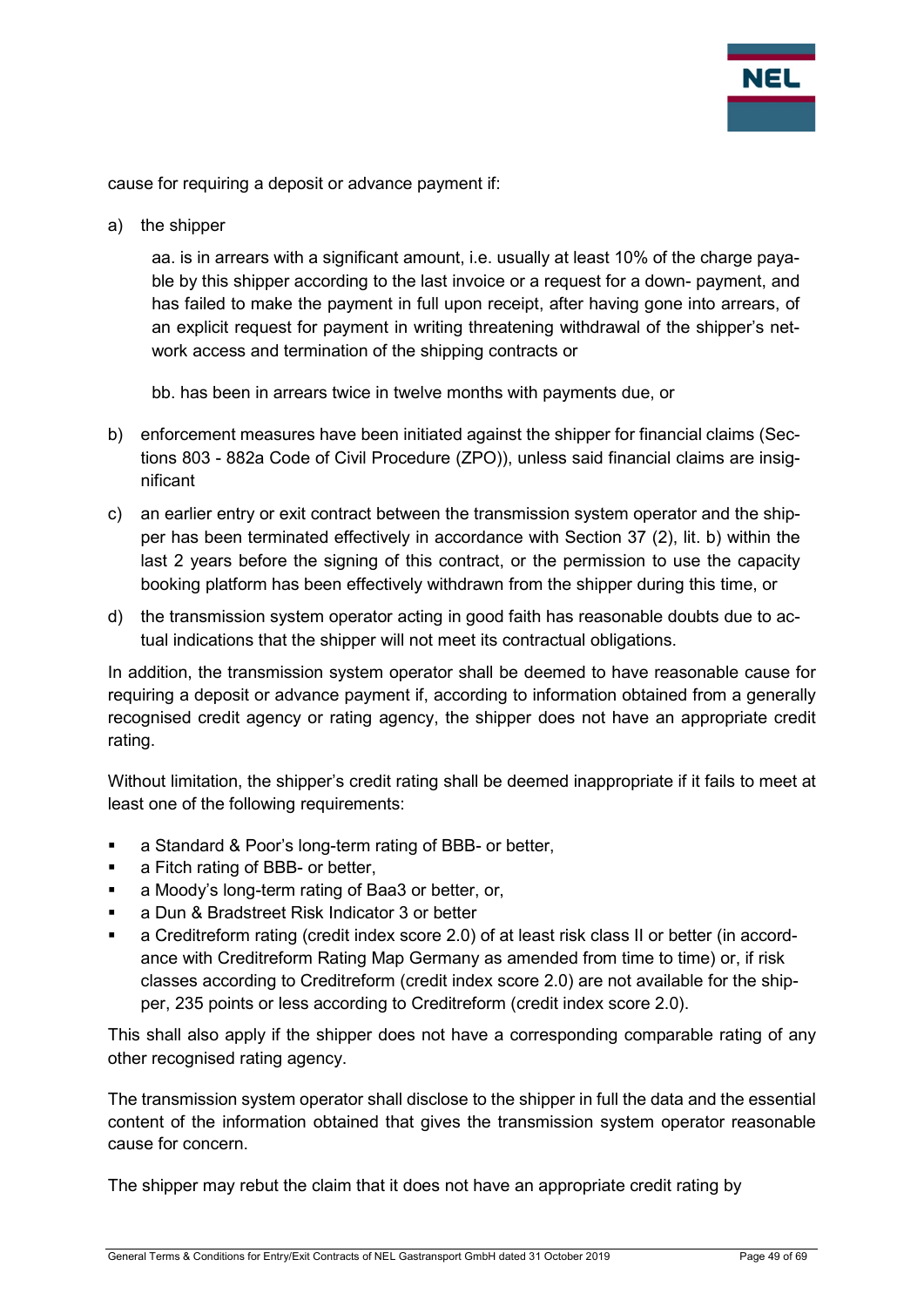cause for requiring a deposit or advance payment if:

a) the shipper

   aa. is in arrears with a significant amount, i.e. usually at least 10% of the charge payable by this shipper according to the last invoice or a request for a down- payment, and has failed to make the payment in full upon receipt, after having gone into arrears, of an explicit request for payment in writing threatening withdrawal of the shipper's network access and termination of the shipping contracts or

   bb. has been in arrears twice in twelve months with payments due, or

b) enforcement measures have been initiated against the shipper for financial claims (Sections 803 - 882a Code of Civil Procedure (ZPO)), unless said financial claims are insignificant

c) an earlier entry or exit contract between the transmission system operator and the shipper has been terminated effectively in accordance with Section 37 (2), lit. b) within the last 2 years before the signing of this contract, or the permission to use the capacity booking platform has been effectively withdrawn from the shipper during this time, or

d) the transmission system operator acting in good faith has reasonable doubts due to actual indications that the shipper will not meet its contractual obligations.

In addition, the transmission system operator shall be deemed to have reasonable cause for requiring a deposit or advance payment if, according to information obtained from a generally recognised credit agency or rating agency, the shipper does not have an appropriate credit rating.

Without limitation, the shipper's credit rating shall be deemed inappropriate if it fails to meet at least one of the following requirements:

- a Standard & Poor's long-term rating of BBB- or better,
- a Fitch rating of BBB- or better,
- a Moody's long-term rating of Baa3 or better, or,
- a Dun & Bradstreet Risk Indicator 3 or better
- a Creditreform rating (credit index score 2.0) of at least risk class II or better (in accordance with Creditreform Rating Map Germany as amended from time to time) or, if risk classes according to Creditreform (credit index score 2.0) are not available for the shipper, 235 points or less according to Creditreform (credit index score 2.0).

This shall also apply if the shipper does not have a corresponding comparable rating of any other recognised rating agency.

The transmission system operator shall disclose to the shipper in full the data and the essential content of the information obtained that gives the transmission system operator reasonable cause for concern.

The shipper may rebut the claim that it does not have an appropriate credit rating by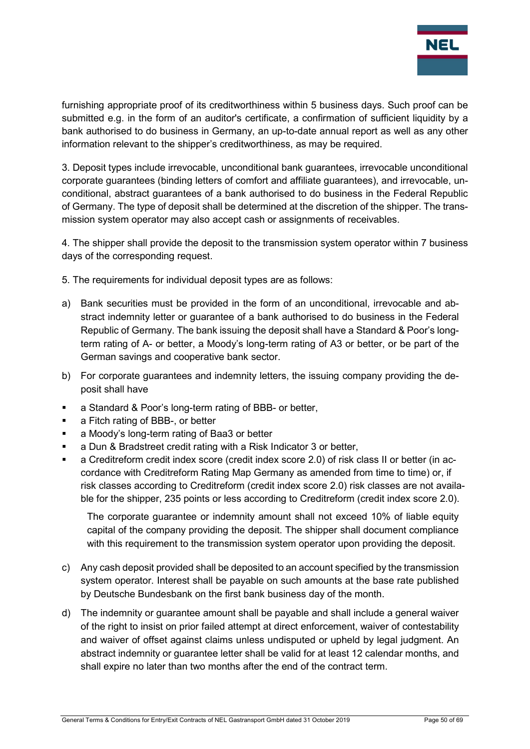furnishing appropriate proof of its creditworthiness within 5 business days. Such proof can be submitted e.g. in the form of an auditor's certificate, a confirmation of sufficient liquidity by a bank authorised to do business in Germany, an up-to-date annual report as well as any other information relevant to the shipper's creditworthiness, as may be required.

3. Deposit types include irrevocable, unconditional bank guarantees, irrevocable unconditional corporate guarantees (binding letters of comfort and affiliate guarantees), and irrevocable, unconditional, abstract guarantees of a bank authorised to do business in the Federal Republic of Germany. The type of deposit shall be determined at the discretion of the shipper. The transmission system operator may also accept cash or assignments of receivables.

4. The shipper shall provide the deposit to the transmission system operator within 7 business days of the corresponding request.

5. The requirements for individual deposit types are as follows:

a) Bank securities must be provided in the form of an unconditional, irrevocable and abstract indemnity letter or guarantee of a bank authorised to do business in the Federal Republic of Germany. The bank issuing the deposit shall have a Standard & Poor's long-term rating of A- or better, a Moody's long-term rating of A3 or better, or be part of the German savings and cooperative bank sector.

b) For corporate guarantees and indemnity letters, the issuing company providing the deposit shall have

- a Standard & Poor's long-term rating of BBB- or better,
- a Fitch rating of BBB-, or better
- a Moody's long-term rating of Baa3 or better
- a Dun & Bradstreet credit rating with a Risk Indicator 3 or better,
- a Creditreform credit index score (credit index score 2.0) of risk class II or better (in accordance with Creditreform Rating Map Germany as amended from time to time) or, if risk classes according to Creditreform (credit index score 2.0) risk classes are not available for the shipper, 235 points or less according to Creditreform (credit index score 2.0).

  The corporate guarantee or indemnity amount shall not exceed 10% of liable equity capital of the company providing the deposit. The shipper shall document compliance with this requirement to the transmission system operator upon providing the deposit.

c) Any cash deposit provided shall be deposited to an account specified by the transmission system operator. Interest shall be payable on such amounts at the base rate published by Deutsche Bundesbank on the first bank business day of the month.

d) The indemnity or guarantee amount shall be payable and shall include a general waiver of the right to insist on prior failed attempt at direct enforcement, waiver of contestability and waiver of offset against claims unless undisputed or upheld by legal judgment. An abstract indemnity or guarantee letter shall be valid for at least 12 calendar months, and shall expire no later than two months after the end of the contract term.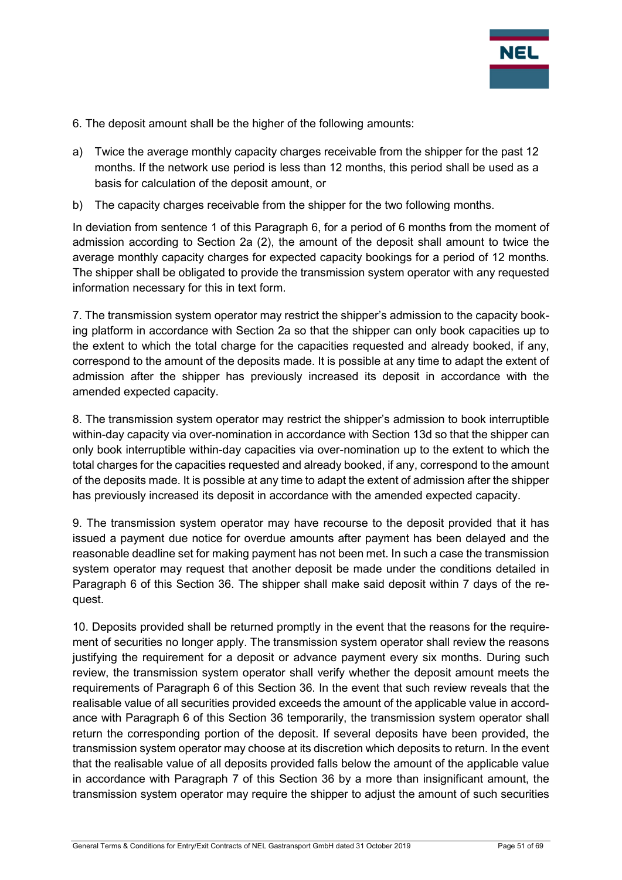6. The deposit amount shall be the higher of the following amounts:

a) Twice the average monthly capacity charges receivable from the shipper for the past 12 months. If the network use period is less than 12 months, this period shall be used as a basis for calculation of the deposit amount, or

b) The capacity charges receivable from the shipper for the two following months.

In deviation from sentence 1 of this Paragraph 6, for a period of 6 months from the moment of admission according to Section 2a (2), the amount of the deposit shall amount to twice the average monthly capacity charges for expected capacity bookings for a period of 12 months. The shipper shall be obligated to provide the transmission system operator with any requested information necessary for this in text form.

7. The transmission system operator may restrict the shipper's admission to the capacity booking platform in accordance with Section 2a so that the shipper can only book capacities up to the extent to which the total charge for the capacities requested and already booked, if any, correspond to the amount of the deposits made. It is possible at any time to adapt the extent of admission after the shipper has previously increased its deposit in accordance with the amended expected capacity.

8. The transmission system operator may restrict the shipper's admission to book interruptible within-day capacity via over-nomination in accordance with Section 13d so that the shipper can only book interruptible within-day capacities via over-nomination up to the extent to which the total charges for the capacities requested and already booked, if any, correspond to the amount of the deposits made. It is possible at any time to adapt the extent of admission after the shipper has previously increased its deposit in accordance with the amended expected capacity.

9. The transmission system operator may have recourse to the deposit provided that it has issued a payment due notice for overdue amounts after payment has been delayed and the reasonable deadline set for making payment has not been met. In such a case the transmission system operator may request that another deposit be made under the conditions detailed in Paragraph 6 of this Section 36. The shipper shall make said deposit within 7 days of the request.

10. Deposits provided shall be returned promptly in the event that the reasons for the requirement of securities no longer apply. The transmission system operator shall review the reasons justifying the requirement for a deposit or advance payment every six months. During such review, the transmission system operator shall verify whether the deposit amount meets the requirements of Paragraph 6 of this Section 36. In the event that such review reveals that the realisable value of all securities provided exceeds the amount of the applicable value in accordance with Paragraph 6 of this Section 36 temporarily, the transmission system operator shall return the corresponding portion of the deposit. If several deposits have been provided, the transmission system operator may choose at its discretion which deposits to return. In the event that the realisable value of all deposits provided falls below the amount of the applicable value in accordance with Paragraph 7 of this Section 36 by a more than insignificant amount, the transmission system operator may require the shipper to adjust the amount of such securities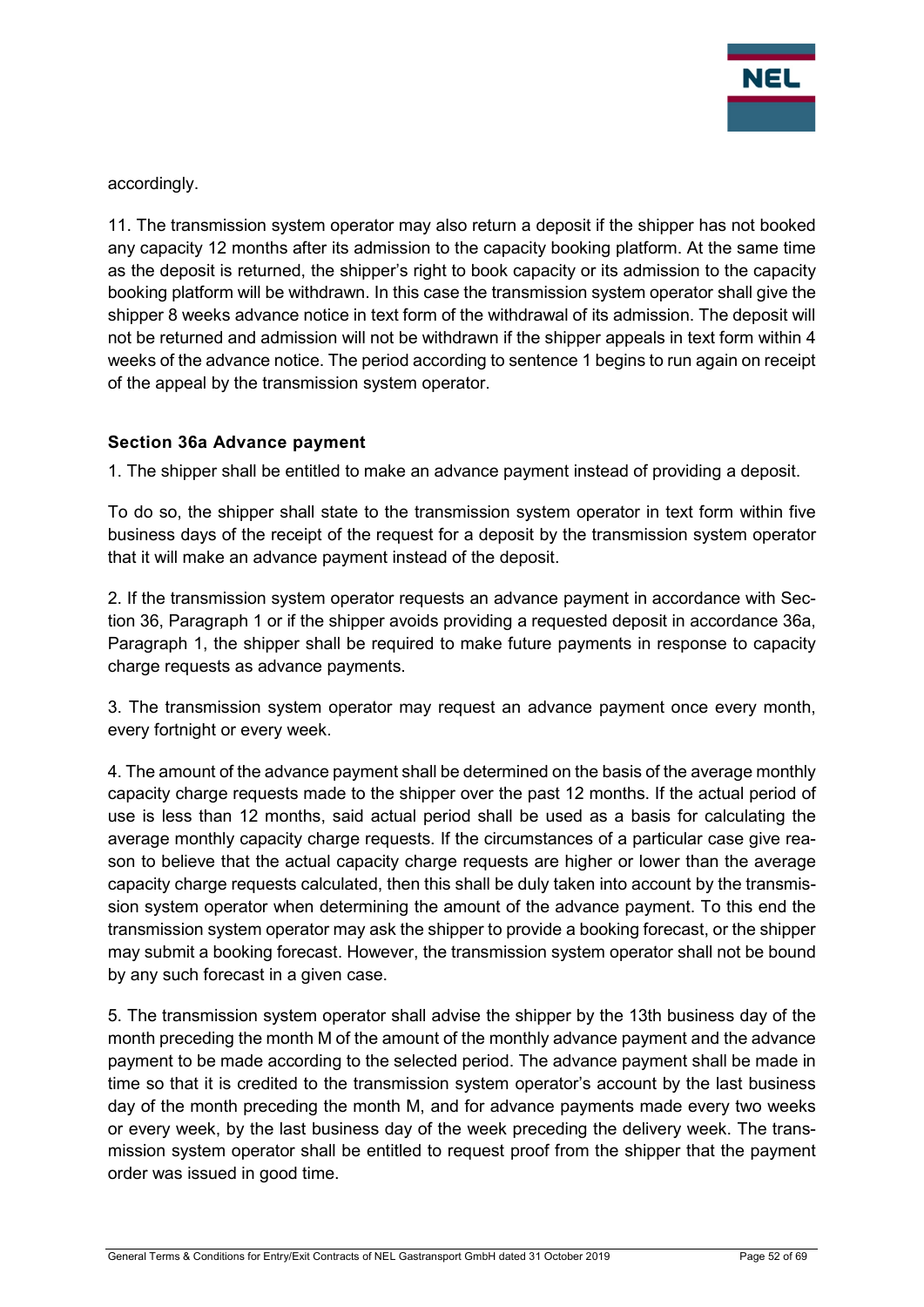accordingly.

11. The transmission system operator may also return a deposit if the shipper has not booked any capacity 12 months after its admission to the capacity booking platform. At the same time as the deposit is returned, the shipper's right to book capacity or its admission to the capacity booking platform will be withdrawn. In this case the transmission system operator shall give the shipper 8 weeks advance notice in text form of the withdrawal of its admission. The deposit will not be returned and admission will not be withdrawn if the shipper appeals in text form within 4 weeks of the advance notice. The period according to sentence 1 begins to run again on receipt of the appeal by the transmission system operator.

### Section 36a Advance payment

1. The shipper shall be entitled to make an advance payment instead of providing a deposit.

To do so, the shipper shall state to the transmission system operator in text form within five business days of the receipt of the request for a deposit by the transmission system operator that it will make an advance payment instead of the deposit.

2. If the transmission system operator requests an advance payment in accordance with Section 36, Paragraph 1 or if the shipper avoids providing a requested deposit in accordance 36a, Paragraph 1, the shipper shall be required to make future payments in response to capacity charge requests as advance payments.

3. The transmission system operator may request an advance payment once every month, every fortnight or every week.

4. The amount of the advance payment shall be determined on the basis of the average monthly capacity charge requests made to the shipper over the past 12 months. If the actual period of use is less than 12 months, said actual period shall be used as a basis for calculating the average monthly capacity charge requests. If the circumstances of a particular case give reason to believe that the actual capacity charge requests are higher or lower than the average capacity charge requests calculated, then this shall be duly taken into account by the transmission system operator when determining the amount of the advance payment. To this end the transmission system operator may ask the shipper to provide a booking forecast, or the shipper may submit a booking forecast. However, the transmission system operator shall not be bound by any such forecast in a given case.

5. The transmission system operator shall advise the shipper by the 13th business day of the month preceding the month M of the amount of the monthly advance payment and the advance payment to be made according to the selected period. The advance payment shall be made in time so that it is credited to the transmission system operator's account by the last business day of the month preceding the month M, and for advance payments made every two weeks or every week, by the last business day of the week preceding the delivery week. The transmission system operator shall be entitled to request proof from the shipper that the payment order was issued in good time.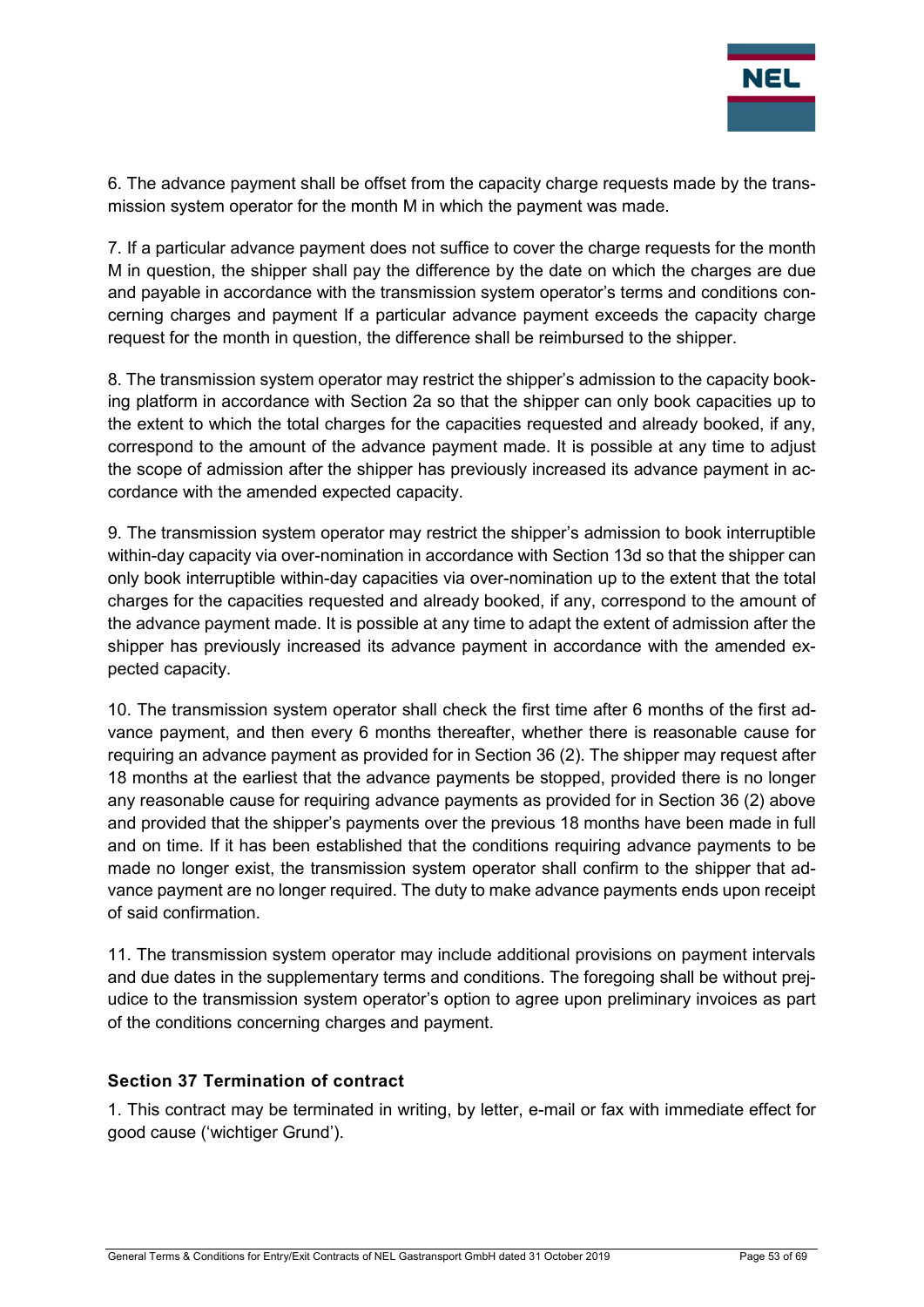6. The advance payment shall be offset from the capacity charge requests made by the transmission system operator for the month M in which the payment was made.

7. If a particular advance payment does not suffice to cover the charge requests for the month M in question, the shipper shall pay the difference by the date on which the charges are due and payable in accordance with the transmission system operator's terms and conditions concerning charges and payment If a particular advance payment exceeds the capacity charge request for the month in question, the difference shall be reimbursed to the shipper.

8. The transmission system operator may restrict the shipper's admission to the capacity booking platform in accordance with Section 2a so that the shipper can only book capacities up to the extent to which the total charges for the capacities requested and already booked, if any, correspond to the amount of the advance payment made. It is possible at any time to adjust the scope of admission after the shipper has previously increased its advance payment in accordance with the amended expected capacity.

9. The transmission system operator may restrict the shipper's admission to book interruptible within-day capacity via over-nomination in accordance with Section 13d so that the shipper can only book interruptible within-day capacities via over-nomination up to the extent that the total charges for the capacities requested and already booked, if any, correspond to the amount of the advance payment made. It is possible at any time to adapt the extent of admission after the shipper has previously increased its advance payment in accordance with the amended expected capacity.

10. The transmission system operator shall check the first time after 6 months of the first advance payment, and then every 6 months thereafter, whether there is reasonable cause for requiring an advance payment as provided for in Section 36 (2). The shipper may request after 18 months at the earliest that the advance payments be stopped, provided there is no longer any reasonable cause for requiring advance payments as provided for in Section 36 (2) above and provided that the shipper's payments over the previous 18 months have been made in full and on time. If it has been established that the conditions requiring advance payments to be made no longer exist, the transmission system operator shall confirm to the shipper that advance payment are no longer required. The duty to make advance payments ends upon receipt of said confirmation.

11. The transmission system operator may include additional provisions on payment intervals and due dates in the supplementary terms and conditions. The foregoing shall be without prejudice to the transmission system operator's option to agree upon preliminary invoices as part of the conditions concerning charges and payment.

### Section 37 Termination of contract

1. This contract may be terminated in writing, by letter, e-mail or fax with immediate effect for good cause ('wichtiger Grund').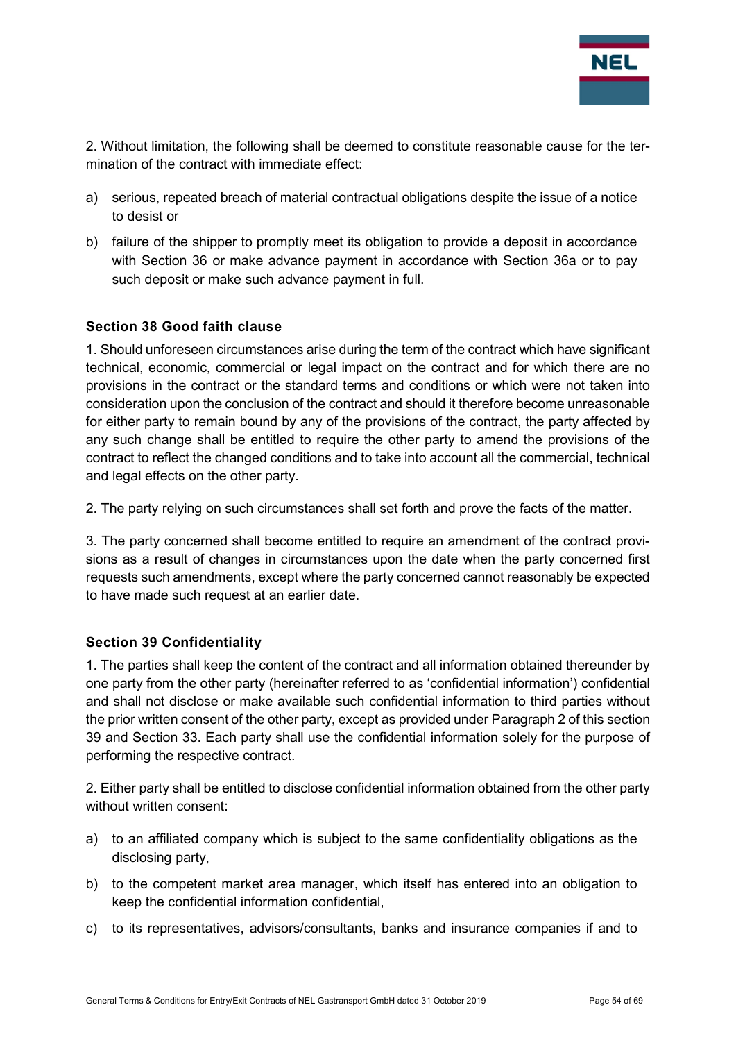2. Without limitation, the following shall be deemed to constitute reasonable cause for the termination of the contract with immediate effect:

a) serious, repeated breach of material contractual obligations despite the issue of a notice to desist or

b) failure of the shipper to promptly meet its obligation to provide a deposit in accordance with Section 36 or make advance payment in accordance with Section 36a or to pay such deposit or make such advance payment in full.

**Section 38 Good faith clause**

1. Should unforeseen circumstances arise during the term of the contract which have significant technical, economic, commercial or legal impact on the contract and for which there are no provisions in the contract or the standard terms and conditions or which were not taken into consideration upon the conclusion of the contract and should it therefore become unreasonable for either party to remain bound by any of the provisions of the contract, the party affected by any such change shall be entitled to require the other party to amend the provisions of the contract to reflect the changed conditions and to take into account all the commercial, technical and legal effects on the other party.

2. The party relying on such circumstances shall set forth and prove the facts of the matter.

3. The party concerned shall become entitled to require an amendment of the contract provisions as a result of changes in circumstances upon the date when the party concerned first requests such amendments, except where the party concerned cannot reasonably be expected to have made such request at an earlier date.

**Section 39 Confidentiality**

1. The parties shall keep the content of the contract and all information obtained thereunder by one party from the other party (hereinafter referred to as 'confidential information') confidential and shall not disclose or make available such confidential information to third parties without the prior written consent of the other party, except as provided under Paragraph 2 of this section 39 and Section 33. Each party shall use the confidential information solely for the purpose of performing the respective contract.

2. Either party shall be entitled to disclose confidential information obtained from the other party without written consent:

a) to an affiliated company which is subject to the same confidentiality obligations as the disclosing party,

b) to the competent market area manager, which itself has entered into an obligation to keep the confidential information confidential,

c) to its representatives, advisors/consultants, banks and insurance companies if and to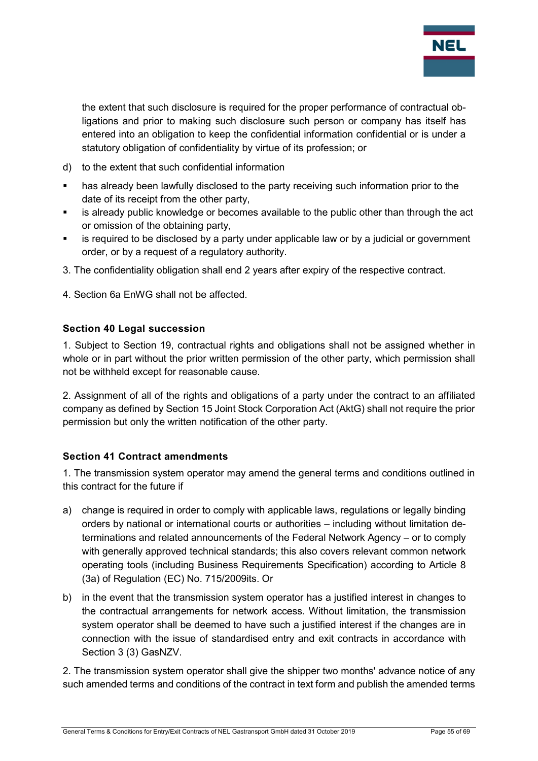the extent that such disclosure is required for the proper performance of contractual obligations and prior to making such disclosure such person or company has itself has entered into an obligation to keep the confidential information confidential or is under a statutory obligation of confidentiality by virtue of its profession; or

d) to the extent that such confidential information

- has already been lawfully disclosed to the party receiving such information prior to the date of its receipt from the other party,
- is already public knowledge or becomes available to the public other than through the act or omission of the obtaining party,
- is required to be disclosed by a party under applicable law or by a judicial or government order, or by a request of a regulatory authority.

3. The confidentiality obligation shall end 2 years after expiry of the respective contract.

4. Section 6a EnWG shall not be affected.

### Section 40 Legal succession

1. Subject to Section 19, contractual rights and obligations shall not be assigned whether in whole or in part without the prior written permission of the other party, which permission shall not be withheld except for reasonable cause.

2. Assignment of all of the rights and obligations of a party under the contract to an affiliated company as defined by Section 15 Joint Stock Corporation Act (AktG) shall not require the prior permission but only the written notification of the other party.

### Section 41 Contract amendments

1. The transmission system operator may amend the general terms and conditions outlined in this contract for the future if

a) change is required in order to comply with applicable laws, regulations or legally binding orders by national or international courts or authorities – including without limitation determinations and related announcements of the Federal Network Agency – or to comply with generally approved technical standards; this also covers relevant common network operating tools (including Business Requirements Specification) according to Article 8 (3a) of Regulation (EC) No. 715/2009its. Or

b) in the event that the transmission system operator has a justified interest in changes to the contractual arrangements for network access. Without limitation, the transmission system operator shall be deemed to have such a justified interest if the changes are in connection with the issue of standardised entry and exit contracts in accordance with Section 3 (3) GasNZV.

2. The transmission system operator shall give the shipper two months' advance notice of any such amended terms and conditions of the contract in text form and publish the amended terms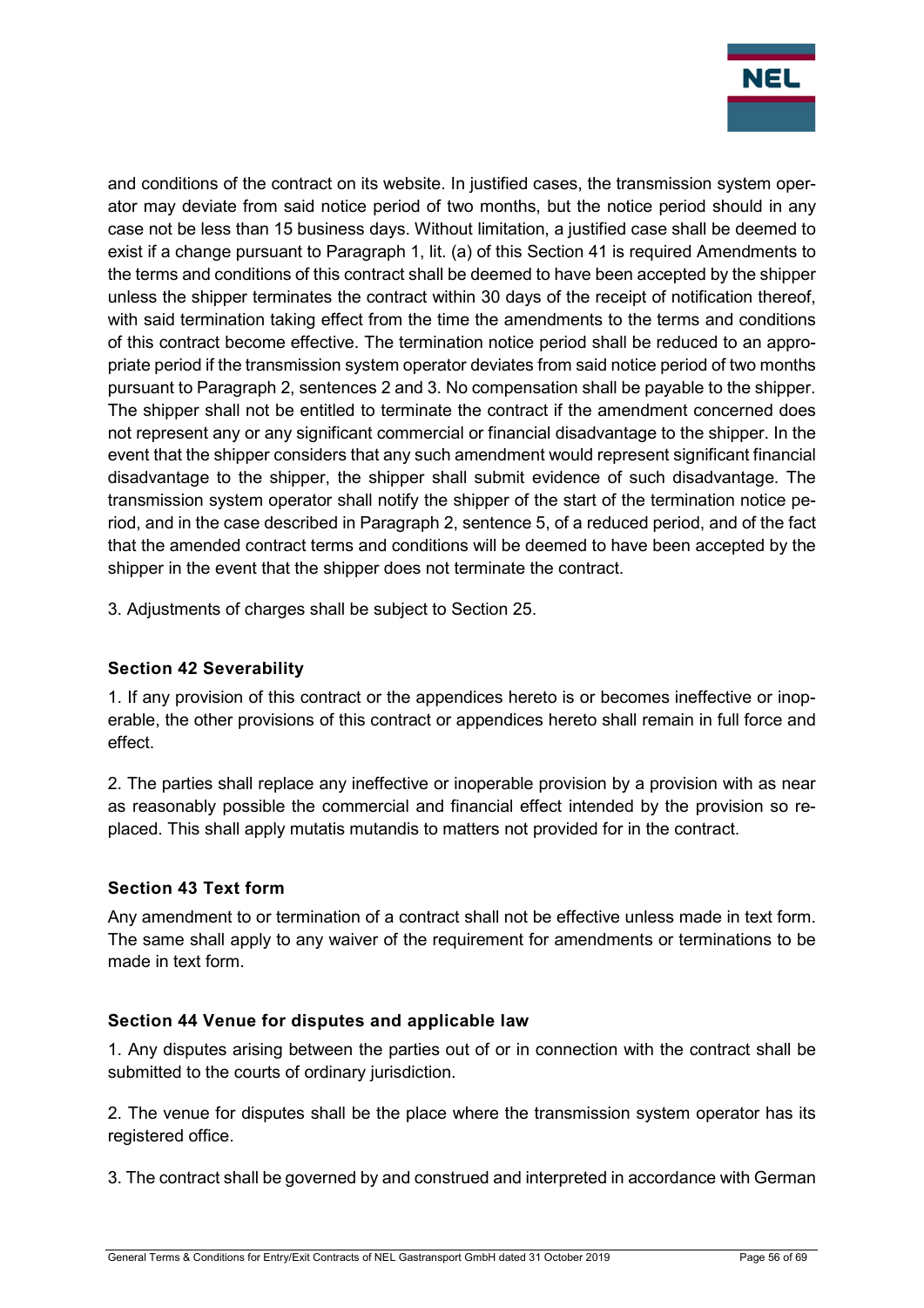and conditions of the contract on its website. In justified cases, the transmission system operator may deviate from said notice period of two months, but the notice period should in any case not be less than 15 business days. Without limitation, a justified case shall be deemed to exist if a change pursuant to Paragraph 1, lit. (a) of this Section 41 is required Amendments to the terms and conditions of this contract shall be deemed to have been accepted by the shipper unless the shipper terminates the contract within 30 days of the receipt of notification thereof, with said termination taking effect from the time the amendments to the terms and conditions of this contract become effective. The termination notice period shall be reduced to an appropriate period if the transmission system operator deviates from said notice period of two months pursuant to Paragraph 2, sentences 2 and 3. No compensation shall be payable to the shipper. The shipper shall not be entitled to terminate the contract if the amendment concerned does not represent any or any significant commercial or financial disadvantage to the shipper. In the event that the shipper considers that any such amendment would represent significant financial disadvantage to the shipper, the shipper shall submit evidence of such disadvantage. The transmission system operator shall notify the shipper of the start of the termination notice period, and in the case described in Paragraph 2, sentence 5, of a reduced period, and of the fact that the amended contract terms and conditions will be deemed to have been accepted by the shipper in the event that the shipper does not terminate the contract.

3. Adjustments of charges shall be subject to Section 25.

### Section 42 Severability

1. If any provision of this contract or the appendices hereto is or becomes ineffective or inoperable, the other provisions of this contract or appendices hereto shall remain in full force and effect.

2. The parties shall replace any ineffective or inoperable provision by a provision with as near as reasonably possible the commercial and financial effect intended by the provision so replaced. This shall apply mutatis mutandis to matters not provided for in the contract.

### Section 43 Text form

Any amendment to or termination of a contract shall not be effective unless made in text form. The same shall apply to any waiver of the requirement for amendments or terminations to be made in text form.

### Section 44 Venue for disputes and applicable law

1. Any disputes arising between the parties out of or in connection with the contract shall be submitted to the courts of ordinary jurisdiction.

2. The venue for disputes shall be the place where the transmission system operator has its registered office.

3. The contract shall be governed by and construed and interpreted in accordance with German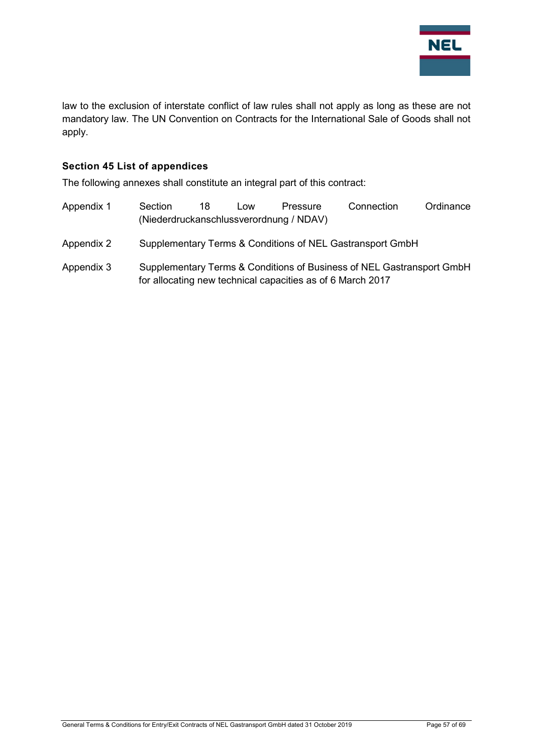law to the exclusion of interstate conflict of law rules shall not apply as long as these are not mandatory law. The UN Convention on Contracts for the International Sale of Goods shall not apply.

### Section 45 List of appendices

The following annexes shall constitute an integral part of this contract:

| | |
|---|---|
| Appendix 1 | Section 18 Low Pressure Connection Ordinance (Niederdruckanschlussverordnung / NDAV) |
| Appendix 2 | Supplementary Terms & Conditions of NEL Gastransport GmbH |
| Appendix 3 | Supplementary Terms & Conditions of Business of NEL Gastransport GmbH for allocating new technical capacities as of 6 March 2017 |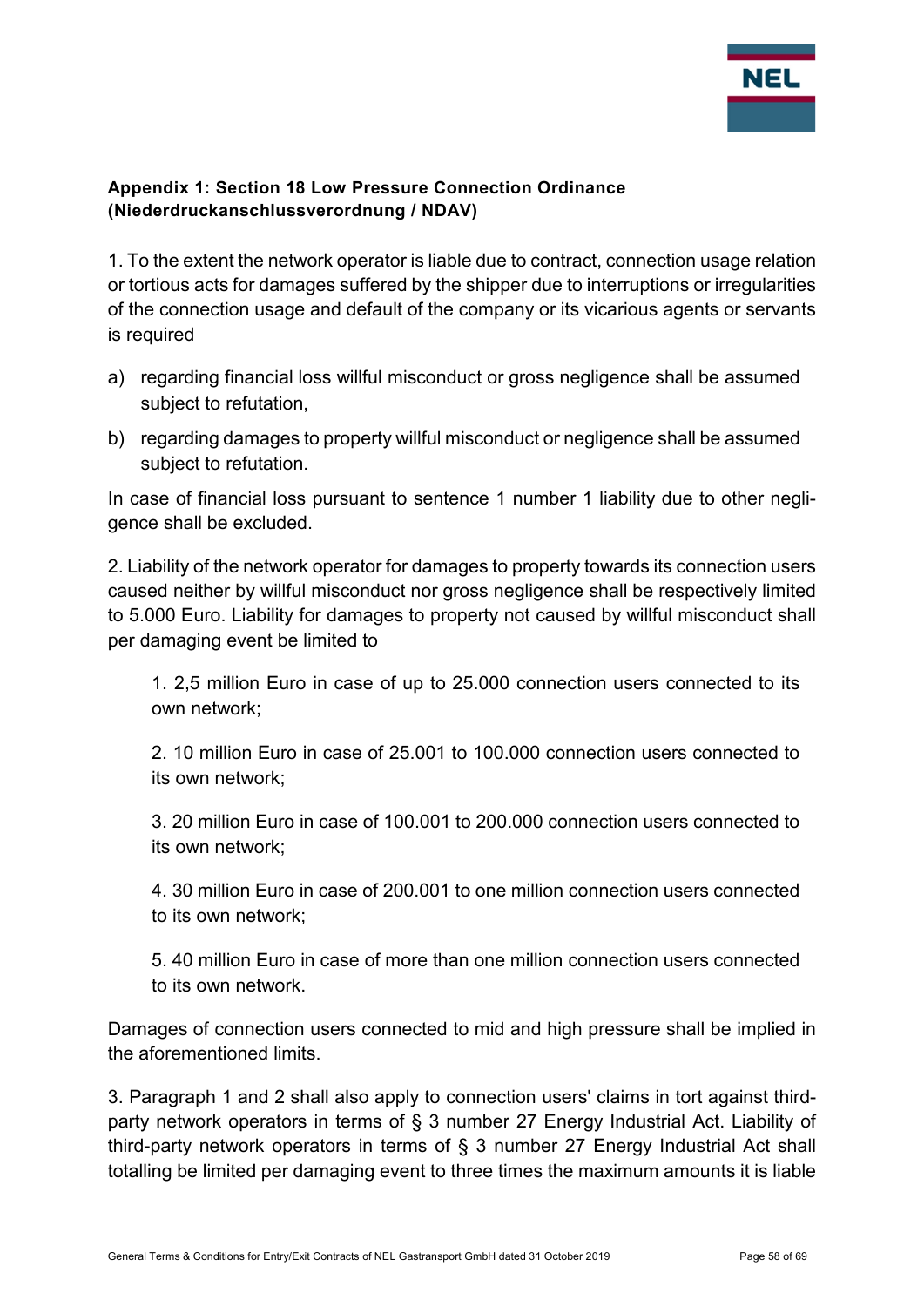**Appendix 1: Section 18 Low Pressure Connection Ordinance (Niederdruckanschlussverordnung / NDAV)**

1. To the extent the network operator is liable due to contract, connection usage relation or tortious acts for damages suffered by the shipper due to interruptions or irregularities of the connection usage and default of the company or its vicarious agents or servants is required

a) regarding financial loss willful misconduct or gross negligence shall be assumed subject to refutation,

b) regarding damages to property willful misconduct or negligence shall be assumed subject to refutation.

In case of financial loss pursuant to sentence 1 number 1 liability due to other negligence shall be excluded.

2. Liability of the network operator for damages to property towards its connection users caused neither by willful misconduct nor gross negligence shall be respectively limited to 5.000 Euro. Liability for damages to property not caused by willful misconduct shall per damaging event be limited to

1. 2,5 million Euro in case of up to 25.000 connection users connected to its own network;

2. 10 million Euro in case of 25.001 to 100.000 connection users connected to its own network;

3. 20 million Euro in case of 100.001 to 200.000 connection users connected to its own network;

4. 30 million Euro in case of 200.001 to one million connection users connected to its own network;

5. 40 million Euro in case of more than one million connection users connected to its own network.

Damages of connection users connected to mid and high pressure shall be implied in the aforementioned limits.

3. Paragraph 1 and 2 shall also apply to connection users' claims in tort against third-party network operators in terms of § 3 number 27 Energy Industrial Act. Liability of third-party network operators in terms of § 3 number 27 Energy Industrial Act shall totalling be limited per damaging event to three times the maximum amounts it is liable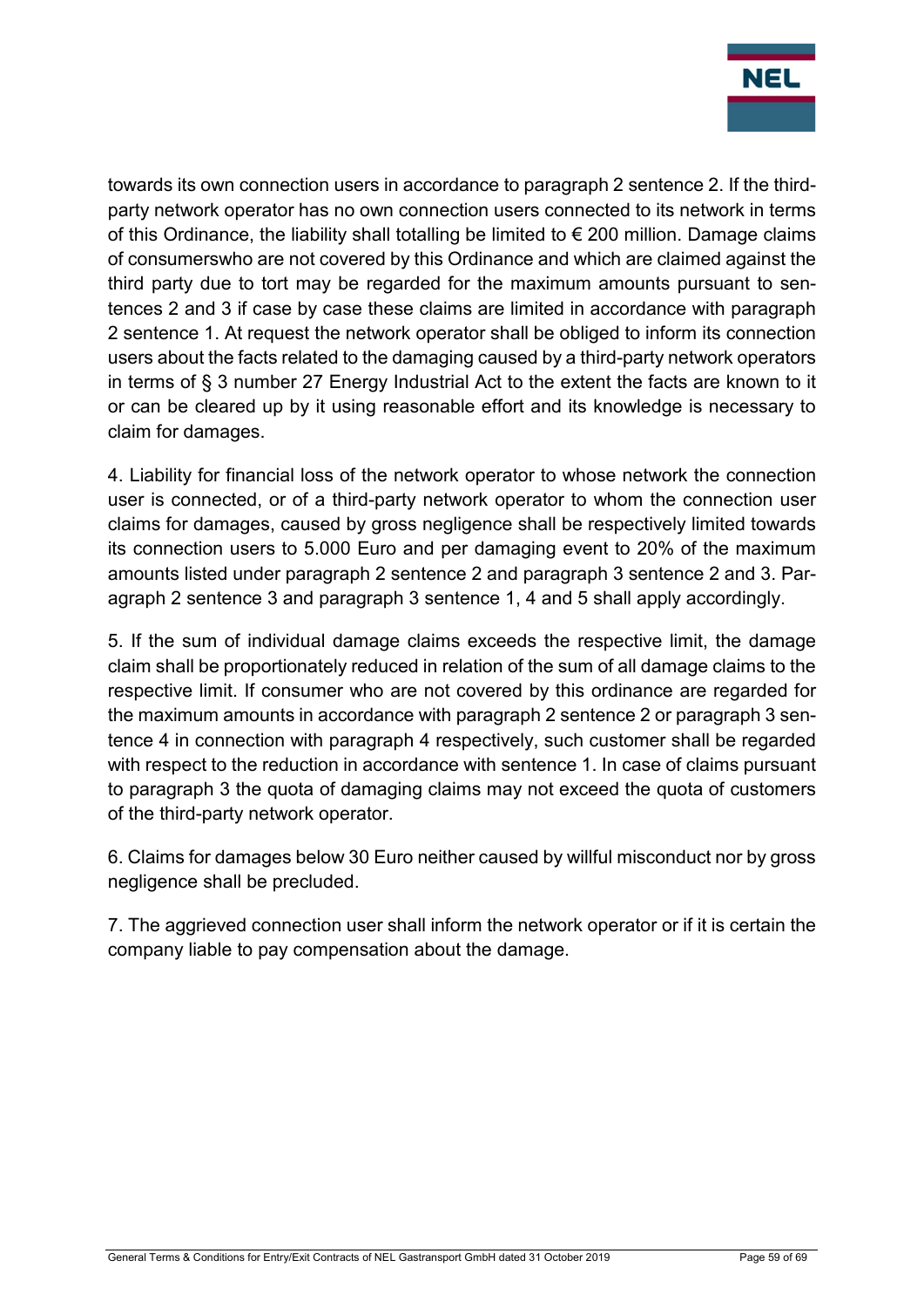towards its own connection users in accordance to paragraph 2 sentence 2. If the third-party network operator has no own connection users connected to its network in terms of this Ordinance, the liability shall totalling be limited to € 200 million. Damage claims of consumerswho are not covered by this Ordinance and which are claimed against the third party due to tort may be regarded for the maximum amounts pursuant to sentences 2 and 3 if case by case these claims are limited in accordance with paragraph 2 sentence 1. At request the network operator shall be obliged to inform its connection users about the facts related to the damaging caused by a third-party network operators in terms of § 3 number 27 Energy Industrial Act to the extent the facts are known to it or can be cleared up by it using reasonable effort and its knowledge is necessary to claim for damages.

4. Liability for financial loss of the network operator to whose network the connection user is connected, or of a third-party network operator to whom the connection user claims for damages, caused by gross negligence shall be respectively limited towards its connection users to 5.000 Euro and per damaging event to 20% of the maximum amounts listed under paragraph 2 sentence 2 and paragraph 3 sentence 2 and 3. Paragraph 2 sentence 3 and paragraph 3 sentence 1, 4 and 5 shall apply accordingly.

5. If the sum of individual damage claims exceeds the respective limit, the damage claim shall be proportionately reduced in relation of the sum of all damage claims to the respective limit. If consumer who are not covered by this ordinance are regarded for the maximum amounts in accordance with paragraph 2 sentence 2 or paragraph 3 sentence 4 in connection with paragraph 4 respectively, such customer shall be regarded with respect to the reduction in accordance with sentence 1. In case of claims pursuant to paragraph 3 the quota of damaging claims may not exceed the quota of customers of the third-party network operator.

6. Claims for damages below 30 Euro neither caused by willful misconduct nor by gross negligence shall be precluded.

7. The aggrieved connection user shall inform the network operator or if it is certain the company liable to pay compensation about the damage.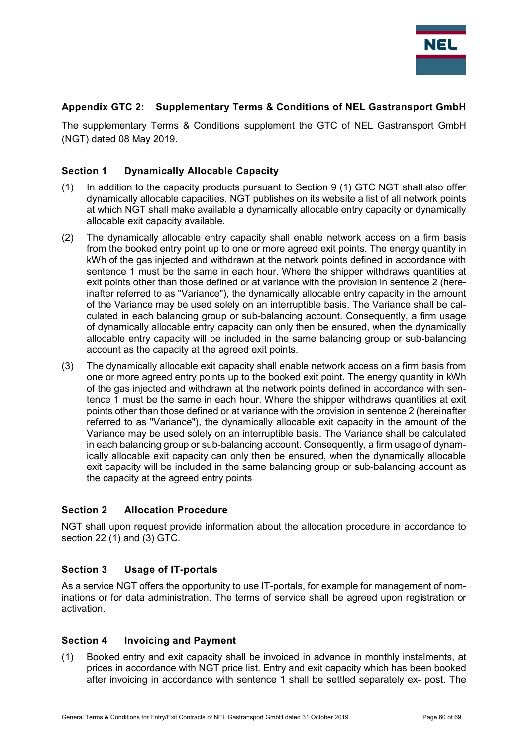## Appendix GTC 2: Supplementary Terms & Conditions of NEL Gastransport GmbH

The supplementary Terms & Conditions supplement the GTC of NEL Gastransport GmbH (NGT) dated 08 May 2019.

### Section 1 Dynamically Allocable Capacity

(1) In addition to the capacity products pursuant to Section 9 (1) GTC NGT shall also offer dynamically allocable capacities. NGT publishes on its website a list of all network points at which NGT shall make available a dynamically allocable entry capacity or dynamically allocable exit capacity available.

(2) The dynamically allocable entry capacity shall enable network access on a firm basis from the booked entry point up to one or more agreed exit points. The energy quantity in kWh of the gas injected and withdrawn at the network points defined in accordance with sentence 1 must be the same in each hour. Where the shipper withdraws quantities at exit points other than those defined or at variance with the provision in sentence 2 (hereinafter referred to as "Variance"), the dynamically allocable entry capacity in the amount of the Variance may be used solely on an interruptible basis. The Variance shall be calculated in each balancing group or sub-balancing account. Consequently, a firm usage of dynamically allocable entry capacity can only then be ensured, when the dynamically allocable entry capacity will be included in the same balancing group or sub-balancing account as the capacity at the agreed exit points.

(3) The dynamically allocable exit capacity shall enable network access on a firm basis from one or more agreed entry points up to the booked exit point. The energy quantity in kWh of the gas injected and withdrawn at the network points defined in accordance with sentence 1 must be the same in each hour. Where the shipper withdraws quantities at exit points other than those defined or at variance with the provision in sentence 2 (hereinafter referred to as "Variance"), the dynamically allocable exit capacity in the amount of the Variance may be used solely on an interruptible basis. The Variance shall be calculated in each balancing group or sub-balancing account. Consequently, a firm usage of dynamically allocable exit capacity can only then be ensured, when the dynamically allocable exit capacity will be included in the same balancing group or sub-balancing account as the capacity at the agreed entry points

### Section 2 Allocation Procedure

NGT shall upon request provide information about the allocation procedure in accordance to section 22 (1) and (3) GTC.

### Section 3 Usage of IT-portals

As a service NGT offers the opportunity to use IT-portals, for example for management of nominations or for data administration. The terms of service shall be agreed upon registration or activation.

### Section 4 Invoicing and Payment

(1) Booked entry and exit capacity shall be invoiced in advance in monthly instalments, at prices in accordance with NGT price list. Entry and exit capacity which has been booked after invoicing in accordance with sentence 1 shall be settled separately ex- post. The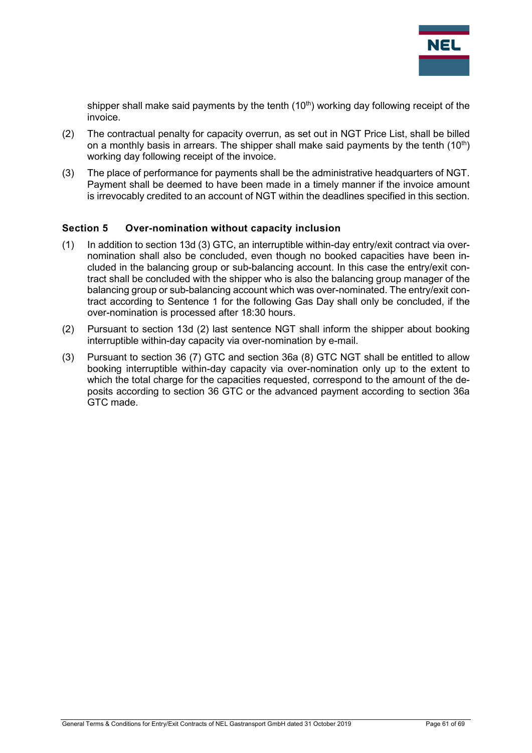shipper shall make said payments by the tenth (10th) working day following receipt of the invoice.

(2) The contractual penalty for capacity overrun, as set out in NGT Price List, shall be billed on a monthly basis in arrears. The shipper shall make said payments by the tenth (10th) working day following receipt of the invoice.

(3) The place of performance for payments shall be the administrative headquarters of NGT. Payment shall be deemed to have been made in a timely manner if the invoice amount is irrevocably credited to an account of NGT within the deadlines specified in this section.

### Section 5 Over-nomination without capacity inclusion

(1) In addition to section 13d (3) GTC, an interruptible within-day entry/exit contract via over-nomination shall also be concluded, even though no booked capacities have been included in the balancing group or sub-balancing account. In this case the entry/exit contract shall be concluded with the shipper who is also the balancing group manager of the balancing group or sub-balancing account which was over-nominated. The entry/exit contract according to Sentence 1 for the following Gas Day shall only be concluded, if the over-nomination is processed after 18:30 hours.

(2) Pursuant to section 13d (2) last sentence NGT shall inform the shipper about booking interruptible within-day capacity via over-nomination by e-mail.

(3) Pursuant to section 36 (7) GTC and section 36a (8) GTC NGT shall be entitled to allow booking interruptible within-day capacity via over-nomination only up to the extent to which the total charge for the capacities requested, correspond to the amount of the deposits according to section 36 GTC or the advanced payment according to section 36a GTC made.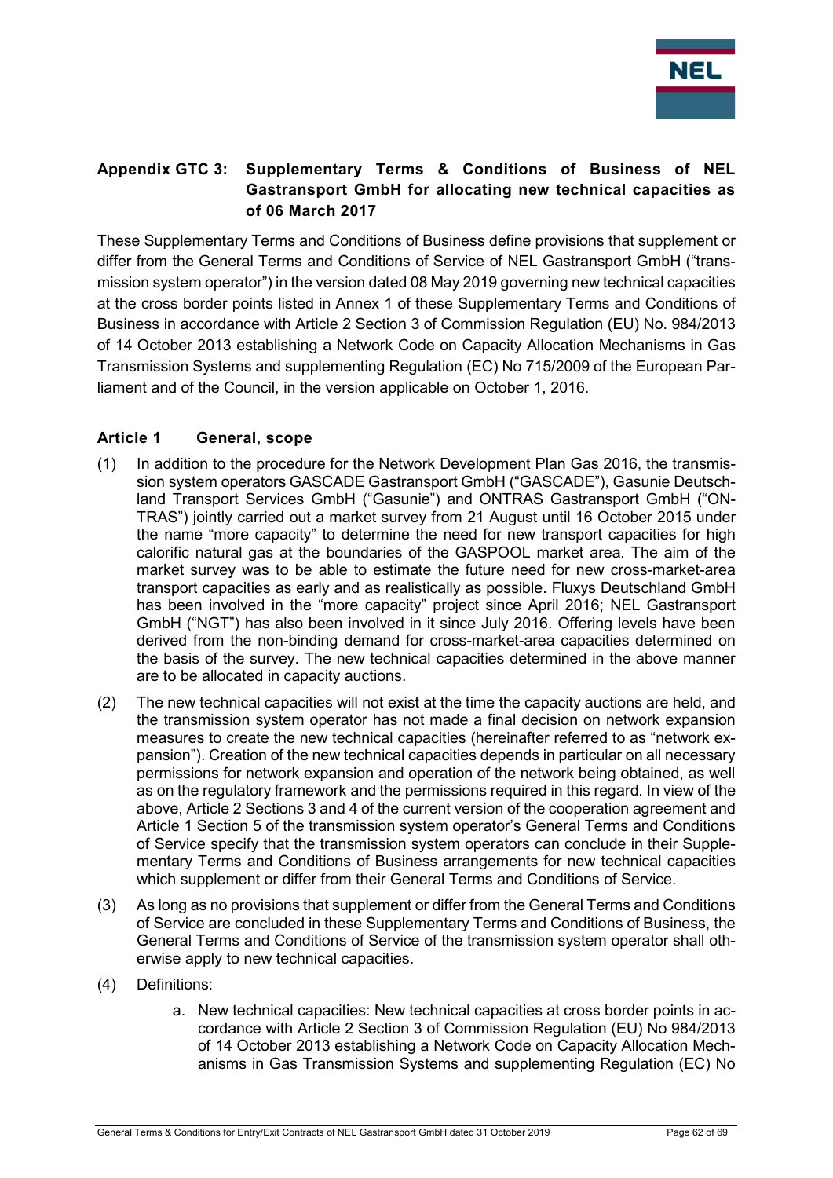## Appendix GTC 3: Supplementary Terms & Conditions of Business of NEL Gastransport GmbH for allocating new technical capacities as of 06 March 2017

These Supplementary Terms and Conditions of Business define provisions that supplement or differ from the General Terms and Conditions of Service of NEL Gastransport GmbH ("transmission system operator") in the version dated 08 May 2019 governing new technical capacities at the cross border points listed in Annex 1 of these Supplementary Terms and Conditions of Business in accordance with Article 2 Section 3 of Commission Regulation (EU) No. 984/2013 of 14 October 2013 establishing a Network Code on Capacity Allocation Mechanisms in Gas Transmission Systems and supplementing Regulation (EC) No 715/2009 of the European Parliament and of the Council, in the version applicable on October 1, 2016.

### Article 1 General, scope

(1) In addition to the procedure for the Network Development Plan Gas 2016, the transmission system operators GASCADE Gastransport GmbH ("GASCADE"), Gasunie Deutschland Transport Services GmbH ("Gasunie") and ONTRAS Gastransport GmbH ("ONTRAS") jointly carried out a market survey from 21 August until 16 October 2015 under the name "more capacity" to determine the need for new transport capacities for high calorific natural gas at the boundaries of the GASPOOL market area. The aim of the market survey was to be able to estimate the future need for new cross-market-area transport capacities as early and as realistically as possible. Fluxys Deutschland GmbH has been involved in the "more capacity" project since April 2016; NEL Gastransport GmbH ("NGT") has also been involved in it since July 2016. Offering levels have been derived from the non-binding demand for cross-market-area capacities determined on the basis of the survey. The new technical capacities determined in the above manner are to be allocated in capacity auctions.

(2) The new technical capacities will not exist at the time the capacity auctions are held, and the transmission system operator has not made a final decision on network expansion measures to create the new technical capacities (hereinafter referred to as "network expansion"). Creation of the new technical capacities depends in particular on all necessary permissions for network expansion and operation of the network being obtained, as well as on the regulatory framework and the permissions required in this regard. In view of the above, Article 2 Sections 3 and 4 of the current version of the cooperation agreement and Article 1 Section 5 of the transmission system operator's General Terms and Conditions of Service specify that the transmission system operators can conclude in their Supplementary Terms and Conditions of Business arrangements for new technical capacities which supplement or differ from their General Terms and Conditions of Service.

(3) As long as no provisions that supplement or differ from the General Terms and Conditions of Service are concluded in these Supplementary Terms and Conditions of Business, the General Terms and Conditions of Service of the transmission system operator shall otherwise apply to new technical capacities.

(4) Definitions:

a. New technical capacities: New technical capacities at cross border points in accordance with Article 2 Section 3 of Commission Regulation (EU) No 984/2013 of 14 October 2013 establishing a Network Code on Capacity Allocation Mechanisms in Gas Transmission Systems and supplementing Regulation (EC) No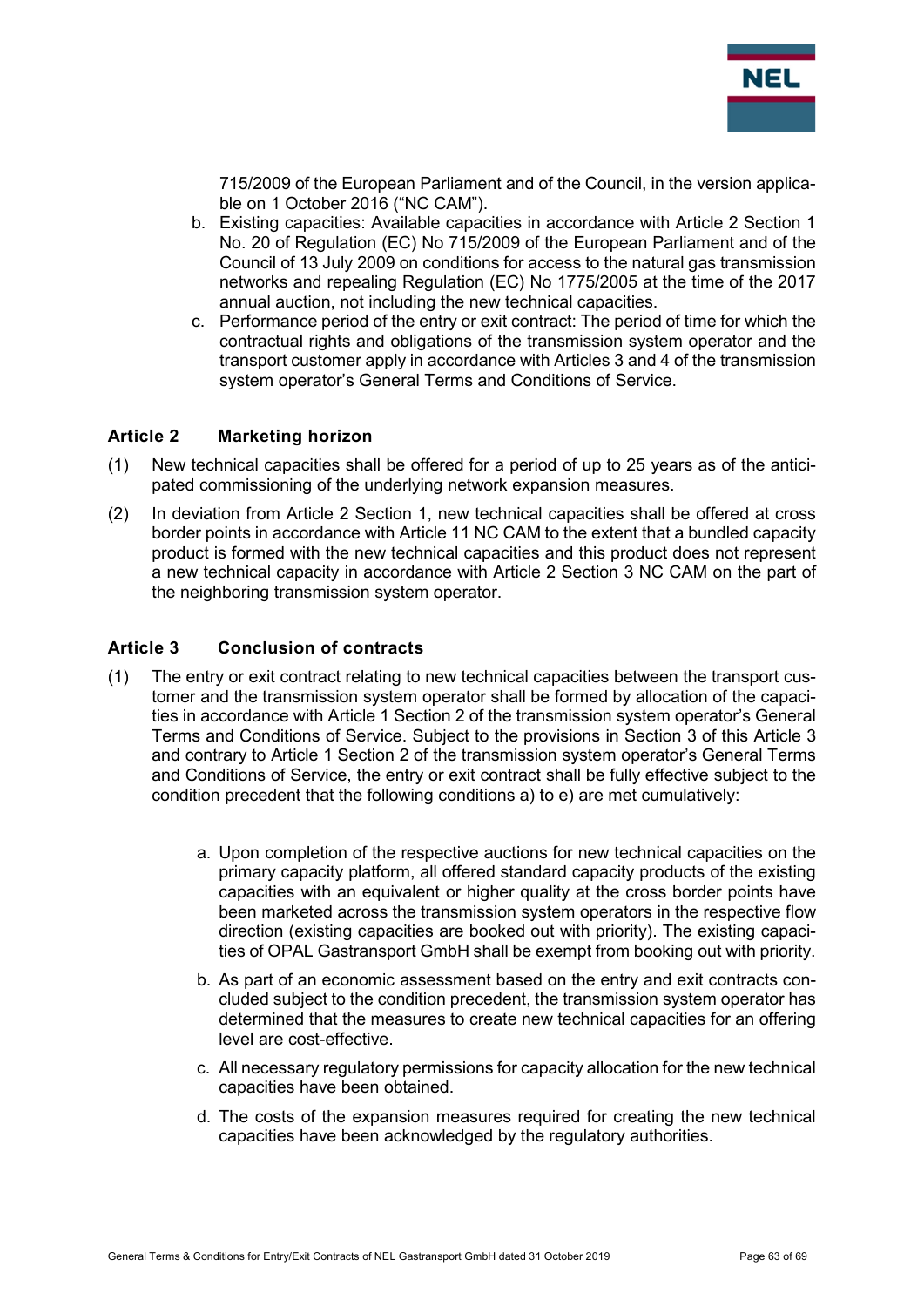715/2009 of the European Parliament and of the Council, in the version applicable on 1 October 2016 ("NC CAM").

b. Existing capacities: Available capacities in accordance with Article 2 Section 1 No. 20 of Regulation (EC) No 715/2009 of the European Parliament and of the Council of 13 July 2009 on conditions for access to the natural gas transmission networks and repealing Regulation (EC) No 1775/2005 at the time of the 2017 annual auction, not including the new technical capacities.

c. Performance period of the entry or exit contract: The period of time for which the contractual rights and obligations of the transmission system operator and the transport customer apply in accordance with Articles 3 and 4 of the transmission system operator's General Terms and Conditions of Service.

### Article 2 Marketing horizon

(1) New technical capacities shall be offered for a period of up to 25 years as of the anticipated commissioning of the underlying network expansion measures.

(2) In deviation from Article 2 Section 1, new technical capacities shall be offered at cross border points in accordance with Article 11 NC CAM to the extent that a bundled capacity product is formed with the new technical capacities and this product does not represent a new technical capacity in accordance with Article 2 Section 3 NC CAM on the part of the neighboring transmission system operator.

### Article 3 Conclusion of contracts

(1) The entry or exit contract relating to new technical capacities between the transport customer and the transmission system operator shall be formed by allocation of the capacities in accordance with Article 1 Section 2 of the transmission system operator's General Terms and Conditions of Service. Subject to the provisions in Section 3 of this Article 3 and contrary to Article 1 Section 2 of the transmission system operator's General Terms and Conditions of Service, the entry or exit contract shall be fully effective subject to the condition precedent that the following conditions a) to e) are met cumulatively:

a. Upon completion of the respective auctions for new technical capacities on the primary capacity platform, all offered standard capacity products of the existing capacities with an equivalent or higher quality at the cross border points have been marketed across the transmission system operators in the respective flow direction (existing capacities are booked out with priority). The existing capacities of OPAL Gastransport GmbH shall be exempt from booking out with priority.

b. As part of an economic assessment based on the entry and exit contracts concluded subject to the condition precedent, the transmission system operator has determined that the measures to create new technical capacities for an offering level are cost-effective.

c. All necessary regulatory permissions for capacity allocation for the new technical capacities have been obtained.

d. The costs of the expansion measures required for creating the new technical capacities have been acknowledged by the regulatory authorities.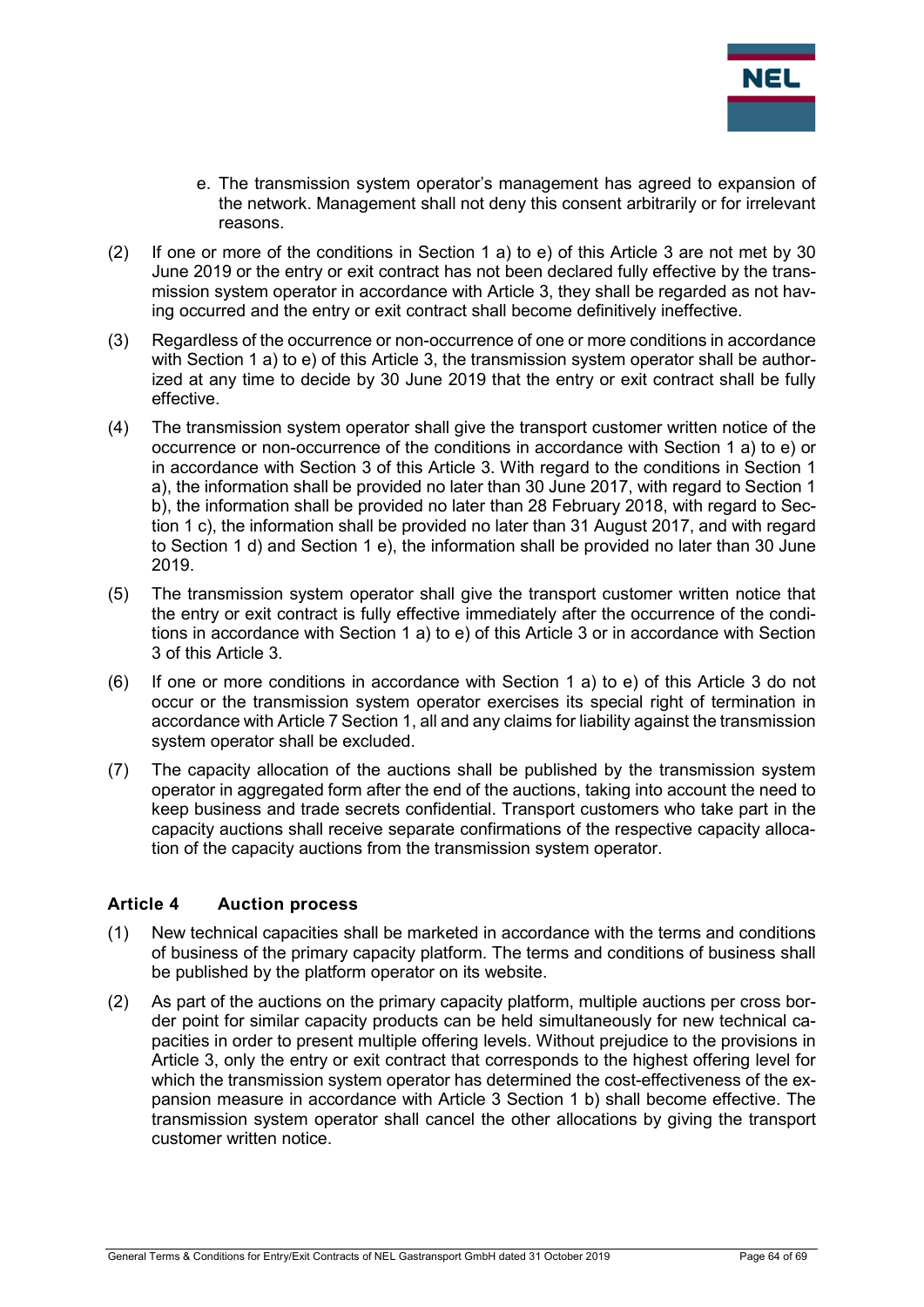e. The transmission system operator's management has agreed to expansion of the network. Management shall not deny this consent arbitrarily or for irrelevant reasons.

(2) If one or more of the conditions in Section 1 a) to e) of this Article 3 are not met by 30 June 2019 or the entry or exit contract has not been declared fully effective by the transmission system operator in accordance with Article 3, they shall be regarded as not having occurred and the entry or exit contract shall become definitively ineffective.

(3) Regardless of the occurrence or non-occurrence of one or more conditions in accordance with Section 1 a) to e) of this Article 3, the transmission system operator shall be authorized at any time to decide by 30 June 2019 that the entry or exit contract shall be fully effective.

(4) The transmission system operator shall give the transport customer written notice of the occurrence or non-occurrence of the conditions in accordance with Section 1 a) to e) or in accordance with Section 3 of this Article 3. With regard to the conditions in Section 1 a), the information shall be provided no later than 30 June 2017, with regard to Section 1 b), the information shall be provided no later than 28 February 2018, with regard to Section 1 c), the information shall be provided no later than 31 August 2017, and with regard to Section 1 d) and Section 1 e), the information shall be provided no later than 30 June 2019.

(5) The transmission system operator shall give the transport customer written notice that the entry or exit contract is fully effective immediately after the occurrence of the conditions in accordance with Section 1 a) to e) of this Article 3 or in accordance with Section 3 of this Article 3.

(6) If one or more conditions in accordance with Section 1 a) to e) of this Article 3 do not occur or the transmission system operator exercises its special right of termination in accordance with Article 7 Section 1, all and any claims for liability against the transmission system operator shall be excluded.

(7) The capacity allocation of the auctions shall be published by the transmission system operator in aggregated form after the end of the auctions, taking into account the need to keep business and trade secrets confidential. Transport customers who take part in the capacity auctions shall receive separate confirmations of the respective capacity allocation of the capacity auctions from the transmission system operator.

### Article 4 Auction process

(1) New technical capacities shall be marketed in accordance with the terms and conditions of business of the primary capacity platform. The terms and conditions of business shall be published by the platform operator on its website.

(2) As part of the auctions on the primary capacity platform, multiple auctions per cross border point for similar capacity products can be held simultaneously for new technical capacities in order to present multiple offering levels. Without prejudice to the provisions in Article 3, only the entry or exit contract that corresponds to the highest offering level for which the transmission system operator has determined the cost-effectiveness of the expansion measure in accordance with Article 3 Section 1 b) shall become effective. The transmission system operator shall cancel the other allocations by giving the transport customer written notice.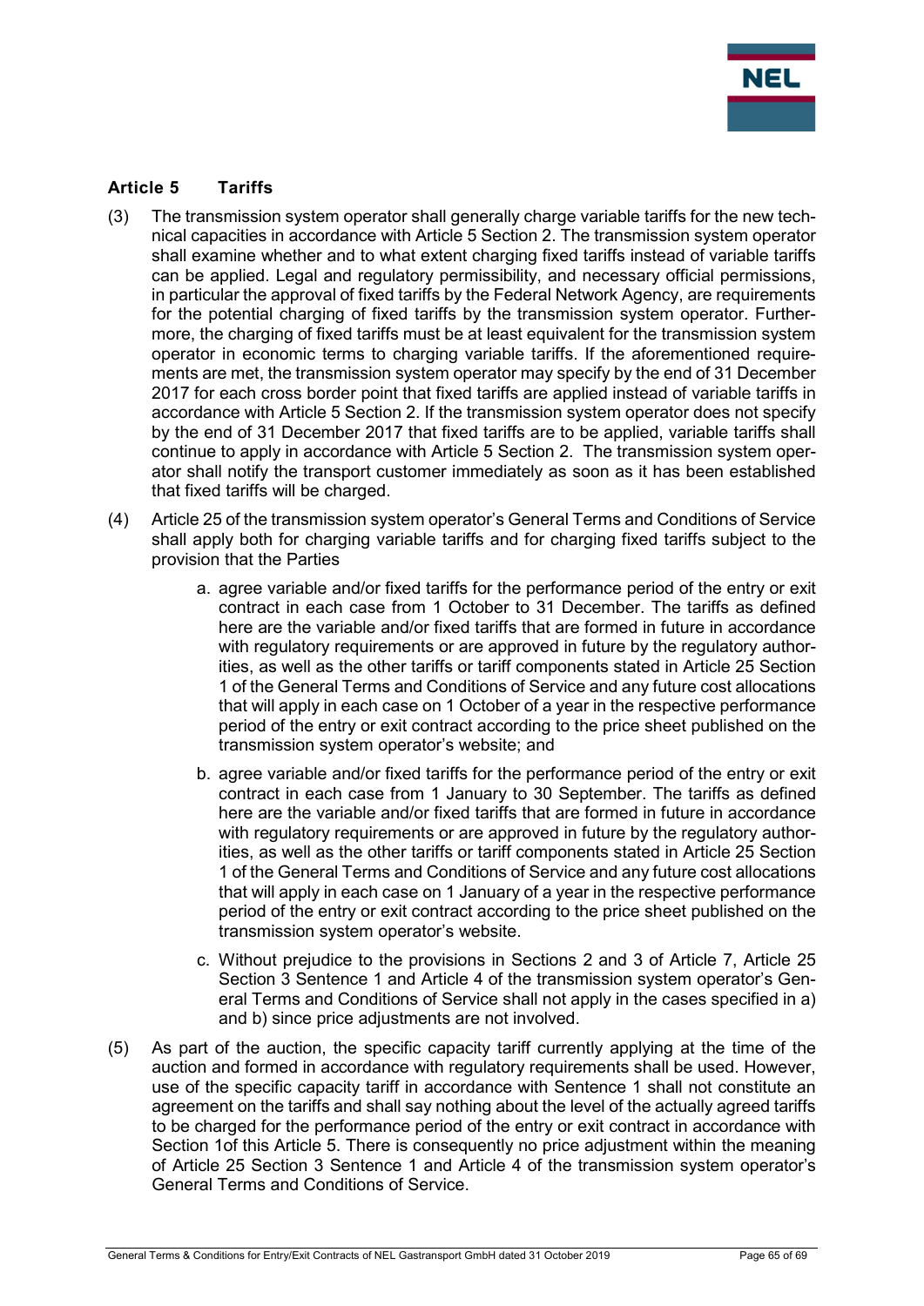## Article 5 Tariffs

(3) The transmission system operator shall generally charge variable tariffs for the new technical capacities in accordance with Article 5 Section 2. The transmission system operator shall examine whether and to what extent charging fixed tariffs instead of variable tariffs can be applied. Legal and regulatory permissibility, and necessary official permissions, in particular the approval of fixed tariffs by the Federal Network Agency, are requirements for the potential charging of fixed tariffs by the transmission system operator. Furthermore, the charging of fixed tariffs must be at least equivalent for the transmission system operator in economic terms to charging variable tariffs. If the aforementioned requirements are met, the transmission system operator may specify by the end of 31 December 2017 for each cross border point that fixed tariffs are applied instead of variable tariffs in accordance with Article 5 Section 2. If the transmission system operator does not specify by the end of 31 December 2017 that fixed tariffs are to be applied, variable tariffs shall continue to apply in accordance with Article 5 Section 2. The transmission system operator shall notify the transport customer immediately as soon as it has been established that fixed tariffs will be charged.

(4) Article 25 of the transmission system operator's General Terms and Conditions of Service shall apply both for charging variable tariffs and for charging fixed tariffs subject to the provision that the Parties

   a. agree variable and/or fixed tariffs for the performance period of the entry or exit contract in each case from 1 October to 31 December. The tariffs as defined here are the variable and/or fixed tariffs that are formed in future in accordance with regulatory requirements or are approved in future by the regulatory authorities, as well as the other tariffs or tariff components stated in Article 25 Section 1 of the General Terms and Conditions of Service and any future cost allocations that will apply in each case on 1 October of a year in the respective performance period of the entry or exit contract according to the price sheet published on the transmission system operator's website; and

   b. agree variable and/or fixed tariffs for the performance period of the entry or exit contract in each case from 1 January to 30 September. The tariffs as defined here are the variable and/or fixed tariffs that are formed in future in accordance with regulatory requirements or are approved in future by the regulatory authorities, as well as the other tariffs or tariff components stated in Article 25 Section 1 of the General Terms and Conditions of Service and any future cost allocations that will apply in each case on 1 January of a year in the respective performance period of the entry or exit contract according to the price sheet published on the transmission system operator's website.

   c. Without prejudice to the provisions in Sections 2 and 3 of Article 7, Article 25 Section 3 Sentence 1 and Article 4 of the transmission system operator's General Terms and Conditions of Service shall not apply in the cases specified in a) and b) since price adjustments are not involved.

(5) As part of the auction, the specific capacity tariff currently applying at the time of the auction and formed in accordance with regulatory requirements shall be used. However, use of the specific capacity tariff in accordance with Sentence 1 shall not constitute an agreement on the tariffs and shall say nothing about the level of the actually agreed tariffs to be charged for the performance period of the entry or exit contract in accordance with Section 1of this Article 5. There is consequently no price adjustment within the meaning of Article 25 Section 3 Sentence 1 and Article 4 of the transmission system operator's General Terms and Conditions of Service.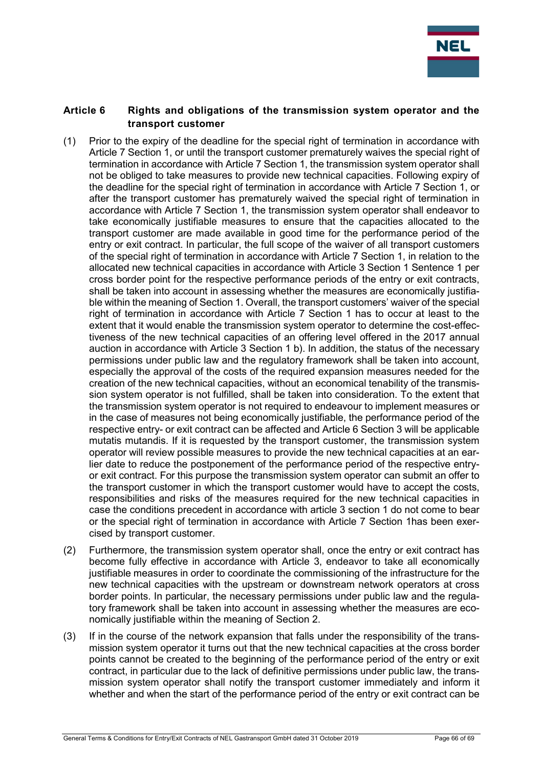## Article 6 Rights and obligations of the transmission system operator and the transport customer

(1) Prior to the expiry of the deadline for the special right of termination in accordance with Article 7 Section 1, or until the transport customer prematurely waives the special right of termination in accordance with Article 7 Section 1, the transmission system operator shall not be obliged to take measures to provide new technical capacities. Following expiry of the deadline for the special right of termination in accordance with Article 7 Section 1, or after the transport customer has prematurely waived the special right of termination in accordance with Article 7 Section 1, the transmission system operator shall endeavor to take economically justifiable measures to ensure that the capacities allocated to the transport customer are made available in good time for the performance period of the entry or exit contract. In particular, the full scope of the waiver of all transport customers of the special right of termination in accordance with Article 7 Section 1, in relation to the allocated new technical capacities in accordance with Article 3 Section 1 Sentence 1 per cross border point for the respective performance periods of the entry or exit contracts, shall be taken into account in assessing whether the measures are economically justifiable within the meaning of Section 1. Overall, the transport customers' waiver of the special right of termination in accordance with Article 7 Section 1 has to occur at least to the extent that it would enable the transmission system operator to determine the cost-effectiveness of the new technical capacities of an offering level offered in the 2017 annual auction in accordance with Article 3 Section 1 b). In addition, the status of the necessary permissions under public law and the regulatory framework shall be taken into account, especially the approval of the costs of the required expansion measures needed for the creation of the new technical capacities, without an economical tenability of the transmission system operator is not fulfilled, shall be taken into consideration. To the extent that the transmission system operator is not required to endeavour to implement measures or in the case of measures not being economically justifiable, the performance period of the respective entry- or exit contract can be affected and Article 6 Section 3 will be applicable mutatis mutandis. If it is requested by the transport customer, the transmission system operator will review possible measures to provide the new technical capacities at an earlier date to reduce the postponement of the performance period of the respective entry- or exit contract. For this purpose the transmission system operator can submit an offer to the transport customer in which the transport customer would have to accept the costs, responsibilities and risks of the measures required for the new technical capacities in case the conditions precedent in accordance with article 3 section 1 do not come to bear or the special right of termination in accordance with Article 7 Section 1has been exercised by transport customer.

(2) Furthermore, the transmission system operator shall, once the entry or exit contract has become fully effective in accordance with Article 3, endeavor to take all economically justifiable measures in order to coordinate the commissioning of the infrastructure for the new technical capacities with the upstream or downstream network operators at cross border points. In particular, the necessary permissions under public law and the regulatory framework shall be taken into account in assessing whether the measures are economically justifiable within the meaning of Section 2.

(3) If in the course of the network expansion that falls under the responsibility of the transmission system operator it turns out that the new technical capacities at the cross border points cannot be created to the beginning of the performance period of the entry or exit contract, in particular due to the lack of definitive permissions under public law, the transmission system operator shall notify the transport customer immediately and inform it whether and when the start of the performance period of the entry or exit contract can be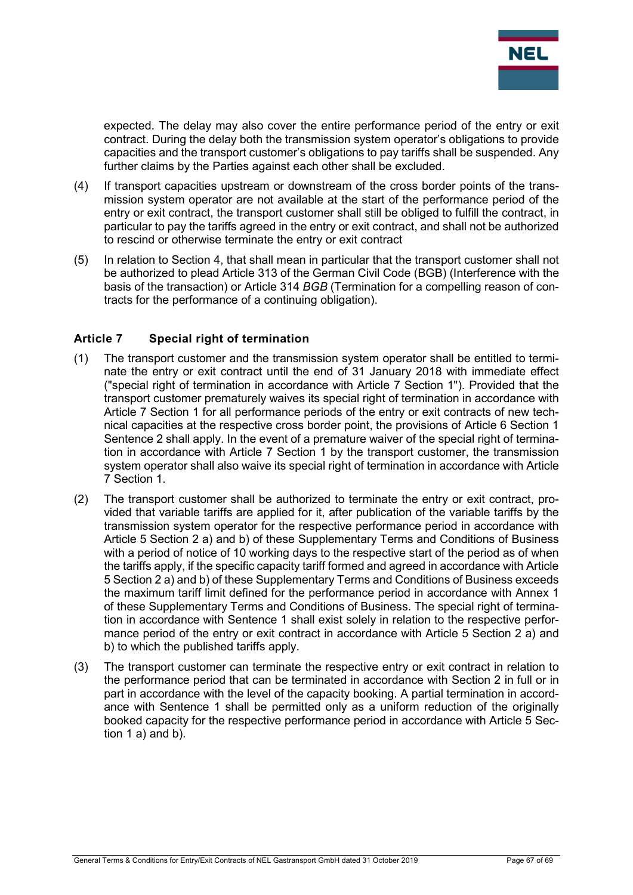expected. The delay may also cover the entire performance period of the entry or exit contract. During the delay both the transmission system operator's obligations to provide capacities and the transport customer's obligations to pay tariffs shall be suspended. Any further claims by the Parties against each other shall be excluded.

(4) If transport capacities upstream or downstream of the cross border points of the transmission system operator are not available at the start of the performance period of the entry or exit contract, the transport customer shall still be obliged to fulfill the contract, in particular to pay the tariffs agreed in the entry or exit contract, and shall not be authorized to rescind or otherwise terminate the entry or exit contract

(5) In relation to Section 4, that shall mean in particular that the transport customer shall not be authorized to plead Article 313 of the German Civil Code (BGB) (Interference with the basis of the transaction) or Article 314 *BGB* (Termination for a compelling reason of contracts for the performance of a continuing obligation).

### Article 7 Special right of termination

(1) The transport customer and the transmission system operator shall be entitled to terminate the entry or exit contract until the end of 31 January 2018 with immediate effect ("special right of termination in accordance with Article 7 Section 1"). Provided that the transport customer prematurely waives its special right of termination in accordance with Article 7 Section 1 for all performance periods of the entry or exit contracts of new technical capacities at the respective cross border point, the provisions of Article 6 Section 1 Sentence 2 shall apply. In the event of a premature waiver of the special right of termination in accordance with Article 7 Section 1 by the transport customer, the transmission system operator shall also waive its special right of termination in accordance with Article 7 Section 1.

(2) The transport customer shall be authorized to terminate the entry or exit contract, provided that variable tariffs are applied for it, after publication of the variable tariffs by the transmission system operator for the respective performance period in accordance with Article 5 Section 2 a) and b) of these Supplementary Terms and Conditions of Business with a period of notice of 10 working days to the respective start of the period as of when the tariffs apply, if the specific capacity tariff formed and agreed in accordance with Article 5 Section 2 a) and b) of these Supplementary Terms and Conditions of Business exceeds the maximum tariff limit defined for the performance period in accordance with Annex 1 of these Supplementary Terms and Conditions of Business. The special right of termination in accordance with Sentence 1 shall exist solely in relation to the respective performance period of the entry or exit contract in accordance with Article 5 Section 2 a) and b) to which the published tariffs apply.

(3) The transport customer can terminate the respective entry or exit contract in relation to the performance period that can be terminated in accordance with Section 2 in full or in part in accordance with the level of the capacity booking. A partial termination in accordance with Sentence 1 shall be permitted only as a uniform reduction of the originally booked capacity for the respective performance period in accordance with Article 5 Section 1 a) and b).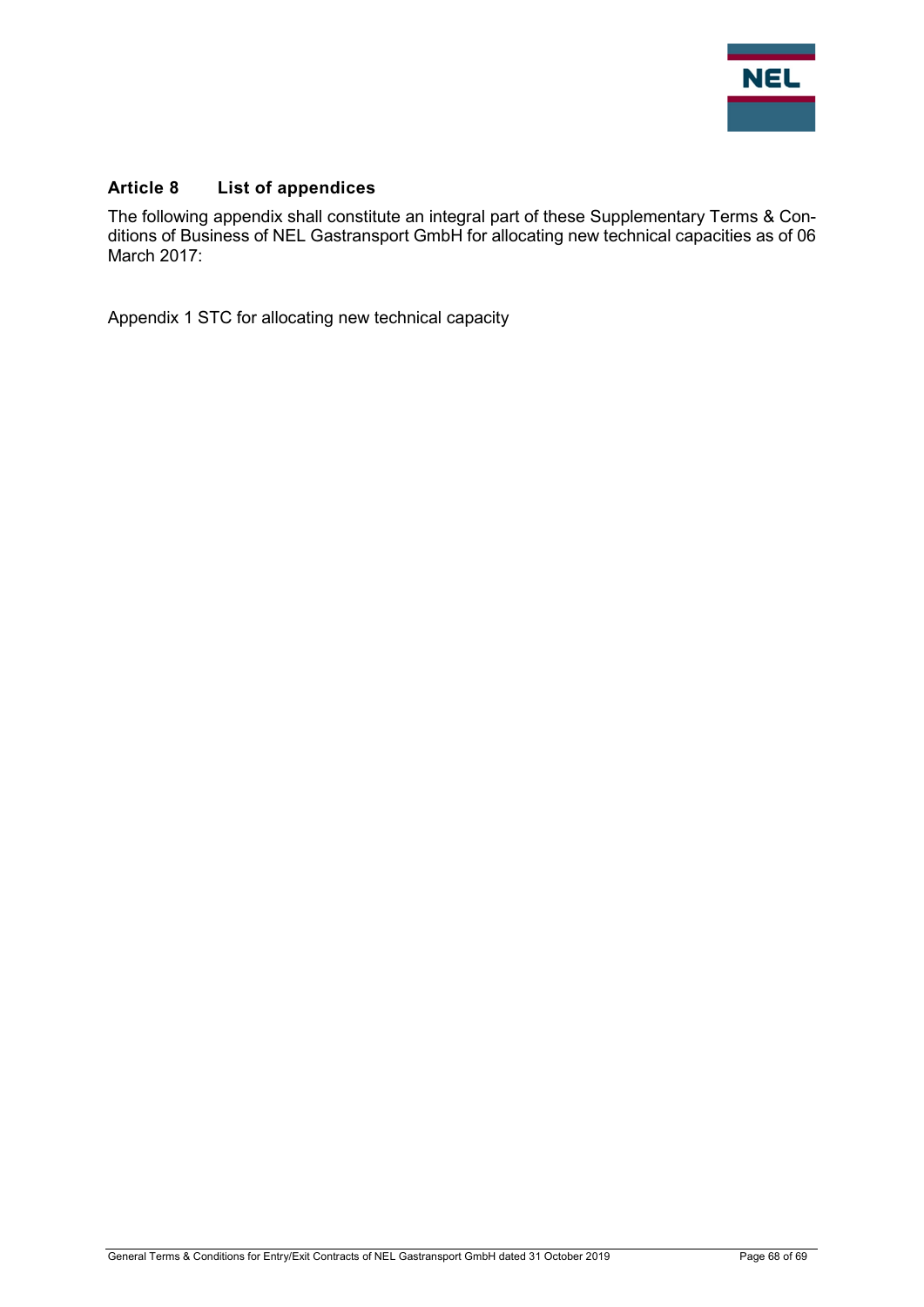## Article 8 List of appendices

The following appendix shall constitute an integral part of these Supplementary Terms & Conditions of Business of NEL Gastransport GmbH for allocating new technical capacities as of 06 March 2017:

Appendix 1 STC for allocating new technical capacity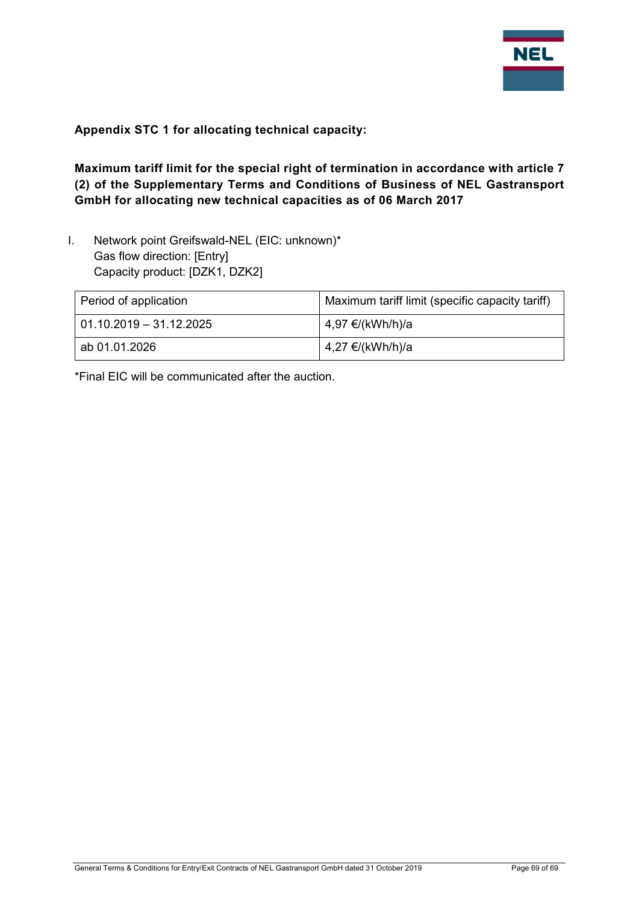**Appendix STC 1 for allocating technical capacity:**

**Maximum tariff limit for the special right of termination in accordance with article 7 (2) of the Supplementary Terms and Conditions of Business of NEL Gastransport GmbH for allocating new technical capacities as of 06 March 2017**

I. Network point Greifswald-NEL (EIC: unknown)*
   Gas flow direction: [Entry]
   Capacity product: [DZK1, DZK2]

| Period of application | Maximum tariff limit (specific capacity tariff) |
| --- | --- |
| 01.10.2019 – 31.12.2025 | 4,97 €/(kWh/h)/a |
| ab 01.01.2026 | 4,27 €/(kWh/h)/a |

*Final EIC will be communicated after the auction.